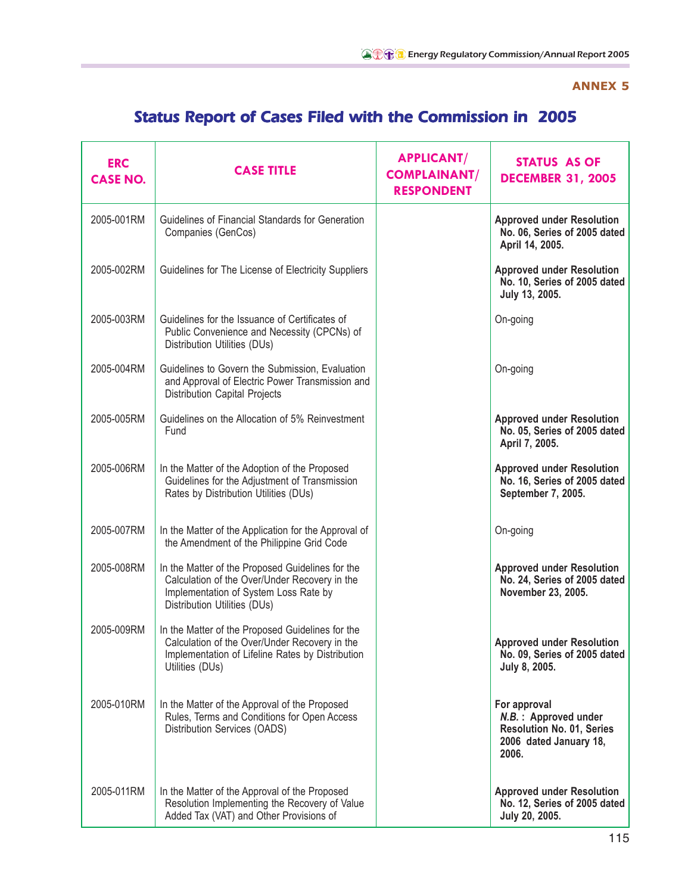**ANNEX 5**

# Status Report of Cases Filed with the Commission in 2005

| ERC CASE NO. | CASE TITLE | APPLICANT/ COMPLAINANT/ RESPONDENT | STATUS AS OF DECEMBER 31, 2005 |
|---|---|---|---|
| 2005-001RM | Guidelines of Financial Standards for Generation Companies (GenCos) | | **Approved under Resolution No. 06, Series of 2005 dated April 14, 2005.** |
| 2005-002RM | Guidelines for The License of Electricity Suppliers | | **Approved under Resolution No. 10, Series of 2005 dated July 13, 2005.** |
| 2005-003RM | Guidelines for the Issuance of Certificates of Public Convenience and Necessity (CPCNs) of Distribution Utilities (DUs) | | On-going |
| 2005-004RM | Guidelines to Govern the Submission, Evaluation and Approval of Electric Power Transmission and Distribution Capital Projects | | On-going |
| 2005-005RM | Guidelines on the Allocation of 5% Reinvestment Fund | | **Approved under Resolution No. 05, Series of 2005 dated April 7, 2005.** |
| 2005-006RM | In the Matter of the Adoption of the Proposed Guidelines for the Adjustment of Transmission Rates by Distribution Utilities (DUs) | | **Approved under Resolution No. 16, Series of 2005 dated September 7, 2005.** |
| 2005-007RM | In the Matter of the Application for the Approval of the Amendment of the Philippine Grid Code | | On-going |
| 2005-008RM | In the Matter of the Proposed Guidelines for the Calculation of the Over/Under Recovery in the Implementation of System Loss Rate by Distribution Utilities (DUs) | | **Approved under Resolution No. 24, Series of 2005 dated November 23, 2005.** |
| 2005-009RM | In the Matter of the Proposed Guidelines for the Calculation of the Over/Under Recovery in the Implementation of Lifeline Rates by Distribution Utilities (DUs) | | **Approved under Resolution No. 09, Series of 2005 dated July 8, 2005.** |
| 2005-010RM | In the Matter of the Approval of the Proposed Rules, Terms and Conditions for Open Access Distribution Services (OADS) | | **For approval** ***N.B.*** **: Approved under Resolution No. 01, Series 2006 dated January 18, 2006.** |
| 2005-011RM | In the Matter of the Approval of the Proposed Resolution Implementing the Recovery of Value Added Tax (VAT) and Other Provisions of | | **Approved under Resolution No. 12, Series of 2005 dated July 20, 2005.** |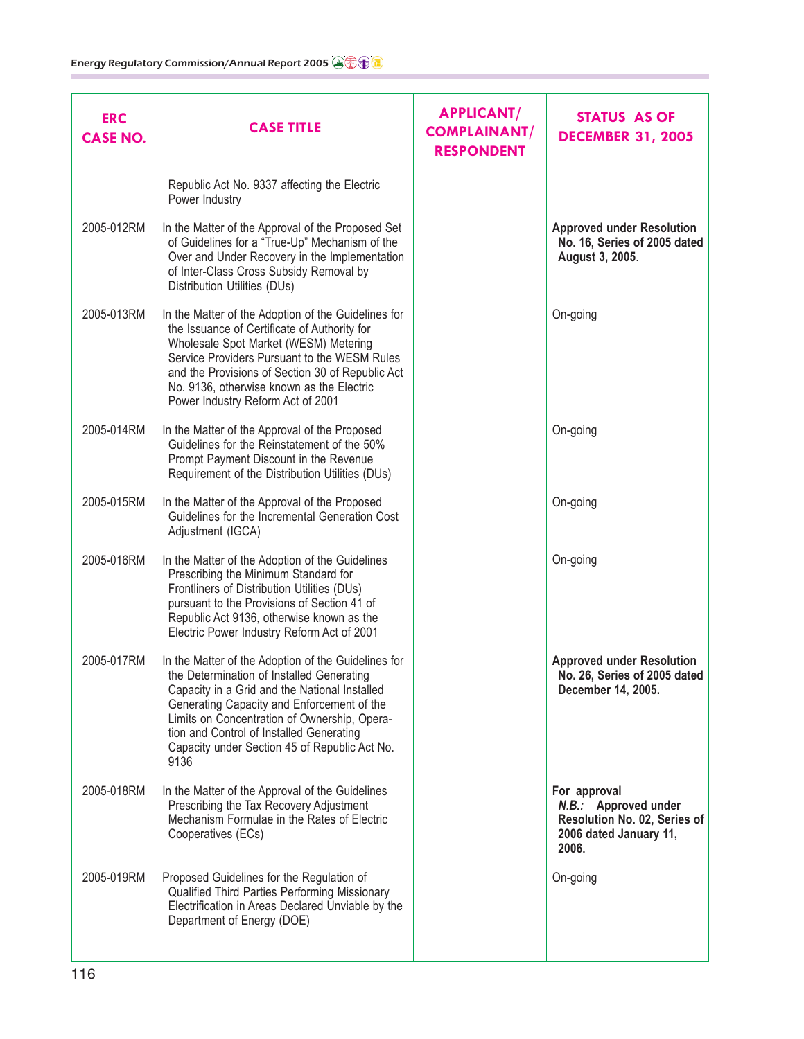| ERC CASE NO. | CASE TITLE | APPLICANT/ COMPLAINANT/ RESPONDENT | STATUS AS OF DECEMBER 31, 2005 |
|---|---|---|---|
| | Republic Act No. 9337 affecting the Electric Power Industry | | |
| 2005-012RM | In the Matter of the Approval of the Proposed Set of Guidelines for a "True-Up" Mechanism of the Over and Under Recovery in the Implementation of Inter-Class Cross Subsidy Removal by Distribution Utilities (DUs) | | **Approved under Resolution No. 16, Series of 2005 dated August 3, 2005**. |
| 2005-013RM | In the Matter of the Adoption of the Guidelines for the Issuance of Certificate of Authority for Wholesale Spot Market (WESM) Metering Service Providers Pursuant to the WESM Rules and the Provisions of Section 30 of Republic Act No. 9136, otherwise known as the Electric Power Industry Reform Act of 2001 | | On-going |
| 2005-014RM | In the Matter of the Approval of the Proposed Guidelines for the Reinstatement of the 50% Prompt Payment Discount in the Revenue Requirement of the Distribution Utilities (DUs) | | On-going |
| 2005-015RM | In the Matter of the Approval of the Proposed Guidelines for the Incremental Generation Cost Adjustment (IGCA) | | On-going |
| 2005-016RM | In the Matter of the Adoption of the Guidelines Prescribing the Minimum Standard for Frontliners of Distribution Utilities (DUs) pursuant to the Provisions of Section 41 of Republic Act 9136, otherwise known as the Electric Power Industry Reform Act of 2001 | | On-going |
| 2005-017RM | In the Matter of the Adoption of the Guidelines for the Determination of Installed Generating Capacity in a Grid and the National Installed Generating Capacity and Enforcement of the Limits on Concentration of Ownership, Operation and Control of Installed Generating Capacity under Section 45 of Republic Act No. 9136 | | **Approved under Resolution No. 26, Series of 2005 dated December 14, 2005.** |
| 2005-018RM | In the Matter of the Approval of the Guidelines Prescribing the Tax Recovery Adjustment Mechanism Formulae in the Rates of Electric Cooperatives (ECs) | | **For approval** ***N.B.:*** **Approved under Resolution No. 02, Series of 2006 dated January 11, 2006.** |
| 2005-019RM | Proposed Guidelines for the Regulation of Qualified Third Parties Performing Missionary Electrification in Areas Declared Unviable by the Department of Energy (DOE) | | On-going |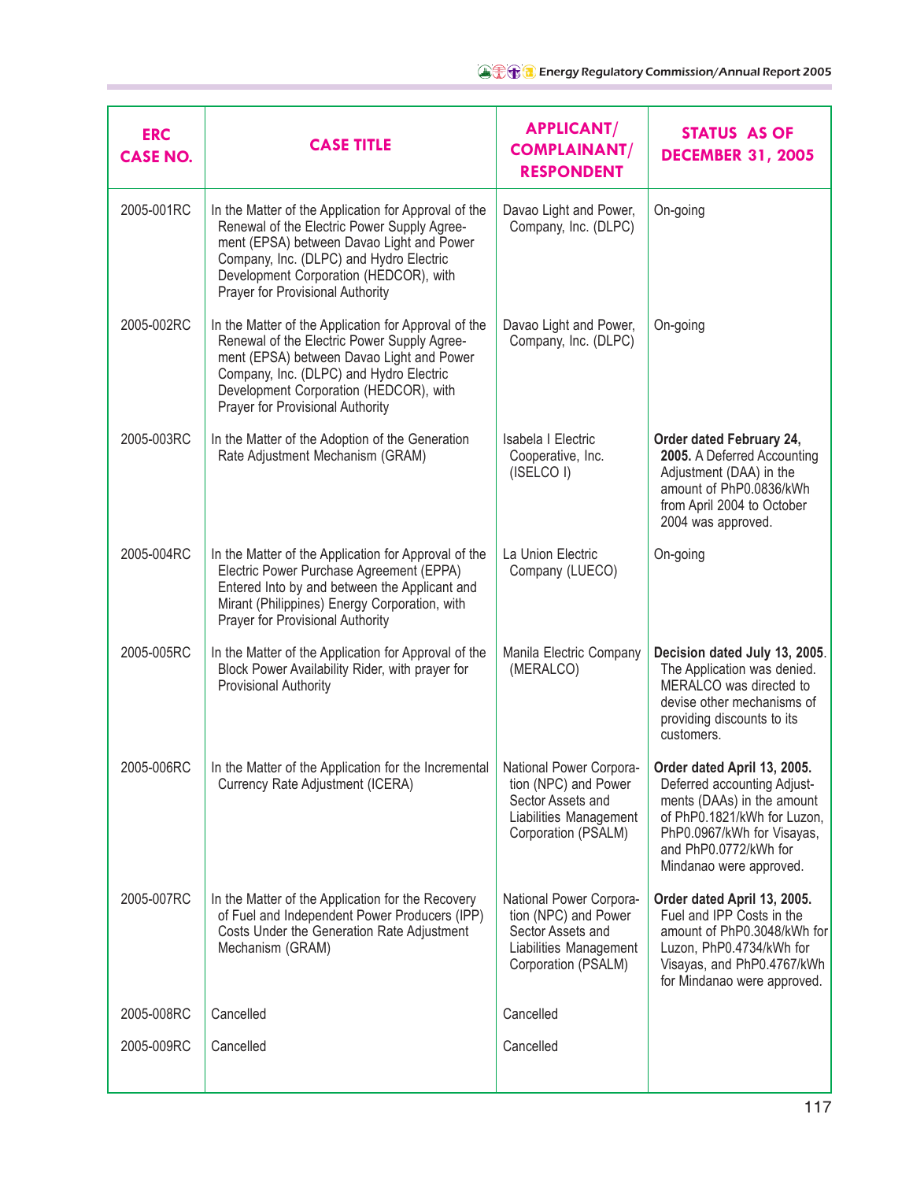| ERC CASE NO. | CASE TITLE | APPLICANT/ COMPLAINANT/ RESPONDENT | STATUS AS OF DECEMBER 31, 2005 |
|---|---|---|---|
| 2005-001RC | In the Matter of the Application for Approval of the Renewal of the Electric Power Supply Agreement (EPSA) between Davao Light and Power Company, Inc. (DLPC) and Hydro Electric Development Corporation (HEDCOR), with Prayer for Provisional Authority | Davao Light and Power, Company, Inc. (DLPC) | On-going |
| 2005-002RC | In the Matter of the Application for Approval of the Renewal of the Electric Power Supply Agreement (EPSA) between Davao Light and Power Company, Inc. (DLPC) and Hydro Electric Development Corporation (HEDCOR), with Prayer for Provisional Authority | Davao Light and Power, Company, Inc. (DLPC) | On-going |
| 2005-003RC | In the Matter of the Adoption of the Generation Rate Adjustment Mechanism (GRAM) | Isabela I Electric Cooperative, Inc. (ISELCO I) | **Order dated February 24, 2005.** A Deferred Accounting Adjustment (DAA) in the amount of PhP0.0836/kWh from April 2004 to October 2004 was approved. |
| 2005-004RC | In the Matter of the Application for Approval of the Electric Power Purchase Agreement (EPPA) Entered Into by and between the Applicant and Mirant (Philippines) Energy Corporation, with Prayer for Provisional Authority | La Union Electric Company (LUECO) | On-going |
| 2005-005RC | In the Matter of the Application for Approval of the Block Power Availability Rider, with prayer for Provisional Authority | Manila Electric Company (MERALCO) | **Decision dated July 13, 2005**. The Application was denied. MERALCO was directed to devise other mechanisms of providing discounts to its customers. |
| 2005-006RC | In the Matter of the Application for the Incremental Currency Rate Adjustment (ICERA) | National Power Corporation (NPC) and Power Sector Assets and Liabilities Management Corporation (PSALM) | **Order dated April 13, 2005.** Deferred accounting Adjustments (DAAs) in the amount of PhP0.1821/kWh for Luzon, PhP0.0967/kWh for Visayas, and PhP0.0772/kWh for Mindanao were approved. |
| 2005-007RC | In the Matter of the Application for the Recovery of Fuel and Independent Power Producers (IPP) Costs Under the Generation Rate Adjustment Mechanism (GRAM) | National Power Corporation (NPC) and Power Sector Assets and Liabilities Management Corporation (PSALM) | **Order dated April 13, 2005.** Fuel and IPP Costs in the amount of PhP0.3048/kWh for Luzon, PhP0.4734/kWh for Visayas, and PhP0.4767/kWh for Mindanao were approved. |
| 2005-008RC | Cancelled | Cancelled | |
| 2005-009RC | Cancelled | Cancelled | |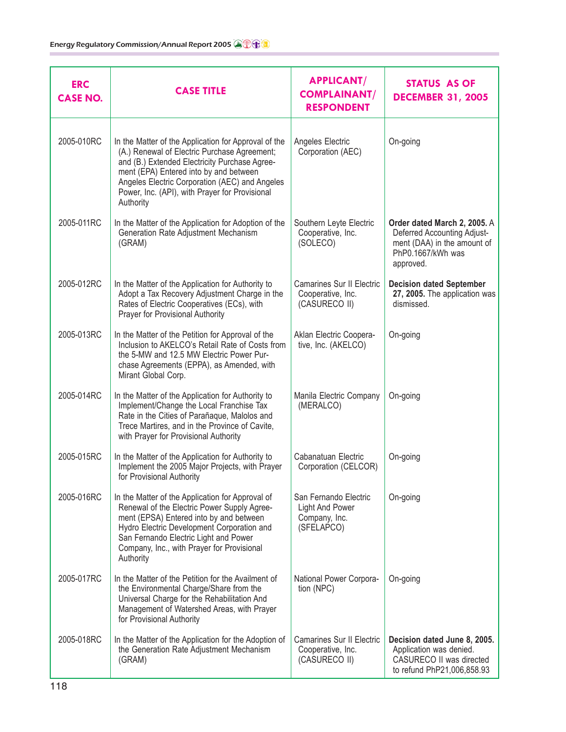| ERC CASE NO. | CASE TITLE | APPLICANT/ COMPLAINANT/ RESPONDENT | STATUS AS OF DECEMBER 31, 2005 |
|---|---|---|---|
| 2005-010RC | In the Matter of the Application for Approval of the (A.) Renewal of Electric Purchase Agreement; and (B.) Extended Electricity Purchase Agreement (EPA) Entered into by and between Angeles Electric Corporation (AEC) and Angeles Power, Inc. (API), with Prayer for Provisional Authority | Angeles Electric Corporation (AEC) | On-going |
| 2005-011RC | In the Matter of the Application for Adoption of the Generation Rate Adjustment Mechanism (GRAM) | Southern Leyte Electric Cooperative, Inc. (SOLECO) | **Order dated March 2, 2005.** A Deferred Accounting Adjustment (DAA) in the amount of PhP0.1667/kWh was approved. |
| 2005-012RC | In the Matter of the Application for Authority to Adopt a Tax Recovery Adjustment Charge in the Rates of Electric Cooperatives (ECs), with Prayer for Provisional Authority | Camarines Sur II Electric Cooperative, Inc. (CASURECO II) | **Decision dated September 27, 2005.** The application was dismissed. |
| 2005-013RC | In the Matter of the Petition for Approval of the Inclusion to AKELCO's Retail Rate of Costs from the 5-MW and 12.5 MW Electric Power Purchase Agreements (EPPA), as Amended, with Mirant Global Corp. | Aklan Electric Cooperative, Inc. (AKELCO) | On-going |
| 2005-014RC | In the Matter of the Application for Authority to Implement/Change the Local Franchise Tax Rate in the Cities of Parañaque, Malolos and Trece Martires, and in the Province of Cavite, with Prayer for Provisional Authority | Manila Electric Company (MERALCO) | On-going |
| 2005-015RC | In the Matter of the Application for Authority to Implement the 2005 Major Projects, with Prayer for Provisional Authority | Cabanatuan Electric Corporation (CELCOR) | On-going |
| 2005-016RC | In the Matter of the Application for Approval of Renewal of the Electric Power Supply Agreement (EPSA) Entered into by and between Hydro Electric Development Corporation and San Fernando Electric Light and Power Company, Inc., with Prayer for Provisional Authority | San Fernando Electric Light And Power Company, Inc. (SFELAPCO) | On-going |
| 2005-017RC | In the Matter of the Petition for the Availment of the Environmental Charge/Share from the Universal Charge for the Rehabilitation And Management of Watershed Areas, with Prayer for Provisional Authority | National Power Corporation (NPC) | On-going |
| 2005-018RC | In the Matter of the Application for the Adoption of the Generation Rate Adjustment Mechanism (GRAM) | Camarines Sur II Electric Cooperative, Inc. (CASURECO II) | **Decision dated June 8, 2005.** Application was denied. CASURECO II was directed to refund PhP21,006,858.93 |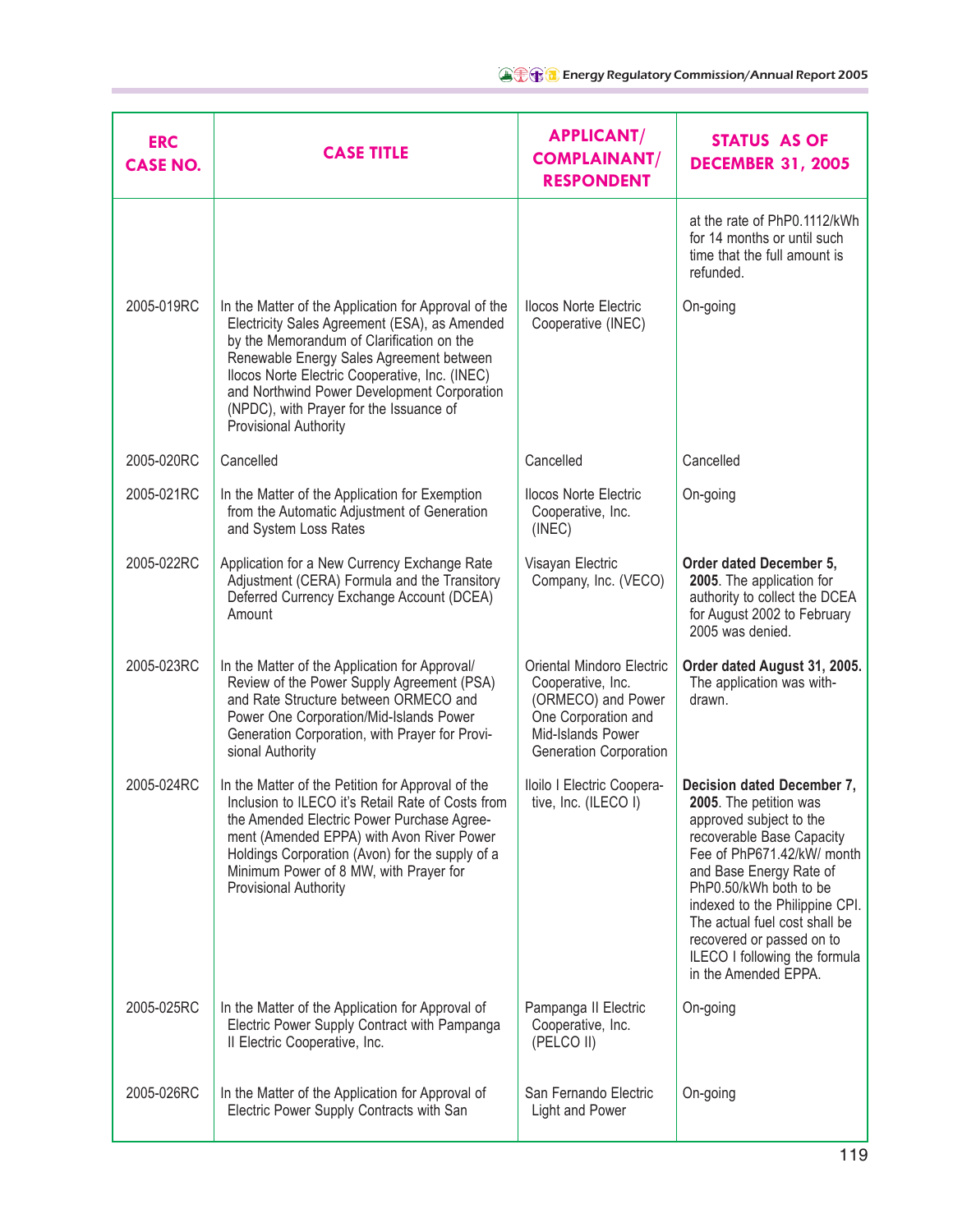| ERC CASE NO. | CASE TITLE | APPLICANT/ COMPLAINANT/ RESPONDENT | STATUS AS OF DECEMBER 31, 2005 |
|---|---|---|---|
| | | | at the rate of PhP0.1112/kWh for 14 months or until such time that the full amount is refunded. |
| 2005-019RC | In the Matter of the Application for Approval of the Electricity Sales Agreement (ESA), as Amended by the Memorandum of Clarification on the Renewable Energy Sales Agreement between Ilocos Norte Electric Cooperative, Inc. (INEC) and Northwind Power Development Corporation (NPDC), with Prayer for the Issuance of Provisional Authority | Ilocos Norte Electric Cooperative (INEC) | On-going |
| 2005-020RC | Cancelled | Cancelled | Cancelled |
| 2005-021RC | In the Matter of the Application for Exemption from the Automatic Adjustment of Generation and System Loss Rates | Ilocos Norte Electric Cooperative, Inc. (INEC) | On-going |
| 2005-022RC | Application for a New Currency Exchange Rate Adjustment (CERA) Formula and the Transitory Deferred Currency Exchange Account (DCEA) Amount | Visayan Electric Company, Inc. (VECO) | **Order dated December 5, 2005**. The application for authority to collect the DCEA for August 2002 to February 2005 was denied. |
| 2005-023RC | In the Matter of the Application for Approval/ Review of the Power Supply Agreement (PSA) and Rate Structure between ORMECO and Power One Corporation/Mid-Islands Power Generation Corporation, with Prayer for Provisional Authority | Oriental Mindoro Electric Cooperative, Inc. (ORMECO) and Power One Corporation and Mid-Islands Power Generation Corporation | **Order dated August 31, 2005.** The application was withdrawn. |
| 2005-024RC | In the Matter of the Petition for Approval of the Inclusion to ILECO it's Retail Rate of Costs from the Amended Electric Power Purchase Agreement (Amended EPPA) with Avon River Power Holdings Corporation (Avon) for the supply of a Minimum Power of 8 MW, with Prayer for Provisional Authority | Iloilo I Electric Cooperative, Inc. (ILECO I) | **Decision dated December 7, 2005**. The petition was approved subject to the recoverable Base Capacity Fee of PhP671.42/kW/ month and Base Energy Rate of PhP0.50/kWh both to be indexed to the Philippine CPI. The actual fuel cost shall be recovered or passed on to ILECO I following the formula in the Amended EPPA. |
| 2005-025RC | In the Matter of the Application for Approval of Electric Power Supply Contract with Pampanga II Electric Cooperative, Inc. | Pampanga II Electric Cooperative, Inc. (PELCO II) | On-going |
| 2005-026RC | In the Matter of the Application for Approval of Electric Power Supply Contracts with San | San Fernando Electric Light and Power | On-going |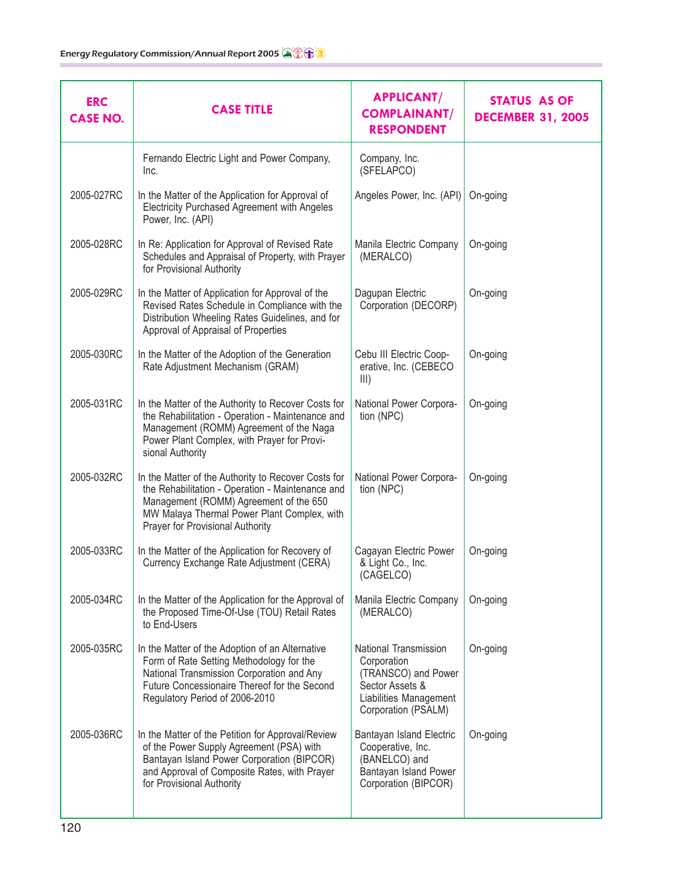| ERC CASE NO. | CASE TITLE | APPLICANT/ COMPLAINANT/ RESPONDENT | STATUS AS OF DECEMBER 31, 2005 |
|---|---|---|---|
| | Fernando Electric Light and Power Company, Inc. | Company, Inc. (SFELAPCO) | |
| 2005-027RC | In the Matter of the Application for Approval of Electricity Purchased Agreement with Angeles Power, Inc. (API) | Angeles Power, Inc. (API) | On-going |
| 2005-028RC | In Re: Application for Approval of Revised Rate Schedules and Appraisal of Property, with Prayer for Provisional Authority | Manila Electric Company (MERALCO) | On-going |
| 2005-029RC | In the Matter of Application for Approval of the Revised Rates Schedule in Compliance with the Distribution Wheeling Rates Guidelines, and for Approval of Appraisal of Properties | Dagupan Electric Corporation (DECORP) | On-going |
| 2005-030RC | In the Matter of the Adoption of the Generation Rate Adjustment Mechanism (GRAM) | Cebu III Electric Coop-erative, Inc. (CEBECO III) | On-going |
| 2005-031RC | In the Matter of the Authority to Recover Costs for the Rehabilitation - Operation - Maintenance and Management (ROMM) Agreement of the Naga Power Plant Complex, with Prayer for Provi-sional Authority | National Power Corpora-tion (NPC) | On-going |
| 2005-032RC | In the Matter of the Authority to Recover Costs for the Rehabilitation - Operation - Maintenance and Management (ROMM) Agreement of the 650 MW Malaya Thermal Power Plant Complex, with Prayer for Provisional Authority | National Power Corpora-tion (NPC) | On-going |
| 2005-033RC | In the Matter of the Application for Recovery of Currency Exchange Rate Adjustment (CERA) | Cagayan Electric Power & Light Co., Inc. (CAGELCO) | On-going |
| 2005-034RC | In the Matter of the Application for the Approval of the Proposed Time-Of-Use (TOU) Retail Rates to End-Users | Manila Electric Company (MERALCO) | On-going |
| 2005-035RC | In the Matter of the Adoption of an Alternative Form of Rate Setting Methodology for the National Transmission Corporation and Any Future Concessionaire Thereof for the Second Regulatory Period of 2006-2010 | National Transmission Corporation (TRANSCO) and Power Sector Assets & Liabilities Management Corporation (PSALM) | On-going |
| 2005-036RC | In the Matter of the Petition for Approval/Review of the Power Supply Agreement (PSA) with Bantayan Island Power Corporation (BIPCOR) and Approval of Composite Rates, with Prayer for Provisional Authority | Bantayan Island Electric Cooperative, Inc. (BANELCO) and Bantayan Island Power Corporation (BIPCOR) | On-going |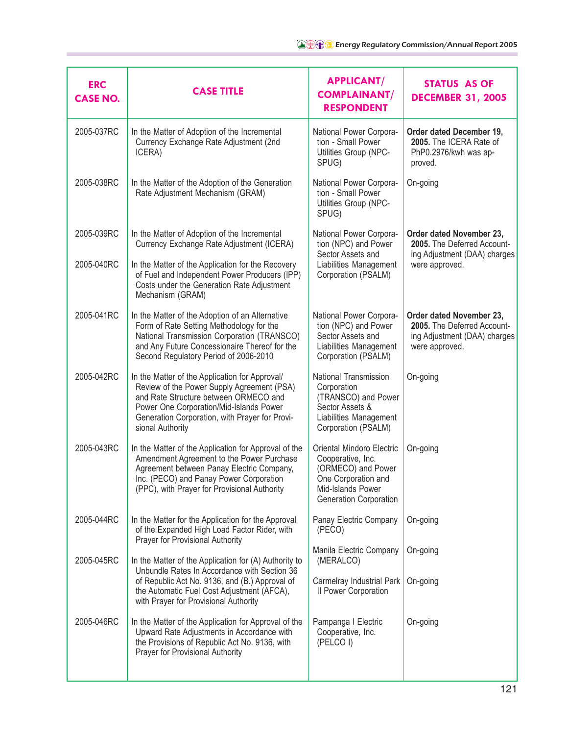| ERC CASE NO. | CASE TITLE | APPLICANT/ COMPLAINANT/ RESPONDENT | STATUS AS OF DECEMBER 31, 2005 |
|---|---|---|---|
| 2005-037RC | In the Matter of Adoption of the Incremental Currency Exchange Rate Adjustment (2nd ICERA) | National Power Corporation - Small Power Utilities Group (NPC-SPUG) | **Order dated December 19, 2005.** The ICERA Rate of PhP0.2976/kwh was approved. |
| 2005-038RC | In the Matter of the Adoption of the Generation Rate Adjustment Mechanism (GRAM) | National Power Corporation - Small Power Utilities Group (NPC-SPUG) | On-going |
| 2005-039RC | In the Matter of Adoption of the Incremental Currency Exchange Rate Adjustment (ICERA) | National Power Corporation (NPC) and Power Sector Assets and Liabilities Management Corporation (PSALM) | **Order dated November 23, 2005.** The Deferred Accounting Adjustment (DAA) charges were approved. |
| 2005-040RC | In the Matter of the Application for the Recovery of Fuel and Independent Power Producers (IPP) Costs under the Generation Rate Adjustment Mechanism (GRAM) | | |
| 2005-041RC | In the Matter of the Adoption of an Alternative Form of Rate Setting Methodology for the National Transmission Corporation (TRANSCO) and Any Future Concessionaire Thereof for the Second Regulatory Period of 2006-2010 | National Power Corporation (NPC) and Power Sector Assets and Liabilities Management Corporation (PSALM) | **Order dated November 23, 2005.** The Deferred Accounting Adjustment (DAA) charges were approved. |
| 2005-042RC | In the Matter of the Application for Approval/ Review of the Power Supply Agreement (PSA) and Rate Structure between ORMECO and Power One Corporation/Mid-Islands Power Generation Corporation, with Prayer for Provisional Authority | National Transmission Corporation (TRANSCO) and Power Sector Assets & Liabilities Management Corporation (PSALM) | On-going |
| 2005-043RC | In the Matter of the Application for Approval of the Amendment Agreement to the Power Purchase Agreement between Panay Electric Company, Inc. (PECO) and Panay Power Corporation (PPC), with Prayer for Provisional Authority | Oriental Mindoro Electric Cooperative, Inc. (ORMECO) and Power One Corporation and Mid-Islands Power Generation Corporation | On-going |
| 2005-044RC | In the Matter for the Application for the Approval of the Expanded High Load Factor Rider, with Prayer for Provisional Authority | Panay Electric Company (PECO) | On-going |
| | | Manila Electric Company (MERALCO) | On-going |
| 2005-045RC | In the Matter of the Application for (A) Authority to Unbundle Rates In Accordance with Section 36 of Republic Act No. 9136, and (B.) Approval of the Automatic Fuel Cost Adjustment (AFCA), with Prayer for Provisional Authority | Carmelray Industrial Park II Power Corporation | On-going |
| 2005-046RC | In the Matter of the Application for Approval of the Upward Rate Adjustments in Accordance with the Provisions of Republic Act No. 9136, with Prayer for Provisional Authority | Pampanga I Electric Cooperative, Inc. (PELCO I) | On-going |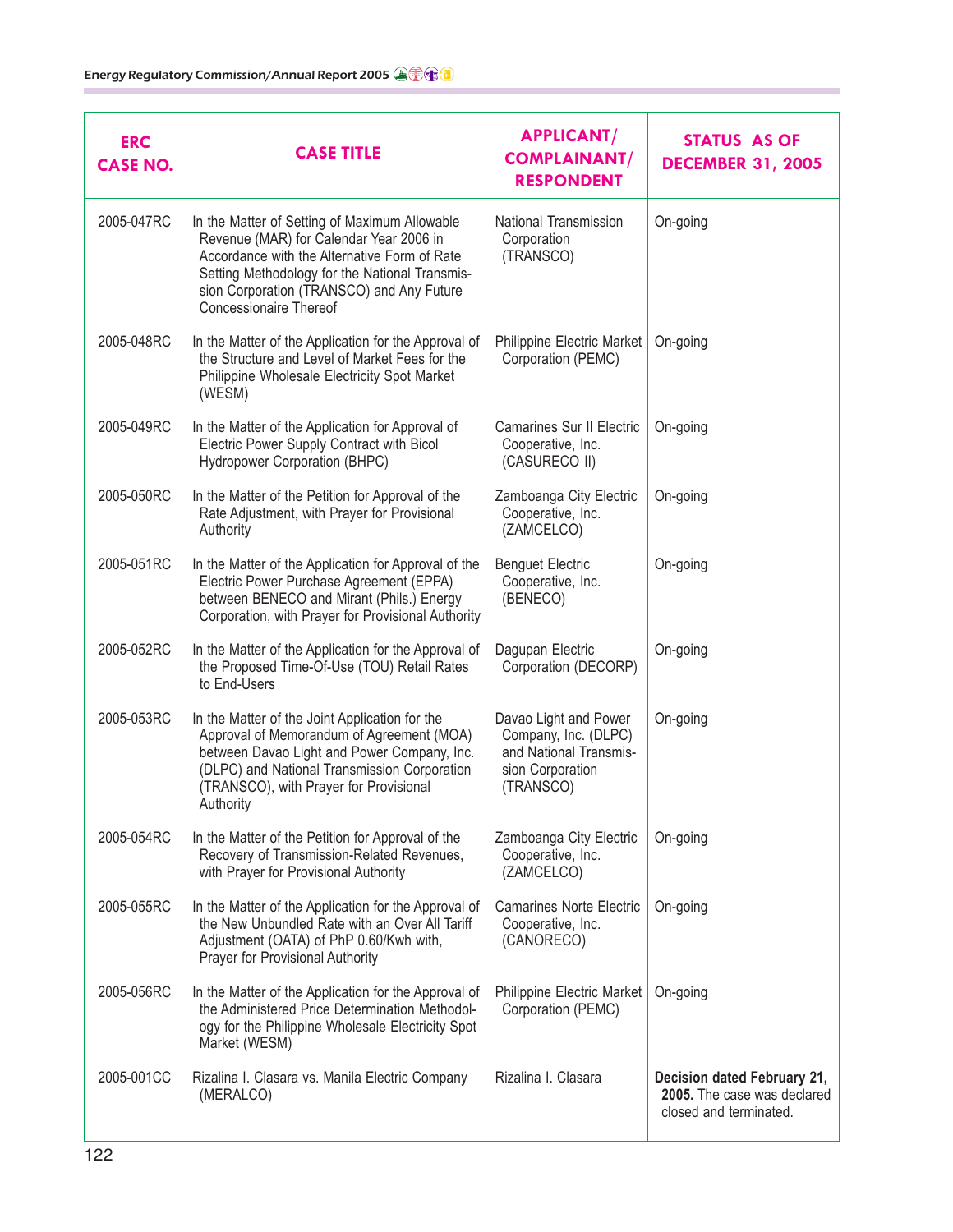| ERC CASE NO. | CASE TITLE | APPLICANT/ COMPLAINANT/ RESPONDENT | STATUS AS OF DECEMBER 31, 2005 |
|---|---|---|---|
| 2005-047RC | In the Matter of Setting of Maximum Allowable Revenue (MAR) for Calendar Year 2006 in Accordance with the Alternative Form of Rate Setting Methodology for the National Transmission Corporation (TRANSCO) and Any Future Concessionaire Thereof | National Transmission Corporation (TRANSCO) | On-going |
| 2005-048RC | In the Matter of the Application for the Approval of the Structure and Level of Market Fees for the Philippine Wholesale Electricity Spot Market (WESM) | Philippine Electric Market Corporation (PEMC) | On-going |
| 2005-049RC | In the Matter of the Application for Approval of Electric Power Supply Contract with Bicol Hydropower Corporation (BHPC) | Camarines Sur II Electric Cooperative, Inc. (CASURECO II) | On-going |
| 2005-050RC | In the Matter of the Petition for Approval of the Rate Adjustment, with Prayer for Provisional Authority | Zamboanga City Electric Cooperative, Inc. (ZAMCELCO) | On-going |
| 2005-051RC | In the Matter of the Application for Approval of the Electric Power Purchase Agreement (EPPA) between BENECO and Mirant (Phils.) Energy Corporation, with Prayer for Provisional Authority | Benguet Electric Cooperative, Inc. (BENECO) | On-going |
| 2005-052RC | In the Matter of the Application for the Approval of the Proposed Time-Of-Use (TOU) Retail Rates to End-Users | Dagupan Electric Corporation (DECORP) | On-going |
| 2005-053RC | In the Matter of the Joint Application for the Approval of Memorandum of Agreement (MOA) between Davao Light and Power Company, Inc. (DLPC) and National Transmission Corporation (TRANSCO), with Prayer for Provisional Authority | Davao Light and Power Company, Inc. (DLPC) and National Transmission Corporation (TRANSCO) | On-going |
| 2005-054RC | In the Matter of the Petition for Approval of the Recovery of Transmission-Related Revenues, with Prayer for Provisional Authority | Zamboanga City Electric Cooperative, Inc. (ZAMCELCO) | On-going |
| 2005-055RC | In the Matter of the Application for the Approval of the New Unbundled Rate with an Over All Tariff Adjustment (OATA) of PhP 0.60/Kwh with, Prayer for Provisional Authority | Camarines Norte Electric Cooperative, Inc. (CANORECO) | On-going |
| 2005-056RC | In the Matter of the Application for the Approval of the Administered Price Determination Methodology for the Philippine Wholesale Electricity Spot Market (WESM) | Philippine Electric Market Corporation (PEMC) | On-going |
| 2005-001CC | Rizalina I. Clasara vs. Manila Electric Company (MERALCO) | Rizalina I. Clasara | **Decision dated February 21, 2005.** The case was declared closed and terminated. |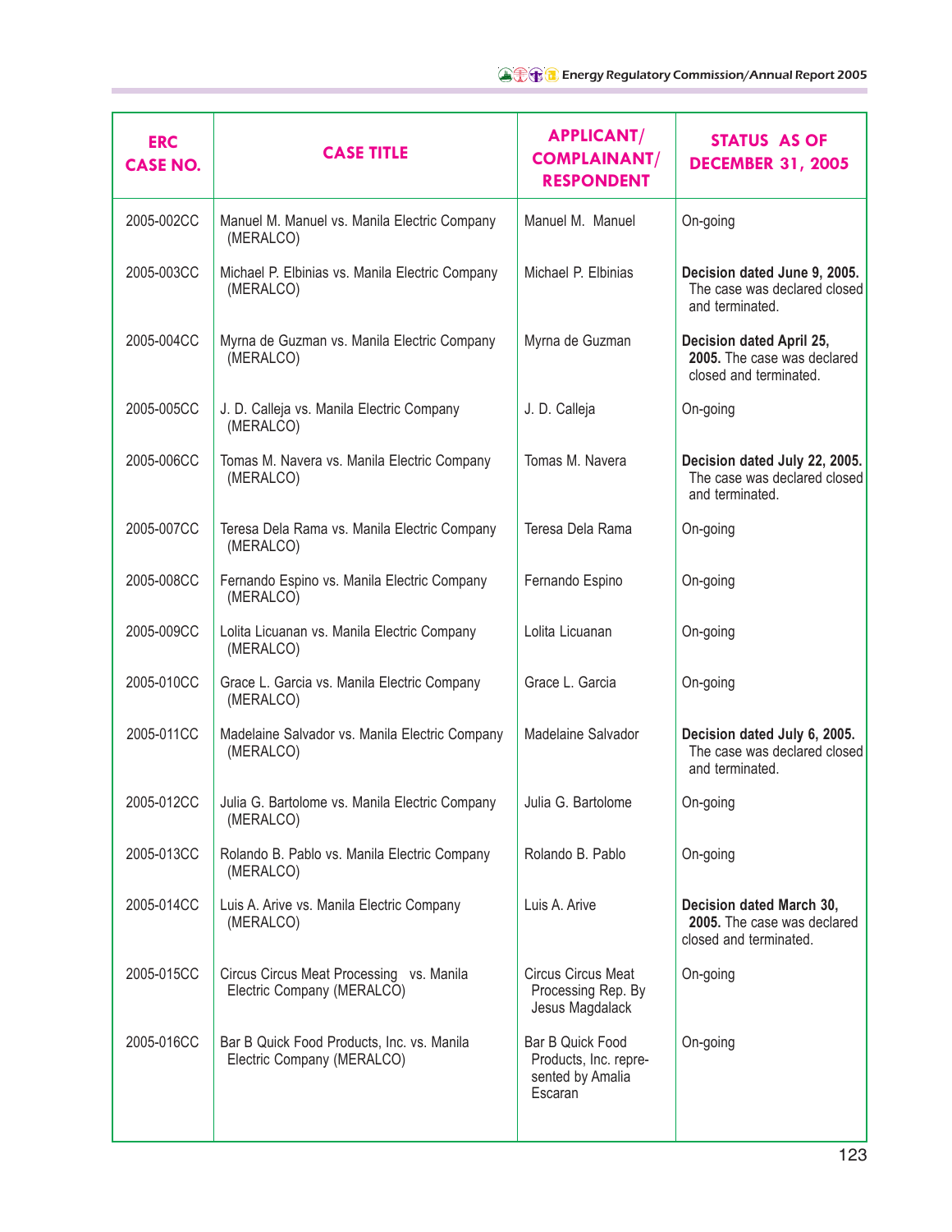| ERC CASE NO. | CASE TITLE | APPLICANT/ COMPLAINANT/ RESPONDENT | STATUS AS OF DECEMBER 31, 2005 |
|---|---|---|---|
| 2005-002CC | Manuel M. Manuel vs. Manila Electric Company (MERALCO) | Manuel M. Manuel | On-going |
| 2005-003CC | Michael P. Elbinias vs. Manila Electric Company (MERALCO) | Michael P. Elbinias | **Decision dated June 9, 2005.** The case was declared closed and terminated. |
| 2005-004CC | Myrna de Guzman vs. Manila Electric Company (MERALCO) | Myrna de Guzman | **Decision dated April 25, 2005.** The case was declared closed and terminated. |
| 2005-005CC | J. D. Calleja vs. Manila Electric Company (MERALCO) | J. D. Calleja | On-going |
| 2005-006CC | Tomas M. Navera vs. Manila Electric Company (MERALCO) | Tomas M. Navera | **Decision dated July 22, 2005.** The case was declared closed and terminated. |
| 2005-007CC | Teresa Dela Rama vs. Manila Electric Company (MERALCO) | Teresa Dela Rama | On-going |
| 2005-008CC | Fernando Espino vs. Manila Electric Company (MERALCO) | Fernando Espino | On-going |
| 2005-009CC | Lolita Licuanan vs. Manila Electric Company (MERALCO) | Lolita Licuanan | On-going |
| 2005-010CC | Grace L. Garcia vs. Manila Electric Company (MERALCO) | Grace L. Garcia | On-going |
| 2005-011CC | Madelaine Salvador vs. Manila Electric Company (MERALCO) | Madelaine Salvador | **Decision dated July 6, 2005.** The case was declared closed and terminated. |
| 2005-012CC | Julia G. Bartolome vs. Manila Electric Company (MERALCO) | Julia G. Bartolome | On-going |
| 2005-013CC | Rolando B. Pablo vs. Manila Electric Company (MERALCO) | Rolando B. Pablo | On-going |
| 2005-014CC | Luis A. Arive vs. Manila Electric Company (MERALCO) | Luis A. Arive | **Decision dated March 30, 2005.** The case was declared closed and terminated. |
| 2005-015CC | Circus Circus Meat Processing vs. Manila Electric Company (MERALCO) | Circus Circus Meat Processing Rep. By Jesus Magdalack | On-going |
| 2005-016CC | Bar B Quick Food Products, Inc. vs. Manila Electric Company (MERALCO) | Bar B Quick Food Products, Inc. represented by Amalia Escaran | On-going |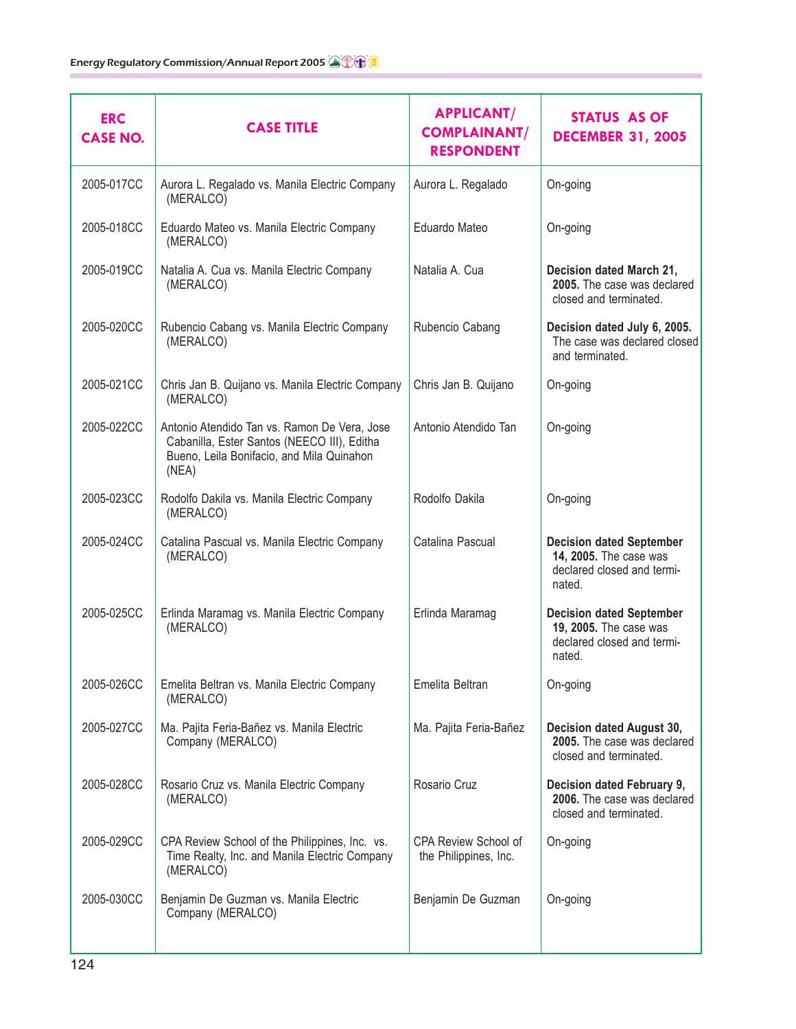| ERC CASE NO. | CASE TITLE | APPLICANT/ COMPLAINANT/ RESPONDENT | STATUS AS OF DECEMBER 31, 2005 |
|---|---|---|---|
| 2005-017CC | Aurora L. Regalado vs. Manila Electric Company (MERALCO) | Aurora L. Regalado | On-going |
| 2005-018CC | Eduardo Mateo vs. Manila Electric Company (MERALCO) | Eduardo Mateo | On-going |
| 2005-019CC | Natalia A. Cua vs. Manila Electric Company (MERALCO) | Natalia A. Cua | **Decision dated March 21, 2005.** The case was declared closed and terminated. |
| 2005-020CC | Rubencio Cabang vs. Manila Electric Company (MERALCO) | Rubencio Cabang | **Decision dated July 6, 2005.** The case was declared closed and terminated. |
| 2005-021CC | Chris Jan B. Quijano vs. Manila Electric Company (MERALCO) | Chris Jan B. Quijano | On-going |
| 2005-022CC | Antonio Atendido Tan vs. Ramon De Vera, Jose Cabanilla, Ester Santos (NEECO III), Editha Bueno, Leila Bonifacio, and Mila Quinahon (NEA) | Antonio Atendido Tan | On-going |
| 2005-023CC | Rodolfo Dakila vs. Manila Electric Company (MERALCO) | Rodolfo Dakila | On-going |
| 2005-024CC | Catalina Pascual vs. Manila Electric Company (MERALCO) | Catalina Pascual | **Decision dated September 14, 2005.** The case was declared closed and terminated. |
| 2005-025CC | Erlinda Maramag vs. Manila Electric Company (MERALCO) | Erlinda Maramag | **Decision dated September 19, 2005.** The case was declared closed and terminated. |
| 2005-026CC | Emelita Beltran vs. Manila Electric Company (MERALCO) | Emelita Beltran | On-going |
| 2005-027CC | Ma. Pajita Feria-Bañez vs. Manila Electric Company (MERALCO) | Ma. Pajita Feria-Bañez | **Decision dated August 30, 2005.** The case was declared closed and terminated. |
| 2005-028CC | Rosario Cruz vs. Manila Electric Company (MERALCO) | Rosario Cruz | **Decision dated February 9, 2006.** The case was declared closed and terminated. |
| 2005-029CC | CPA Review School of the Philippines, Inc. vs. Time Realty, Inc. and Manila Electric Company (MERALCO) | CPA Review School of the Philippines, Inc. | On-going |
| 2005-030CC | Benjamin De Guzman vs. Manila Electric Company (MERALCO) | Benjamin De Guzman | On-going |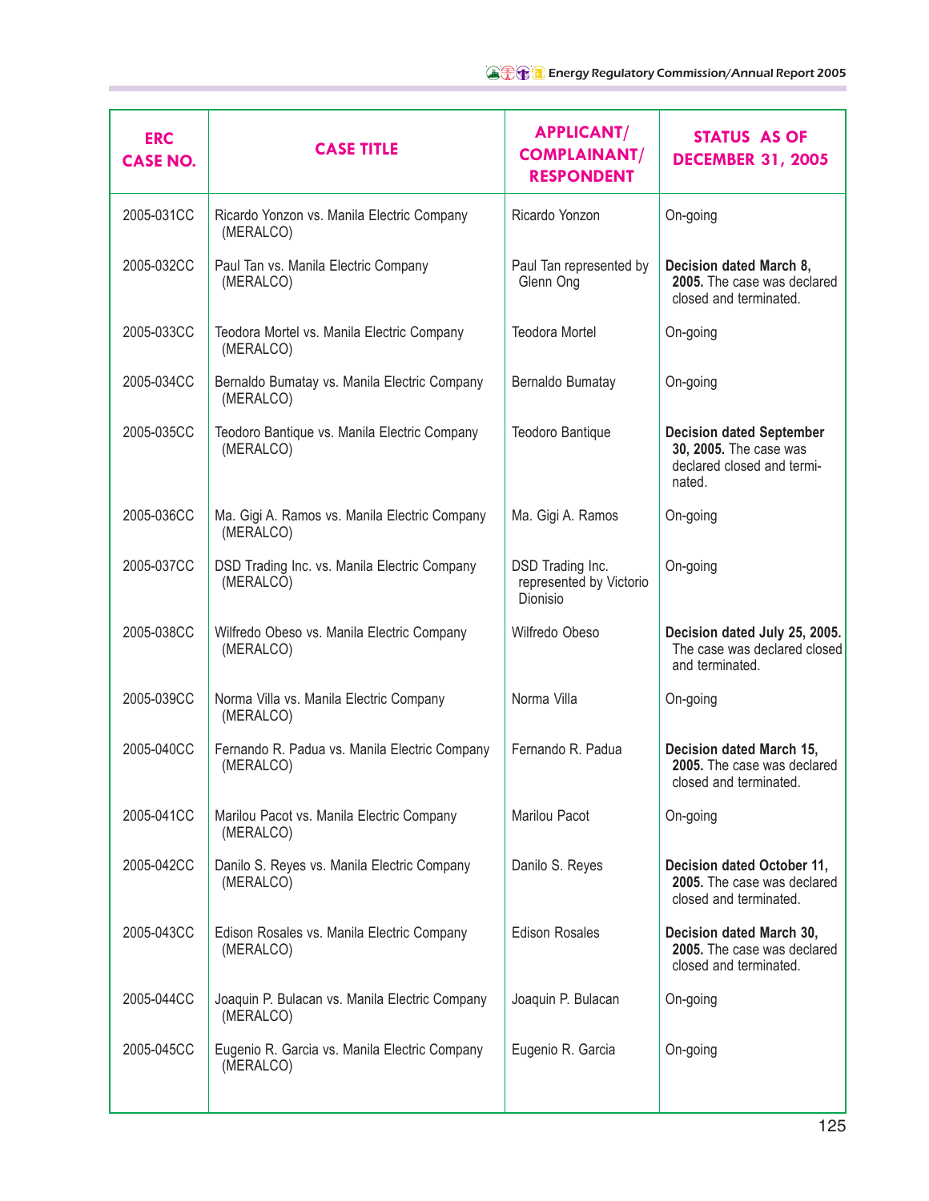| ERC CASE NO. | CASE TITLE | APPLICANT/ COMPLAINANT/ RESPONDENT | STATUS AS OF DECEMBER 31, 2005 |
| --- | --- | --- | --- |
| 2005-031CC | Ricardo Yonzon vs. Manila Electric Company (MERALCO) | Ricardo Yonzon | On-going |
| 2005-032CC | Paul Tan vs. Manila Electric Company (MERALCO) | Paul Tan represented by Glenn Ong | **Decision dated March 8, 2005.** The case was declared closed and terminated. |
| 2005-033CC | Teodora Mortel vs. Manila Electric Company (MERALCO) | Teodora Mortel | On-going |
| 2005-034CC | Bernaldo Bumatay vs. Manila Electric Company (MERALCO) | Bernaldo Bumatay | On-going |
| 2005-035CC | Teodoro Bantique vs. Manila Electric Company (MERALCO) | Teodoro Bantique | **Decision dated September 30, 2005.** The case was declared closed and terminated. |
| 2005-036CC | Ma. Gigi A. Ramos vs. Manila Electric Company (MERALCO) | Ma. Gigi A. Ramos | On-going |
| 2005-037CC | DSD Trading Inc. vs. Manila Electric Company (MERALCO) | DSD Trading Inc. represented by Victorio Dionisio | On-going |
| 2005-038CC | Wilfredo Obeso vs. Manila Electric Company (MERALCO) | Wilfredo Obeso | **Decision dated July 25, 2005.** The case was declared closed and terminated. |
| 2005-039CC | Norma Villa vs. Manila Electric Company (MERALCO) | Norma Villa | On-going |
| 2005-040CC | Fernando R. Padua vs. Manila Electric Company (MERALCO) | Fernando R. Padua | **Decision dated March 15, 2005.** The case was declared closed and terminated. |
| 2005-041CC | Marilou Pacot vs. Manila Electric Company (MERALCO) | Marilou Pacot | On-going |
| 2005-042CC | Danilo S. Reyes vs. Manila Electric Company (MERALCO) | Danilo S. Reyes | **Decision dated October 11, 2005.** The case was declared closed and terminated. |
| 2005-043CC | Edison Rosales vs. Manila Electric Company (MERALCO) | Edison Rosales | **Decision dated March 30, 2005.** The case was declared closed and terminated. |
| 2005-044CC | Joaquin P. Bulacan vs. Manila Electric Company (MERALCO) | Joaquin P. Bulacan | On-going |
| 2005-045CC | Eugenio R. Garcia vs. Manila Electric Company (MERALCO) | Eugenio R. Garcia | On-going |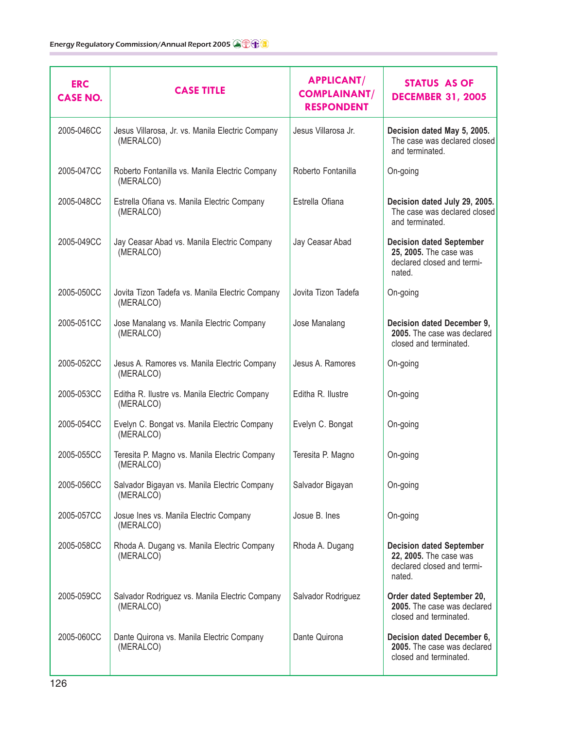| ERC CASE NO. | CASE TITLE | APPLICANT/ COMPLAINANT/ RESPONDENT | STATUS AS OF DECEMBER 31, 2005 |
|---|---|---|---|
| 2005-046CC | Jesus Villarosa, Jr. vs. Manila Electric Company (MERALCO) | Jesus Villarosa Jr. | **Decision dated May 5, 2005.** The case was declared closed and terminated. |
| 2005-047CC | Roberto Fontanilla vs. Manila Electric Company (MERALCO) | Roberto Fontanilla | On-going |
| 2005-048CC | Estrella Ofiana vs. Manila Electric Company (MERALCO) | Estrella Ofiana | **Decision dated July 29, 2005.** The case was declared closed and terminated. |
| 2005-049CC | Jay Ceasar Abad vs. Manila Electric Company (MERALCO) | Jay Ceasar Abad | **Decision dated September 25, 2005.** The case was declared closed and terminated. |
| 2005-050CC | Jovita Tizon Tadefa vs. Manila Electric Company (MERALCO) | Jovita Tizon Tadefa | On-going |
| 2005-051CC | Jose Manalang vs. Manila Electric Company (MERALCO) | Jose Manalang | **Decision dated December 9, 2005.** The case was declared closed and terminated. |
| 2005-052CC | Jesus A. Ramores vs. Manila Electric Company (MERALCO) | Jesus A. Ramores | On-going |
| 2005-053CC | Editha R. Ilustre vs. Manila Electric Company (MERALCO) | Editha R. Ilustre | On-going |
| 2005-054CC | Evelyn C. Bongat vs. Manila Electric Company (MERALCO) | Evelyn C. Bongat | On-going |
| 2005-055CC | Teresita P. Magno vs. Manila Electric Company (MERALCO) | Teresita P. Magno | On-going |
| 2005-056CC | Salvador Bigayan vs. Manila Electric Company (MERALCO) | Salvador Bigayan | On-going |
| 2005-057CC | Josue Ines vs. Manila Electric Company (MERALCO) | Josue B. Ines | On-going |
| 2005-058CC | Rhoda A. Dugang vs. Manila Electric Company (MERALCO) | Rhoda A. Dugang | **Decision dated September 22, 2005.** The case was declared closed and terminated. |
| 2005-059CC | Salvador Rodriguez vs. Manila Electric Company (MERALCO) | Salvador Rodriguez | **Order dated September 20, 2005.** The case was declared closed and terminated. |
| 2005-060CC | Dante Quirona vs. Manila Electric Company (MERALCO) | Dante Quirona | **Decision dated December 6, 2005.** The case was declared closed and terminated. |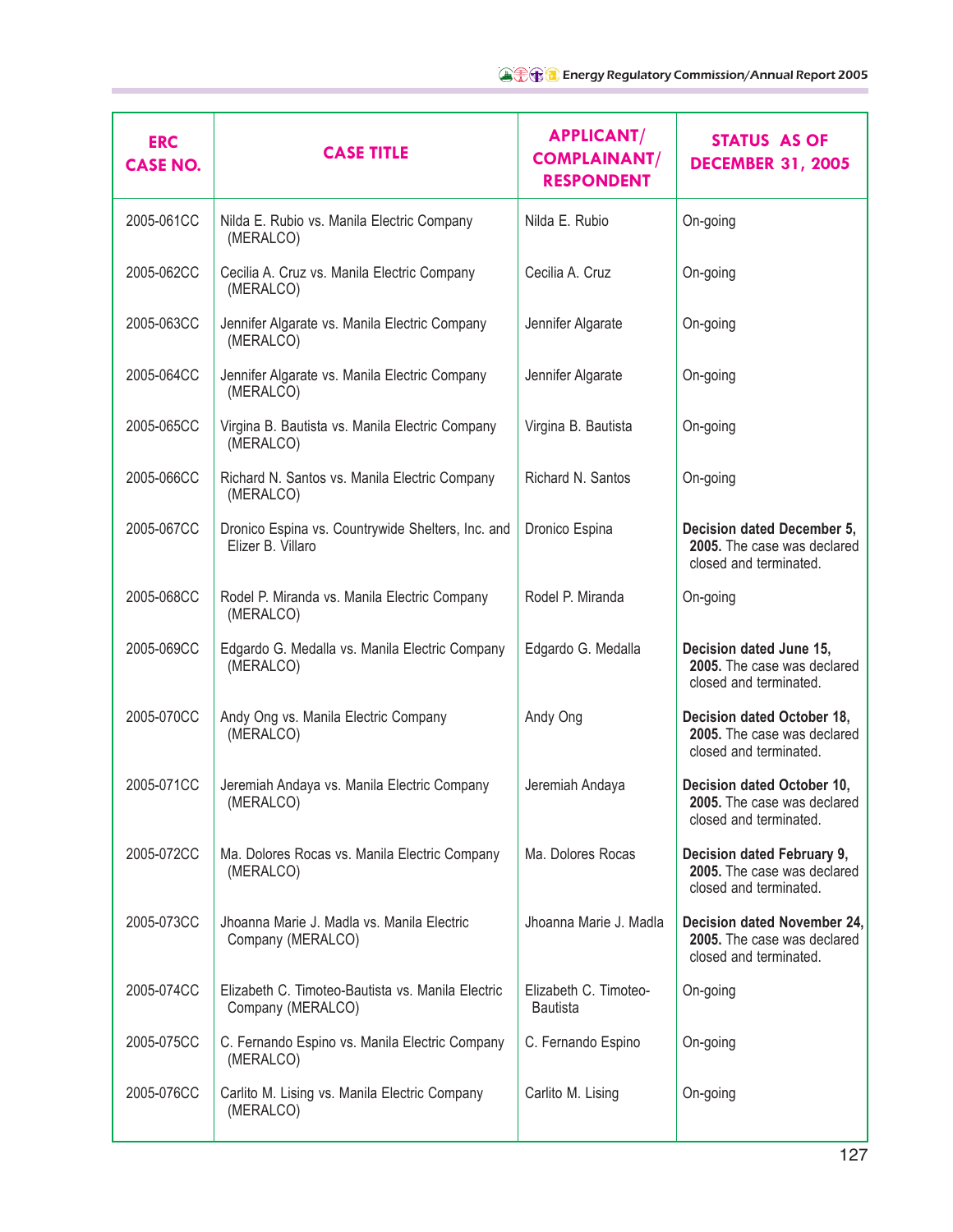| ERC CASE NO. | CASE TITLE | APPLICANT/ COMPLAINANT/ RESPONDENT | STATUS AS OF DECEMBER 31, 2005 |
|---|---|---|---|
| 2005-061CC | Nilda E. Rubio vs. Manila Electric Company (MERALCO) | Nilda E. Rubio | On-going |
| 2005-062CC | Cecilia A. Cruz vs. Manila Electric Company (MERALCO) | Cecilia A. Cruz | On-going |
| 2005-063CC | Jennifer Algarate vs. Manila Electric Company (MERALCO) | Jennifer Algarate | On-going |
| 2005-064CC | Jennifer Algarate vs. Manila Electric Company (MERALCO) | Jennifer Algarate | On-going |
| 2005-065CC | Virgina B. Bautista vs. Manila Electric Company (MERALCO) | Virgina B. Bautista | On-going |
| 2005-066CC | Richard N. Santos vs. Manila Electric Company (MERALCO) | Richard N. Santos | On-going |
| 2005-067CC | Dronico Espina vs. Countrywide Shelters, Inc. and Elizer B. Villaro | Dronico Espina | **Decision dated December 5, 2005.** The case was declared closed and terminated. |
| 2005-068CC | Rodel P. Miranda vs. Manila Electric Company (MERALCO) | Rodel P. Miranda | On-going |
| 2005-069CC | Edgardo G. Medalla vs. Manila Electric Company (MERALCO) | Edgardo G. Medalla | **Decision dated June 15, 2005.** The case was declared closed and terminated. |
| 2005-070CC | Andy Ong vs. Manila Electric Company (MERALCO) | Andy Ong | **Decision dated October 18, 2005.** The case was declared closed and terminated. |
| 2005-071CC | Jeremiah Andaya vs. Manila Electric Company (MERALCO) | Jeremiah Andaya | **Decision dated October 10, 2005.** The case was declared closed and terminated. |
| 2005-072CC | Ma. Dolores Rocas vs. Manila Electric Company (MERALCO) | Ma. Dolores Rocas | **Decision dated February 9, 2005.** The case was declared closed and terminated. |
| 2005-073CC | Jhoanna Marie J. Madla vs. Manila Electric Company (MERALCO) | Jhoanna Marie J. Madla | **Decision dated November 24, 2005.** The case was declared closed and terminated. |
| 2005-074CC | Elizabeth C. Timoteo-Bautista vs. Manila Electric Company (MERALCO) | Elizabeth C. Timoteo-Bautista | On-going |
| 2005-075CC | C. Fernando Espino vs. Manila Electric Company (MERALCO) | C. Fernando Espino | On-going |
| 2005-076CC | Carlito M. Lising vs. Manila Electric Company (MERALCO) | Carlito M. Lising | On-going |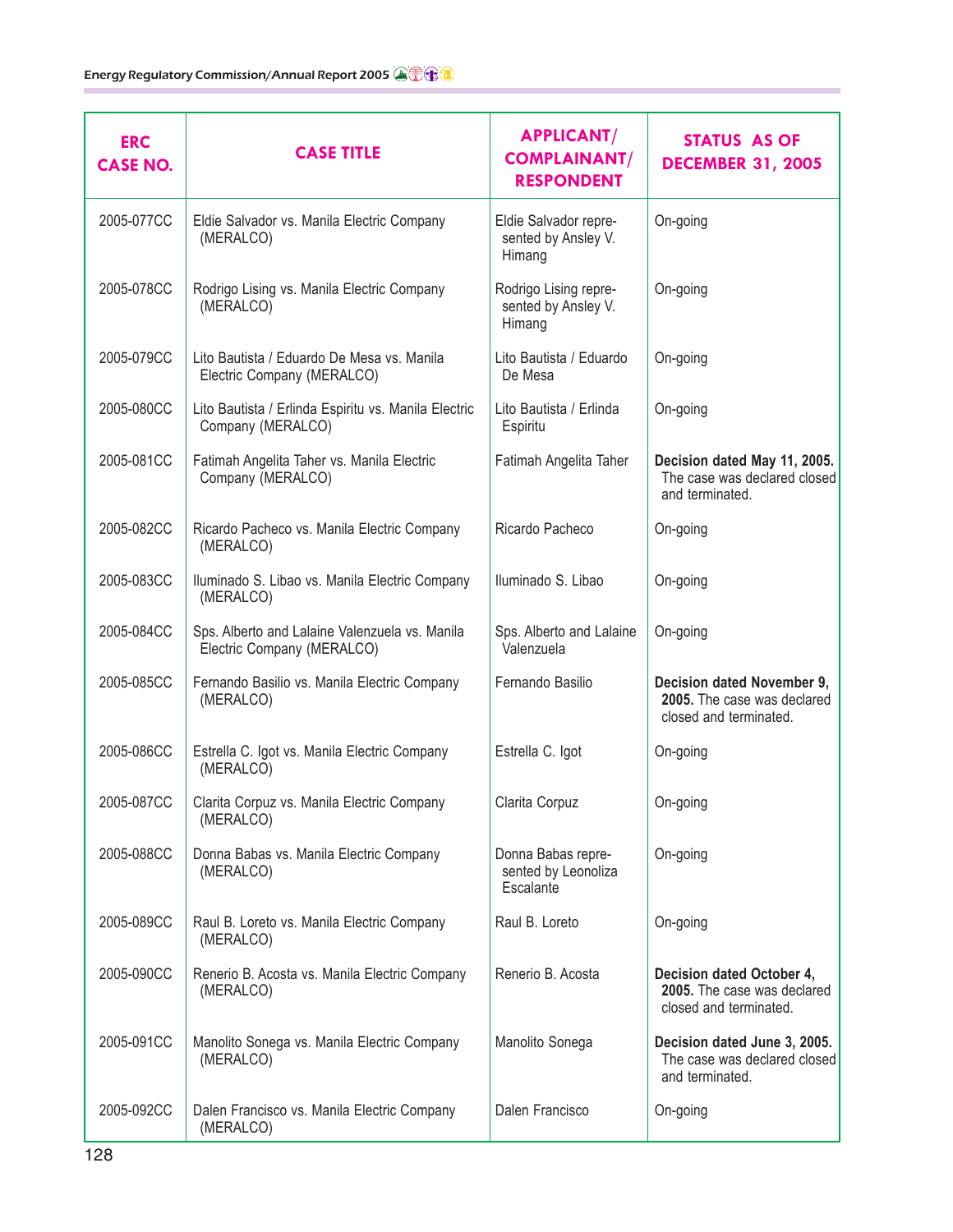| ERC CASE NO. | CASE TITLE | APPLICANT/ COMPLAINANT/ RESPONDENT | STATUS AS OF DECEMBER 31, 2005 |
|---|---|---|---|
| 2005-077CC | Eldie Salvador vs. Manila Electric Company (MERALCO) | Eldie Salvador represented by Ansley V. Himang | On-going |
| 2005-078CC | Rodrigo Lising vs. Manila Electric Company (MERALCO) | Rodrigo Lising represented by Ansley V. Himang | On-going |
| 2005-079CC | Lito Bautista / Eduardo De Mesa vs. Manila Electric Company (MERALCO) | Lito Bautista / Eduardo De Mesa | On-going |
| 2005-080CC | Lito Bautista / Erlinda Espiritu vs. Manila Electric Company (MERALCO) | Lito Bautista / Erlinda Espiritu | On-going |
| 2005-081CC | Fatimah Angelita Taher vs. Manila Electric Company (MERALCO) | Fatimah Angelita Taher | **Decision dated May 11, 2005.** The case was declared closed and terminated. |
| 2005-082CC | Ricardo Pacheco vs. Manila Electric Company (MERALCO) | Ricardo Pacheco | On-going |
| 2005-083CC | Iluminado S. Libao vs. Manila Electric Company (MERALCO) | Iluminado S. Libao | On-going |
| 2005-084CC | Sps. Alberto and Lalaine Valenzuela vs. Manila Electric Company (MERALCO) | Sps. Alberto and Lalaine Valenzuela | On-going |
| 2005-085CC | Fernando Basilio vs. Manila Electric Company (MERALCO) | Fernando Basilio | **Decision dated November 9, 2005.** The case was declared closed and terminated. |
| 2005-086CC | Estrella C. Igot vs. Manila Electric Company (MERALCO) | Estrella C. Igot | On-going |
| 2005-087CC | Clarita Corpuz vs. Manila Electric Company (MERALCO) | Clarita Corpuz | On-going |
| 2005-088CC | Donna Babas vs. Manila Electric Company (MERALCO) | Donna Babas represented by Leonoliza Escalante | On-going |
| 2005-089CC | Raul B. Loreto vs. Manila Electric Company (MERALCO) | Raul B. Loreto | On-going |
| 2005-090CC | Renerio B. Acosta vs. Manila Electric Company (MERALCO) | Renerio B. Acosta | **Decision dated October 4, 2005.** The case was declared closed and terminated. |
| 2005-091CC | Manolito Sonega vs. Manila Electric Company (MERALCO) | Manolito Sonega | **Decision dated June 3, 2005.** The case was declared closed and terminated. |
| 2005-092CC | Dalen Francisco vs. Manila Electric Company (MERALCO) | Dalen Francisco | On-going |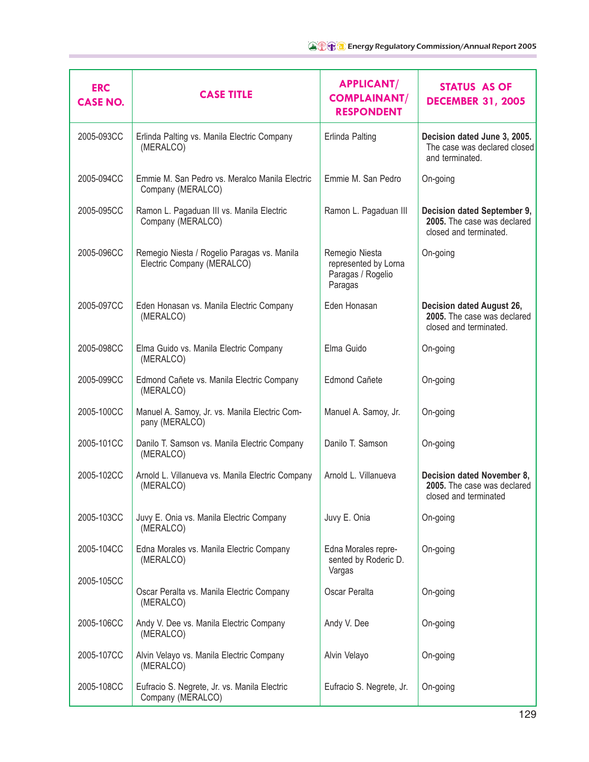| ERC CASE NO. | CASE TITLE | APPLICANT/ COMPLAINANT/ RESPONDENT | STATUS AS OF DECEMBER 31, 2005 |
|---|---|---|---|
| 2005-093CC | Erlinda Palting vs. Manila Electric Company (MERALCO) | Erlinda Palting | **Decision dated June 3, 2005.** The case was declared closed and terminated. |
| 2005-094CC | Emmie M. San Pedro vs. Meralco Manila Electric Company (MERALCO) | Emmie M. San Pedro | On-going |
| 2005-095CC | Ramon L. Pagaduan III vs. Manila Electric Company (MERALCO) | Ramon L. Pagaduan III | **Decision dated September 9, 2005.** The case was declared closed and terminated. |
| 2005-096CC | Remegio Niesta / Rogelio Paragas vs. Manila Electric Company (MERALCO) | Remegio Niesta represented by Lorna Paragas / Rogelio Paragas | On-going |
| 2005-097CC | Eden Honasan vs. Manila Electric Company (MERALCO) | Eden Honasan | **Decision dated August 26, 2005.** The case was declared closed and terminated. |
| 2005-098CC | Elma Guido vs. Manila Electric Company (MERALCO) | Elma Guido | On-going |
| 2005-099CC | Edmond Cañete vs. Manila Electric Company (MERALCO) | Edmond Cañete | On-going |
| 2005-100CC | Manuel A. Samoy, Jr. vs. Manila Electric Company (MERALCO) | Manuel A. Samoy, Jr. | On-going |
| 2005-101CC | Danilo T. Samson vs. Manila Electric Company (MERALCO) | Danilo T. Samson | On-going |
| 2005-102CC | Arnold L. Villanueva vs. Manila Electric Company (MERALCO) | Arnold L. Villanueva | **Decision dated November 8, 2005.** The case was declared closed and terminated |
| 2005-103CC | Juvy E. Onia vs. Manila Electric Company (MERALCO) | Juvy E. Onia | On-going |
| 2005-104CC | Edna Morales vs. Manila Electric Company (MERALCO) | Edna Morales represented by Roderic D. Vargas | On-going |
| 2005-105CC | Oscar Peralta vs. Manila Electric Company (MERALCO) | Oscar Peralta | On-going |
| 2005-106CC | Andy V. Dee vs. Manila Electric Company (MERALCO) | Andy V. Dee | On-going |
| 2005-107CC | Alvin Velayo vs. Manila Electric Company (MERALCO) | Alvin Velayo | On-going |
| 2005-108CC | Eufracio S. Negrete, Jr. vs. Manila Electric Company (MERALCO) | Eufracio S. Negrete, Jr. | On-going |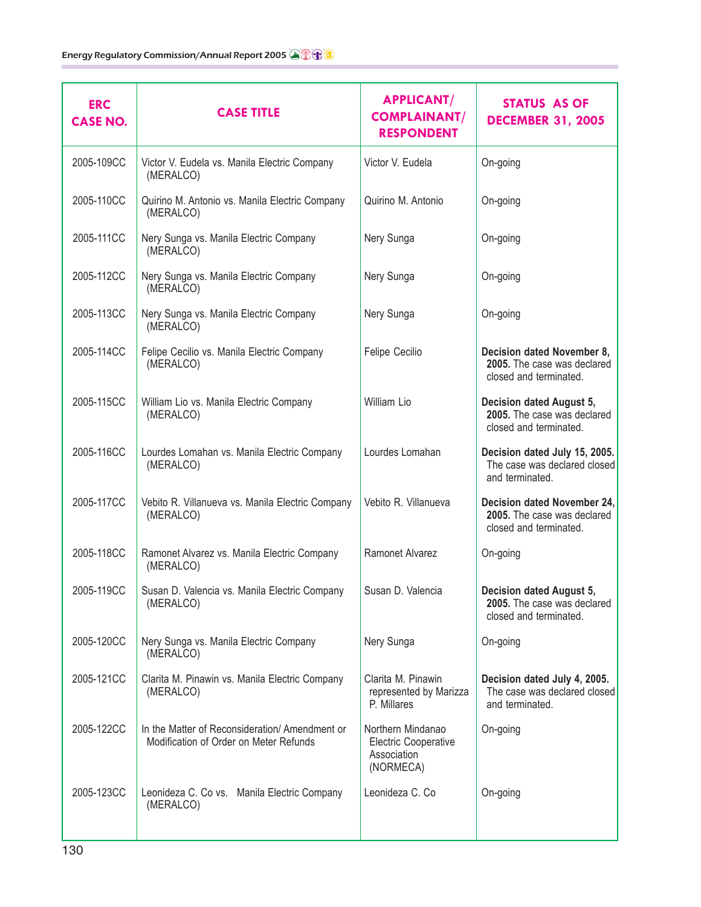| ERC CASE NO. | CASE TITLE | APPLICANT/ COMPLAINANT/ RESPONDENT | STATUS AS OF DECEMBER 31, 2005 |
|---|---|---|---|
| 2005-109CC | Victor V. Eudela vs. Manila Electric Company (MERALCO) | Victor V. Eudela | On-going |
| 2005-110CC | Quirino M. Antonio vs. Manila Electric Company (MERALCO) | Quirino M. Antonio | On-going |
| 2005-111CC | Nery Sunga vs. Manila Electric Company (MERALCO) | Nery Sunga | On-going |
| 2005-112CC | Nery Sunga vs. Manila Electric Company (MERALCO) | Nery Sunga | On-going |
| 2005-113CC | Nery Sunga vs. Manila Electric Company (MERALCO) | Nery Sunga | On-going |
| 2005-114CC | Felipe Cecilio vs. Manila Electric Company (MERALCO) | Felipe Cecilio | **Decision dated November 8, 2005.** The case was declared closed and terminated. |
| 2005-115CC | William Lio vs. Manila Electric Company (MERALCO) | William Lio | **Decision dated August 5, 2005.** The case was declared closed and terminated. |
| 2005-116CC | Lourdes Lomahan vs. Manila Electric Company (MERALCO) | Lourdes Lomahan | **Decision dated July 15, 2005.** The case was declared closed and terminated. |
| 2005-117CC | Vebito R. Villanueva vs. Manila Electric Company (MERALCO) | Vebito R. Villanueva | **Decision dated November 24, 2005.** The case was declared closed and terminated. |
| 2005-118CC | Ramonet Alvarez vs. Manila Electric Company (MERALCO) | Ramonet Alvarez | On-going |
| 2005-119CC | Susan D. Valencia vs. Manila Electric Company (MERALCO) | Susan D. Valencia | **Decision dated August 5, 2005.** The case was declared closed and terminated. |
| 2005-120CC | Nery Sunga vs. Manila Electric Company (MERALCO) | Nery Sunga | On-going |
| 2005-121CC | Clarita M. Pinawin vs. Manila Electric Company (MERALCO) | Clarita M. Pinawin represented by Marizza P. Millares | **Decision dated July 4, 2005.** The case was declared closed and terminated. |
| 2005-122CC | In the Matter of Reconsideration/ Amendment or Modification of Order on Meter Refunds | Northern Mindanao Electric Cooperative Association (NORMECA) | On-going |
| 2005-123CC | Leonideza C. Co vs. Manila Electric Company (MERALCO) | Leonideza C. Co | On-going |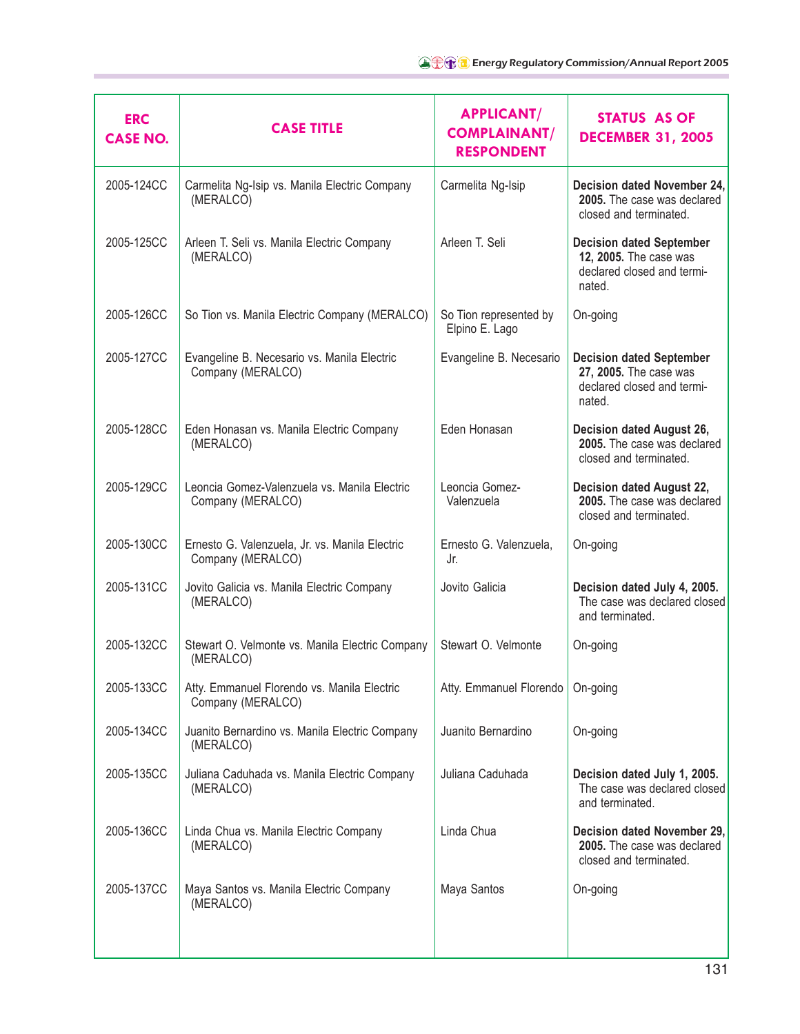| ERC CASE NO. | CASE TITLE | APPLICANT/ COMPLAINANT/ RESPONDENT | STATUS AS OF DECEMBER 31, 2005 |
|---|---|---|---|
| 2005-124CC | Carmelita Ng-Isip vs. Manila Electric Company (MERALCO) | Carmelita Ng-Isip | **Decision dated November 24, 2005.** The case was declared closed and terminated. |
| 2005-125CC | Arleen T. Seli vs. Manila Electric Company (MERALCO) | Arleen T. Seli | **Decision dated September 12, 2005.** The case was declared closed and terminated. |
| 2005-126CC | So Tion vs. Manila Electric Company (MERALCO) | So Tion represented by Elpino E. Lago | On-going |
| 2005-127CC | Evangeline B. Necesario vs. Manila Electric Company (MERALCO) | Evangeline B. Necesario | **Decision dated September 27, 2005.** The case was declared closed and terminated. |
| 2005-128CC | Eden Honasan vs. Manila Electric Company (MERALCO) | Eden Honasan | **Decision dated August 26, 2005.** The case was declared closed and terminated. |
| 2005-129CC | Leoncia Gomez-Valenzuela vs. Manila Electric Company (MERALCO) | Leoncia Gomez-Valenzuela | **Decision dated August 22, 2005.** The case was declared closed and terminated. |
| 2005-130CC | Ernesto G. Valenzuela, Jr. vs. Manila Electric Company (MERALCO) | Ernesto G. Valenzuela, Jr. | On-going |
| 2005-131CC | Jovito Galicia vs. Manila Electric Company (MERALCO) | Jovito Galicia | **Decision dated July 4, 2005.** The case was declared closed and terminated. |
| 2005-132CC | Stewart O. Velmonte vs. Manila Electric Company (MERALCO) | Stewart O. Velmonte | On-going |
| 2005-133CC | Atty. Emmanuel Florendo vs. Manila Electric Company (MERALCO) | Atty. Emmanuel Florendo | On-going |
| 2005-134CC | Juanito Bernardino vs. Manila Electric Company (MERALCO) | Juanito Bernardino | On-going |
| 2005-135CC | Juliana Caduhada vs. Manila Electric Company (MERALCO) | Juliana Caduhada | **Decision dated July 1, 2005.** The case was declared closed and terminated. |
| 2005-136CC | Linda Chua vs. Manila Electric Company (MERALCO) | Linda Chua | **Decision dated November 29, 2005.** The case was declared closed and terminated. |
| 2005-137CC | Maya Santos vs. Manila Electric Company (MERALCO) | Maya Santos | On-going |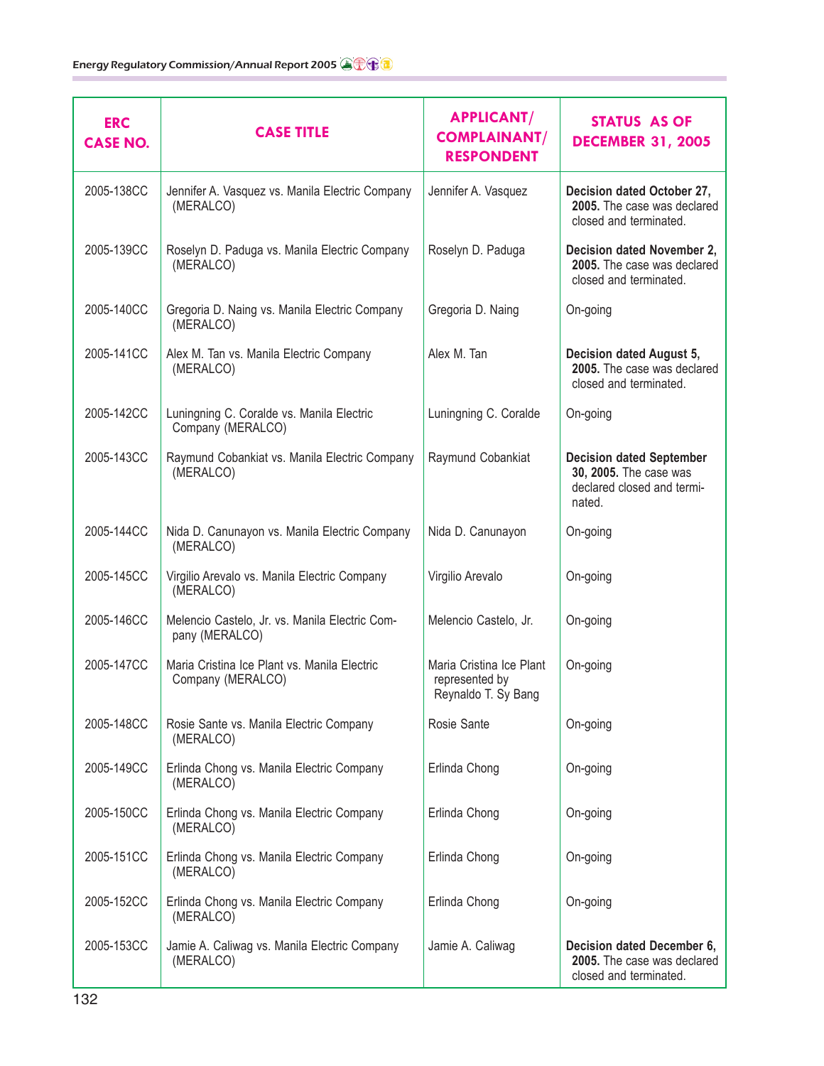| ERC CASE NO. | CASE TITLE | APPLICANT/ COMPLAINANT/ RESPONDENT | STATUS AS OF DECEMBER 31, 2005 |
|---|---|---|---|
| 2005-138CC | Jennifer A. Vasquez vs. Manila Electric Company (MERALCO) | Jennifer A. Vasquez | **Decision dated October 27, 2005.** The case was declared closed and terminated. |
| 2005-139CC | Roselyn D. Paduga vs. Manila Electric Company (MERALCO) | Roselyn D. Paduga | **Decision dated November 2, 2005.** The case was declared closed and terminated. |
| 2005-140CC | Gregoria D. Naing vs. Manila Electric Company (MERALCO) | Gregoria D. Naing | On-going |
| 2005-141CC | Alex M. Tan vs. Manila Electric Company (MERALCO) | Alex M. Tan | **Decision dated August 5, 2005.** The case was declared closed and terminated. |
| 2005-142CC | Luningning C. Coralde vs. Manila Electric Company (MERALCO) | Luningning C. Coralde | On-going |
| 2005-143CC | Raymund Cobankiat vs. Manila Electric Company (MERALCO) | Raymund Cobankiat | **Decision dated September 30, 2005.** The case was declared closed and terminated. |
| 2005-144CC | Nida D. Canunayon vs. Manila Electric Company (MERALCO) | Nida D. Canunayon | On-going |
| 2005-145CC | Virgilio Arevalo vs. Manila Electric Company (MERALCO) | Virgilio Arevalo | On-going |
| 2005-146CC | Melencio Castelo, Jr. vs. Manila Electric Company (MERALCO) | Melencio Castelo, Jr. | On-going |
| 2005-147CC | Maria Cristina Ice Plant vs. Manila Electric Company (MERALCO) | Maria Cristina Ice Plant represented by Reynaldo T. Sy Bang | On-going |
| 2005-148CC | Rosie Sante vs. Manila Electric Company (MERALCO) | Rosie Sante | On-going |
| 2005-149CC | Erlinda Chong vs. Manila Electric Company (MERALCO) | Erlinda Chong | On-going |
| 2005-150CC | Erlinda Chong vs. Manila Electric Company (MERALCO) | Erlinda Chong | On-going |
| 2005-151CC | Erlinda Chong vs. Manila Electric Company (MERALCO) | Erlinda Chong | On-going |
| 2005-152CC | Erlinda Chong vs. Manila Electric Company (MERALCO) | Erlinda Chong | On-going |
| 2005-153CC | Jamie A. Caliwag vs. Manila Electric Company (MERALCO) | Jamie A. Caliwag | **Decision dated December 6, 2005.** The case was declared closed and terminated. |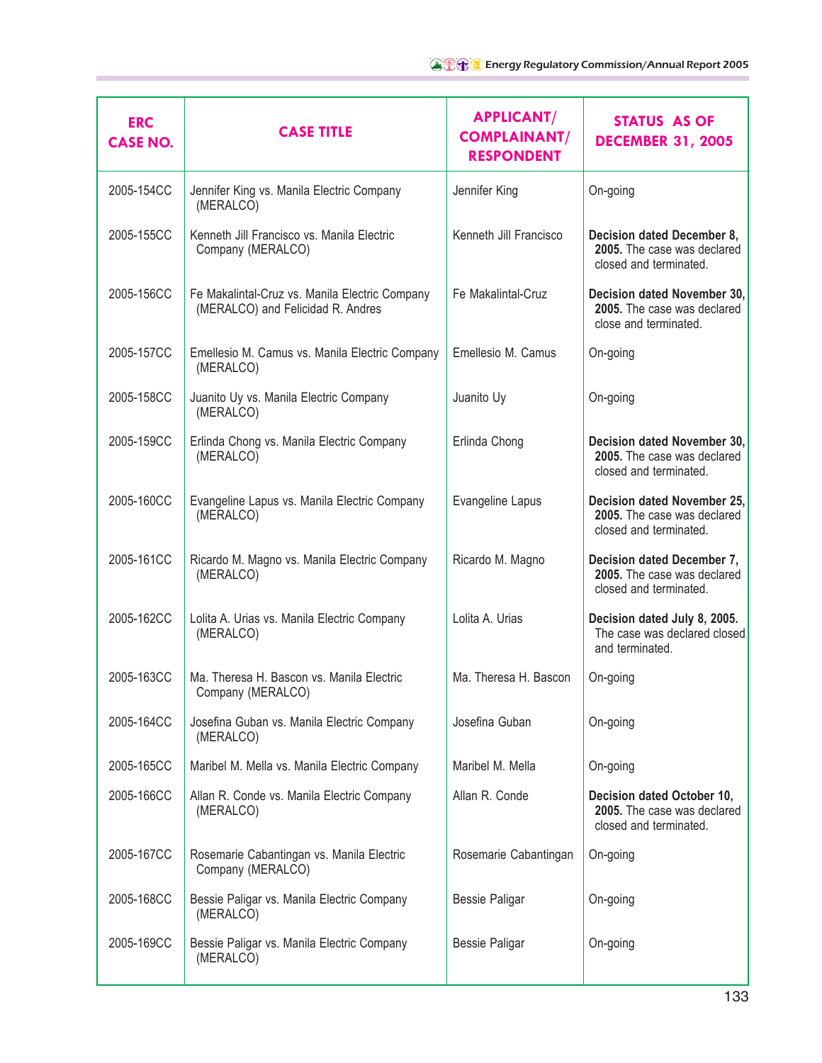| ERC CASE NO. | CASE TITLE | APPLICANT/ COMPLAINANT/ RESPONDENT | STATUS AS OF DECEMBER 31, 2005 |
|---|---|---|---|
| 2005-154CC | Jennifer King vs. Manila Electric Company (MERALCO) | Jennifer King | On-going |
| 2005-155CC | Kenneth Jill Francisco vs. Manila Electric Company (MERALCO) | Kenneth Jill Francisco | **Decision dated December 8, 2005.** The case was declared closed and terminated. |
| 2005-156CC | Fe Makalintal-Cruz vs. Manila Electric Company (MERALCO) and Felicidad R. Andres | Fe Makalintal-Cruz | **Decision dated November 30, 2005.** The case was declared close and terminated. |
| 2005-157CC | Emellesio M. Camus vs. Manila Electric Company (MERALCO) | Emellesio M. Camus | On-going |
| 2005-158CC | Juanito Uy vs. Manila Electric Company (MERALCO) | Juanito Uy | On-going |
| 2005-159CC | Erlinda Chong vs. Manila Electric Company (MERALCO) | Erlinda Chong | **Decision dated November 30, 2005.** The case was declared closed and terminated. |
| 2005-160CC | Evangeline Lapus vs. Manila Electric Company (MERALCO) | Evangeline Lapus | **Decision dated November 25, 2005.** The case was declared closed and terminated. |
| 2005-161CC | Ricardo M. Magno vs. Manila Electric Company (MERALCO) | Ricardo M. Magno | **Decision dated December 7, 2005.** The case was declared closed and terminated. |
| 2005-162CC | Lolita A. Urias vs. Manila Electric Company (MERALCO) | Lolita A. Urias | **Decision dated July 8, 2005.** The case was declared closed and terminated. |
| 2005-163CC | Ma. Theresa H. Bascon vs. Manila Electric Company (MERALCO) | Ma. Theresa H. Bascon | On-going |
| 2005-164CC | Josefina Guban vs. Manila Electric Company (MERALCO) | Josefina Guban | On-going |
| 2005-165CC | Maribel M. Mella vs. Manila Electric Company | Maribel M. Mella | On-going |
| 2005-166CC | Allan R. Conde vs. Manila Electric Company (MERALCO) | Allan R. Conde | **Decision dated October 10, 2005.** The case was declared closed and terminated. |
| 2005-167CC | Rosemarie Cabantingan vs. Manila Electric Company (MERALCO) | Rosemarie Cabantingan | On-going |
| 2005-168CC | Bessie Paligar vs. Manila Electric Company (MERALCO) | Bessie Paligar | On-going |
| 2005-169CC | Bessie Paligar vs. Manila Electric Company (MERALCO) | Bessie Paligar | On-going |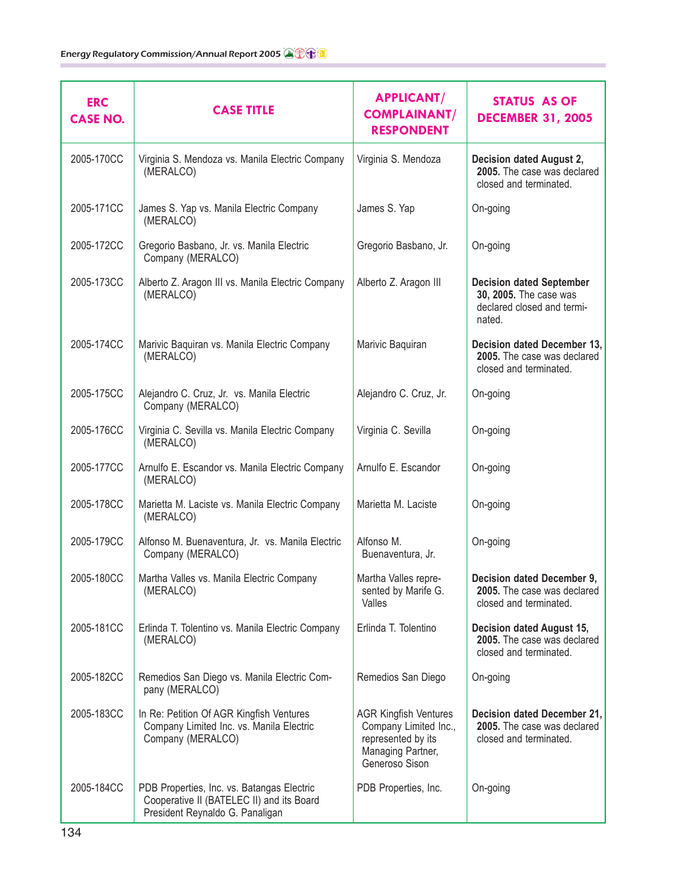| ERC CASE NO. | CASE TITLE | APPLICANT/ COMPLAINANT/ RESPONDENT | STATUS AS OF DECEMBER 31, 2005 |
|---|---|---|---|
| 2005-170CC | Virginia S. Mendoza vs. Manila Electric Company (MERALCO) | Virginia S. Mendoza | **Decision dated August 2, 2005.** The case was declared closed and terminated. |
| 2005-171CC | James S. Yap vs. Manila Electric Company (MERALCO) | James S. Yap | On-going |
| 2005-172CC | Gregorio Basbano, Jr. vs. Manila Electric Company (MERALCO) | Gregorio Basbano, Jr. | On-going |
| 2005-173CC | Alberto Z. Aragon III vs. Manila Electric Company (MERALCO) | Alberto Z. Aragon III | **Decision dated September 30, 2005.** The case was declared closed and terminated. |
| 2005-174CC | Marivic Baquiran vs. Manila Electric Company (MERALCO) | Marivic Baquiran | **Decision dated December 13, 2005.** The case was declared closed and terminated. |
| 2005-175CC | Alejandro C. Cruz, Jr. vs. Manila Electric Company (MERALCO) | Alejandro C. Cruz, Jr. | On-going |
| 2005-176CC | Virginia C. Sevilla vs. Manila Electric Company (MERALCO) | Virginia C. Sevilla | On-going |
| 2005-177CC | Arnulfo E. Escandor vs. Manila Electric Company (MERALCO) | Arnulfo E. Escandor | On-going |
| 2005-178CC | Marietta M. Laciste vs. Manila Electric Company (MERALCO) | Marietta M. Laciste | On-going |
| 2005-179CC | Alfonso M. Buenaventura, Jr. vs. Manila Electric Company (MERALCO) | Alfonso M. Buenaventura, Jr. | On-going |
| 2005-180CC | Martha Valles vs. Manila Electric Company (MERALCO) | Martha Valles represented by Marife G. Valles | **Decision dated December 9, 2005.** The case was declared closed and terminated. |
| 2005-181CC | Erlinda T. Tolentino vs. Manila Electric Company (MERALCO) | Erlinda T. Tolentino | **Decision dated August 15, 2005.** The case was declared closed and terminated. |
| 2005-182CC | Remedios San Diego vs. Manila Electric Company (MERALCO) | Remedios San Diego | On-going |
| 2005-183CC | In Re: Petition Of AGR Kingfish Ventures Company Limited Inc. vs. Manila Electric Company (MERALCO) | AGR Kingfish Ventures Company Limited Inc., represented by its Managing Partner, Generoso Sison | **Decision dated December 21, 2005.** The case was declared closed and terminated. |
| 2005-184CC | PDB Properties, Inc. vs. Batangas Electric Cooperative II (BATELEC II) and its Board President Reynaldo G. Panaligan | PDB Properties, Inc. | On-going |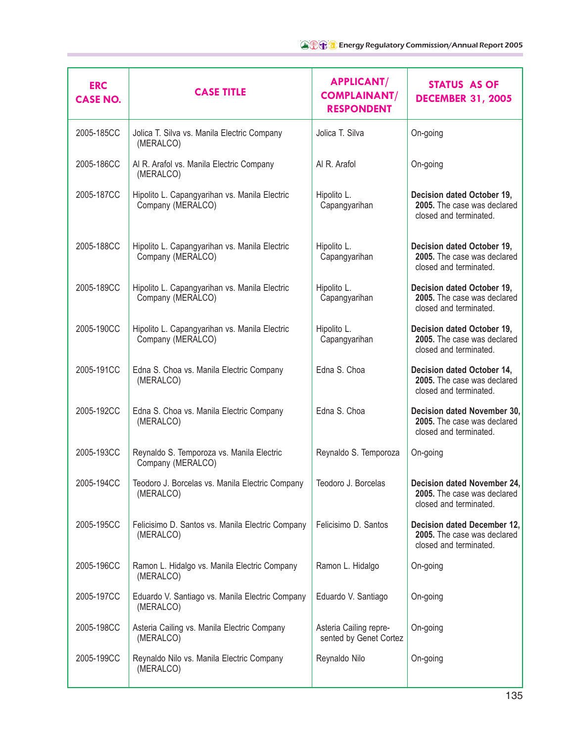| ERC CASE NO. | CASE TITLE | APPLICANT/ COMPLAINANT/ RESPONDENT | STATUS AS OF DECEMBER 31, 2005 |
|---|---|---|---|
| 2005-185CC | Jolica T. Silva vs. Manila Electric Company (MERALCO) | Jolica T. Silva | On-going |
| 2005-186CC | Al R. Arafol vs. Manila Electric Company (MERALCO) | Al R. Arafol | On-going |
| 2005-187CC | Hipolito L. Capangyarihan vs. Manila Electric Company (MERALCO) | Hipolito L. Capangyarihan | **Decision dated October 19, 2005.** The case was declared closed and terminated. |
| 2005-188CC | Hipolito L. Capangyarihan vs. Manila Electric Company (MERALCO) | Hipolito L. Capangyarihan | **Decision dated October 19, 2005.** The case was declared closed and terminated. |
| 2005-189CC | Hipolito L. Capangyarihan vs. Manila Electric Company (MERALCO) | Hipolito L. Capangyarihan | **Decision dated October 19, 2005.** The case was declared closed and terminated. |
| 2005-190CC | Hipolito L. Capangyarihan vs. Manila Electric Company (MERALCO) | Hipolito L. Capangyarihan | **Decision dated October 19, 2005.** The case was declared closed and terminated. |
| 2005-191CC | Edna S. Choa vs. Manila Electric Company (MERALCO) | Edna S. Choa | **Decision dated October 14, 2005.** The case was declared closed and terminated. |
| 2005-192CC | Edna S. Choa vs. Manila Electric Company (MERALCO) | Edna S. Choa | **Decision dated November 30, 2005.** The case was declared closed and terminated. |
| 2005-193CC | Reynaldo S. Temporoza vs. Manila Electric Company (MERALCO) | Reynaldo S. Temporoza | On-going |
| 2005-194CC | Teodoro J. Borcelas vs. Manila Electric Company (MERALCO) | Teodoro J. Borcelas | **Decision dated November 24, 2005.** The case was declared closed and terminated. |
| 2005-195CC | Felicisimo D. Santos vs. Manila Electric Company (MERALCO) | Felicisimo D. Santos | **Decision dated December 12, 2005.** The case was declared closed and terminated. |
| 2005-196CC | Ramon L. Hidalgo vs. Manila Electric Company (MERALCO) | Ramon L. Hidalgo | On-going |
| 2005-197CC | Eduardo V. Santiago vs. Manila Electric Company (MERALCO) | Eduardo V. Santiago | On-going |
| 2005-198CC | Asteria Cailing vs. Manila Electric Company (MERALCO) | Asteria Cailing represented by Genet Cortez | On-going |
| 2005-199CC | Reynaldo Nilo vs. Manila Electric Company (MERALCO) | Reynaldo Nilo | On-going |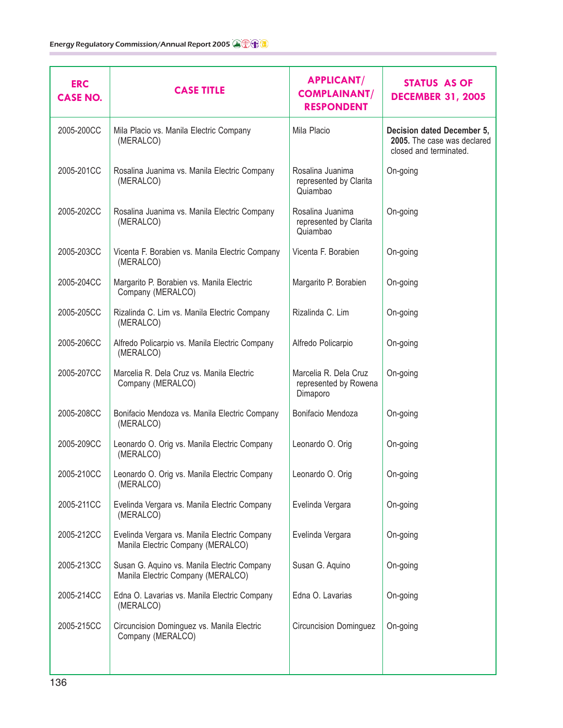| ERC CASE NO. | CASE TITLE | APPLICANT/ COMPLAINANT/ RESPONDENT | STATUS AS OF DECEMBER 31, 2005 |
|---|---|---|---|
| 2005-200CC | Mila Placio vs. Manila Electric Company (MERALCO) | Mila Placio | **Decision dated December 5, 2005.** The case was declared closed and terminated. |
| 2005-201CC | Rosalina Juanima vs. Manila Electric Company (MERALCO) | Rosalina Juanima represented by Clarita Quiambao | On-going |
| 2005-202CC | Rosalina Juanima vs. Manila Electric Company (MERALCO) | Rosalina Juanima represented by Clarita Quiambao | On-going |
| 2005-203CC | Vicenta F. Borabien vs. Manila Electric Company (MERALCO) | Vicenta F. Borabien | On-going |
| 2005-204CC | Margarito P. Borabien vs. Manila Electric Company (MERALCO) | Margarito P. Borabien | On-going |
| 2005-205CC | Rizalinda C. Lim vs. Manila Electric Company (MERALCO) | Rizalinda C. Lim | On-going |
| 2005-206CC | Alfredo Policarpio vs. Manila Electric Company (MERALCO) | Alfredo Policarpio | On-going |
| 2005-207CC | Marcelia R. Dela Cruz vs. Manila Electric Company (MERALCO) | Marcelia R. Dela Cruz represented by Rowena Dimaporo | On-going |
| 2005-208CC | Bonifacio Mendoza vs. Manila Electric Company (MERALCO) | Bonifacio Mendoza | On-going |
| 2005-209CC | Leonardo O. Orig vs. Manila Electric Company (MERALCO) | Leonardo O. Orig | On-going |
| 2005-210CC | Leonardo O. Orig vs. Manila Electric Company (MERALCO) | Leonardo O. Orig | On-going |
| 2005-211CC | Evelinda Vergara vs. Manila Electric Company (MERALCO) | Evelinda Vergara | On-going |
| 2005-212CC | Evelinda Vergara vs. Manila Electric Company Manila Electric Company (MERALCO) | Evelinda Vergara | On-going |
| 2005-213CC | Susan G. Aquino vs. Manila Electric Company Manila Electric Company (MERALCO) | Susan G. Aquino | On-going |
| 2005-214CC | Edna O. Lavarias vs. Manila Electric Company (MERALCO) | Edna O. Lavarias | On-going |
| 2005-215CC | Circuncision Dominguez vs. Manila Electric Company (MERALCO) | Circuncision Dominguez | On-going |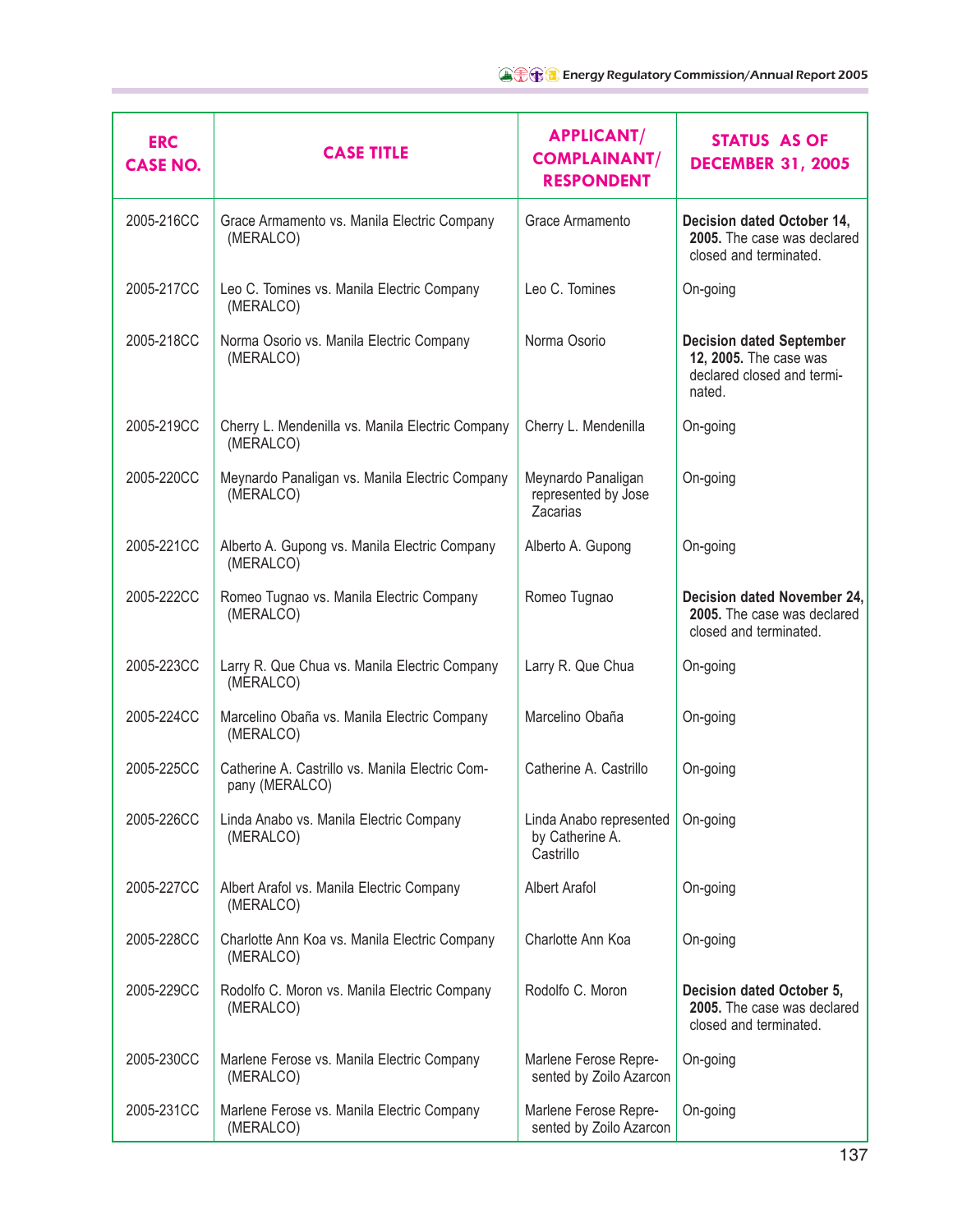| ERC CASE NO. | CASE TITLE | APPLICANT/ COMPLAINANT/ RESPONDENT | STATUS AS OF DECEMBER 31, 2005 |
|---|---|---|---|
| 2005-216CC | Grace Armamento vs. Manila Electric Company (MERALCO) | Grace Armamento | **Decision dated October 14, 2005.** The case was declared closed and terminated. |
| 2005-217CC | Leo C. Tomines vs. Manila Electric Company (MERALCO) | Leo C. Tomines | On-going |
| 2005-218CC | Norma Osorio vs. Manila Electric Company (MERALCO) | Norma Osorio | **Decision dated September 12, 2005.** The case was declared closed and terminated. |
| 2005-219CC | Cherry L. Mendenilla vs. Manila Electric Company (MERALCO) | Cherry L. Mendenilla | On-going |
| 2005-220CC | Meynardo Panaligan vs. Manila Electric Company (MERALCO) | Meynardo Panaligan represented by Jose Zacarias | On-going |
| 2005-221CC | Alberto A. Gupong vs. Manila Electric Company (MERALCO) | Alberto A. Gupong | On-going |
| 2005-222CC | Romeo Tugnao vs. Manila Electric Company (MERALCO) | Romeo Tugnao | **Decision dated November 24, 2005.** The case was declared closed and terminated. |
| 2005-223CC | Larry R. Que Chua vs. Manila Electric Company (MERALCO) | Larry R. Que Chua | On-going |
| 2005-224CC | Marcelino Obaña vs. Manila Electric Company (MERALCO) | Marcelino Obaña | On-going |
| 2005-225CC | Catherine A. Castrillo vs. Manila Electric Company (MERALCO) | Catherine A. Castrillo | On-going |
| 2005-226CC | Linda Anabo vs. Manila Electric Company (MERALCO) | Linda Anabo represented by Catherine A. Castrillo | On-going |
| 2005-227CC | Albert Arafol vs. Manila Electric Company (MERALCO) | Albert Arafol | On-going |
| 2005-228CC | Charlotte Ann Koa vs. Manila Electric Company (MERALCO) | Charlotte Ann Koa | On-going |
| 2005-229CC | Rodolfo C. Moron vs. Manila Electric Company (MERALCO) | Rodolfo C. Moron | **Decision dated October 5, 2005.** The case was declared closed and terminated. |
| 2005-230CC | Marlene Ferose vs. Manila Electric Company (MERALCO) | Marlene Ferose Represented by Zoilo Azarcon | On-going |
| 2005-231CC | Marlene Ferose vs. Manila Electric Company (MERALCO) | Marlene Ferose Represented by Zoilo Azarcon | On-going |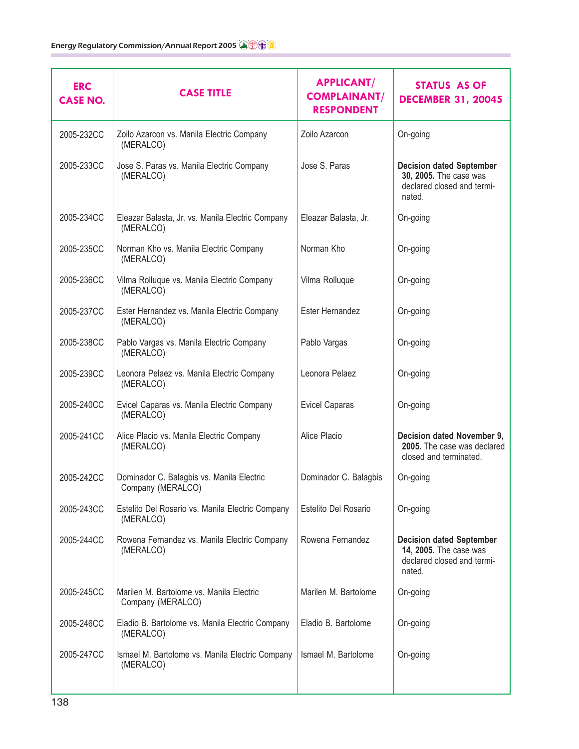| ERC CASE NO. | CASE TITLE | APPLICANT/ COMPLAINANT/ RESPONDENT | STATUS AS OF DECEMBER 31, 20045 |
|---|---|---|---|
| 2005-232CC | Zoilo Azarcon vs. Manila Electric Company (MERALCO) | Zoilo Azarcon | On-going |
| 2005-233CC | Jose S. Paras vs. Manila Electric Company (MERALCO) | Jose S. Paras | **Decision dated September 30, 2005.** The case was declared closed and terminated. |
| 2005-234CC | Eleazar Balasta, Jr. vs. Manila Electric Company (MERALCO) | Eleazar Balasta, Jr. | On-going |
| 2005-235CC | Norman Kho vs. Manila Electric Company (MERALCO) | Norman Kho | On-going |
| 2005-236CC | Vilma Rolluque vs. Manila Electric Company (MERALCO) | Vilma Rolluque | On-going |
| 2005-237CC | Ester Hernandez vs. Manila Electric Company (MERALCO) | Ester Hernandez | On-going |
| 2005-238CC | Pablo Vargas vs. Manila Electric Company (MERALCO) | Pablo Vargas | On-going |
| 2005-239CC | Leonora Pelaez vs. Manila Electric Company (MERALCO) | Leonora Pelaez | On-going |
| 2005-240CC | Evicel Caparas vs. Manila Electric Company (MERALCO) | Evicel Caparas | On-going |
| 2005-241CC | Alice Placio vs. Manila Electric Company (MERALCO) | Alice Placio | **Decision dated November 9, 2005.** The case was declared closed and terminated. |
| 2005-242CC | Dominador C. Balagbis vs. Manila Electric Company (MERALCO) | Dominador C. Balagbis | On-going |
| 2005-243CC | Estelito Del Rosario vs. Manila Electric Company (MERALCO) | Estelito Del Rosario | On-going |
| 2005-244CC | Rowena Fernandez vs. Manila Electric Company (MERALCO) | Rowena Fernandez | **Decision dated September 14, 2005.** The case was declared closed and terminated. |
| 2005-245CC | Marilen M. Bartolome vs. Manila Electric Company (MERALCO) | Marilen M. Bartolome | On-going |
| 2005-246CC | Eladio B. Bartolome vs. Manila Electric Company (MERALCO) | Eladio B. Bartolome | On-going |
| 2005-247CC | Ismael M. Bartolome vs. Manila Electric Company (MERALCO) | Ismael M. Bartolome | On-going |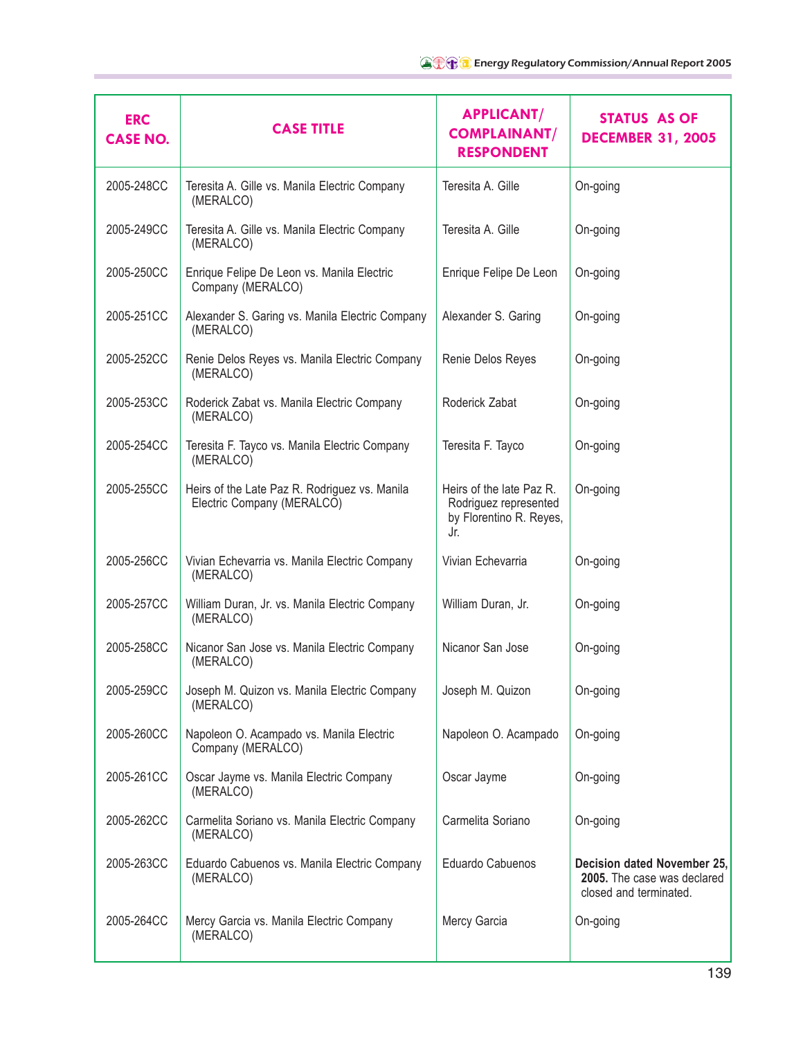| ERC CASE NO. | CASE TITLE | APPLICANT/ COMPLAINANT/ RESPONDENT | STATUS AS OF DECEMBER 31, 2005 |
|---|---|---|---|
| 2005-248CC | Teresita A. Gille vs. Manila Electric Company (MERALCO) | Teresita A. Gille | On-going |
| 2005-249CC | Teresita A. Gille vs. Manila Electric Company (MERALCO) | Teresita A. Gille | On-going |
| 2005-250CC | Enrique Felipe De Leon vs. Manila Electric Company (MERALCO) | Enrique Felipe De Leon | On-going |
| 2005-251CC | Alexander S. Garing vs. Manila Electric Company (MERALCO) | Alexander S. Garing | On-going |
| 2005-252CC | Renie Delos Reyes vs. Manila Electric Company (MERALCO) | Renie Delos Reyes | On-going |
| 2005-253CC | Roderick Zabat vs. Manila Electric Company (MERALCO) | Roderick Zabat | On-going |
| 2005-254CC | Teresita F. Tayco vs. Manila Electric Company (MERALCO) | Teresita F. Tayco | On-going |
| 2005-255CC | Heirs of the Late Paz R. Rodriguez vs. Manila Electric Company (MERALCO) | Heirs of the late Paz R. Rodriguez represented by Florentino R. Reyes, Jr. | On-going |
| 2005-256CC | Vivian Echevarria vs. Manila Electric Company (MERALCO) | Vivian Echevarria | On-going |
| 2005-257CC | William Duran, Jr. vs. Manila Electric Company (MERALCO) | William Duran, Jr. | On-going |
| 2005-258CC | Nicanor San Jose vs. Manila Electric Company (MERALCO) | Nicanor San Jose | On-going |
| 2005-259CC | Joseph M. Quizon vs. Manila Electric Company (MERALCO) | Joseph M. Quizon | On-going |
| 2005-260CC | Napoleon O. Acampado vs. Manila Electric Company (MERALCO) | Napoleon O. Acampado | On-going |
| 2005-261CC | Oscar Jayme vs. Manila Electric Company (MERALCO) | Oscar Jayme | On-going |
| 2005-262CC | Carmelita Soriano vs. Manila Electric Company (MERALCO) | Carmelita Soriano | On-going |
| 2005-263CC | Eduardo Cabuenos vs. Manila Electric Company (MERALCO) | Eduardo Cabuenos | **Decision dated November 25, 2005.** The case was declared closed and terminated. |
| 2005-264CC | Mercy Garcia vs. Manila Electric Company (MERALCO) | Mercy Garcia | On-going |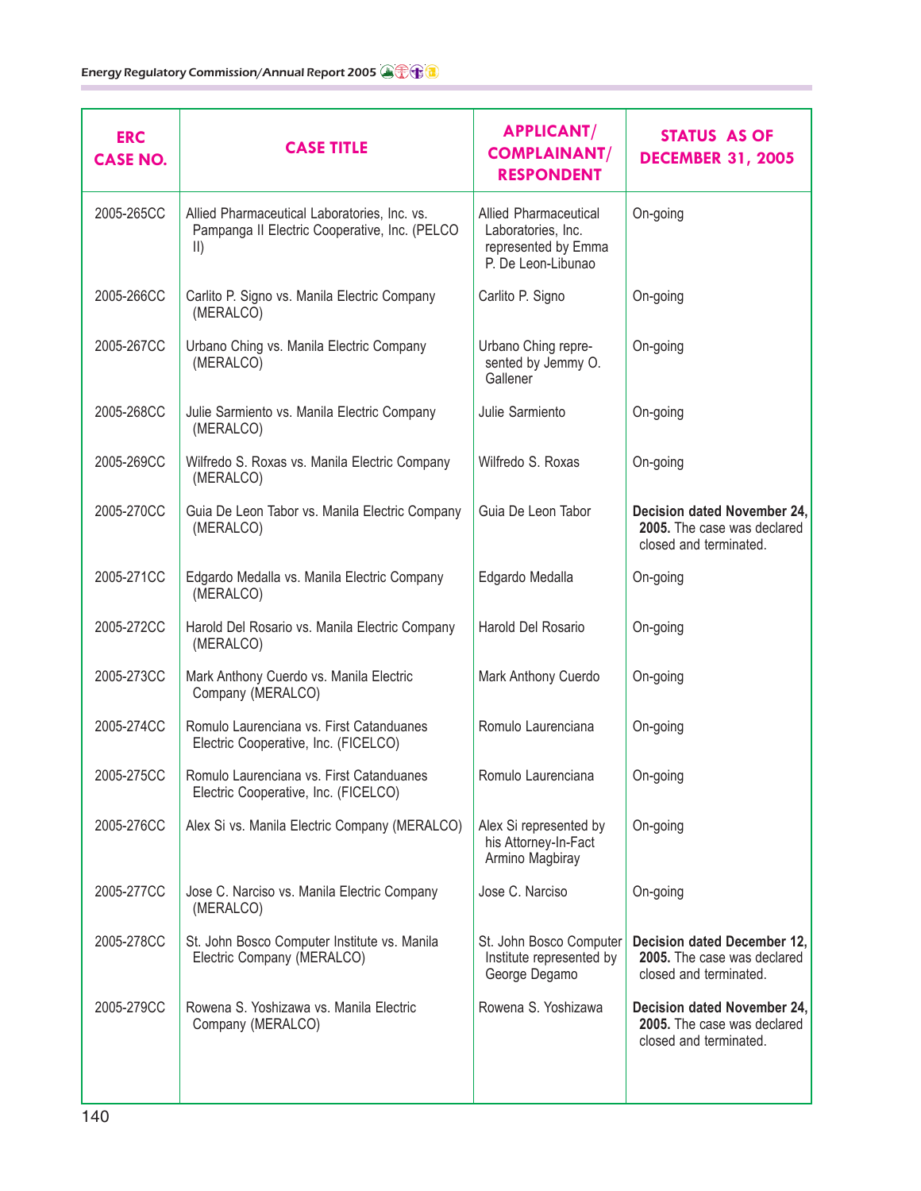| ERC CASE NO. | CASE TITLE | APPLICANT/ COMPLAINANT/ RESPONDENT | STATUS AS OF DECEMBER 31, 2005 |
|---|---|---|---|
| 2005-265CC | Allied Pharmaceutical Laboratories, Inc. vs. Pampanga II Electric Cooperative, Inc. (PELCO II) | Allied Pharmaceutical Laboratories, Inc. represented by Emma P. De Leon-Libunao | On-going |
| 2005-266CC | Carlito P. Signo vs. Manila Electric Company (MERALCO) | Carlito P. Signo | On-going |
| 2005-267CC | Urbano Ching vs. Manila Electric Company (MERALCO) | Urbano Ching represented by Jemmy O. Gallener | On-going |
| 2005-268CC | Julie Sarmiento vs. Manila Electric Company (MERALCO) | Julie Sarmiento | On-going |
| 2005-269CC | Wilfredo S. Roxas vs. Manila Electric Company (MERALCO) | Wilfredo S. Roxas | On-going |
| 2005-270CC | Guia De Leon Tabor vs. Manila Electric Company (MERALCO) | Guia De Leon Tabor | **Decision dated November 24, 2005.** The case was declared closed and terminated. |
| 2005-271CC | Edgardo Medalla vs. Manila Electric Company (MERALCO) | Edgardo Medalla | On-going |
| 2005-272CC | Harold Del Rosario vs. Manila Electric Company (MERALCO) | Harold Del Rosario | On-going |
| 2005-273CC | Mark Anthony Cuerdo vs. Manila Electric Company (MERALCO) | Mark Anthony Cuerdo | On-going |
| 2005-274CC | Romulo Laurenciana vs. First Catanduanes Electric Cooperative, Inc. (FICELCO) | Romulo Laurenciana | On-going |
| 2005-275CC | Romulo Laurenciana vs. First Catanduanes Electric Cooperative, Inc. (FICELCO) | Romulo Laurenciana | On-going |
| 2005-276CC | Alex Si vs. Manila Electric Company (MERALCO) | Alex Si represented by his Attorney-In-Fact Armino Magbiray | On-going |
| 2005-277CC | Jose C. Narciso vs. Manila Electric Company (MERALCO) | Jose C. Narciso | On-going |
| 2005-278CC | St. John Bosco Computer Institute vs. Manila Electric Company (MERALCO) | St. John Bosco Computer Institute represented by George Degamo | **Decision dated December 12, 2005.** The case was declared closed and terminated. |
| 2005-279CC | Rowena S. Yoshizawa vs. Manila Electric Company (MERALCO) | Rowena S. Yoshizawa | **Decision dated November 24, 2005.** The case was declared closed and terminated. |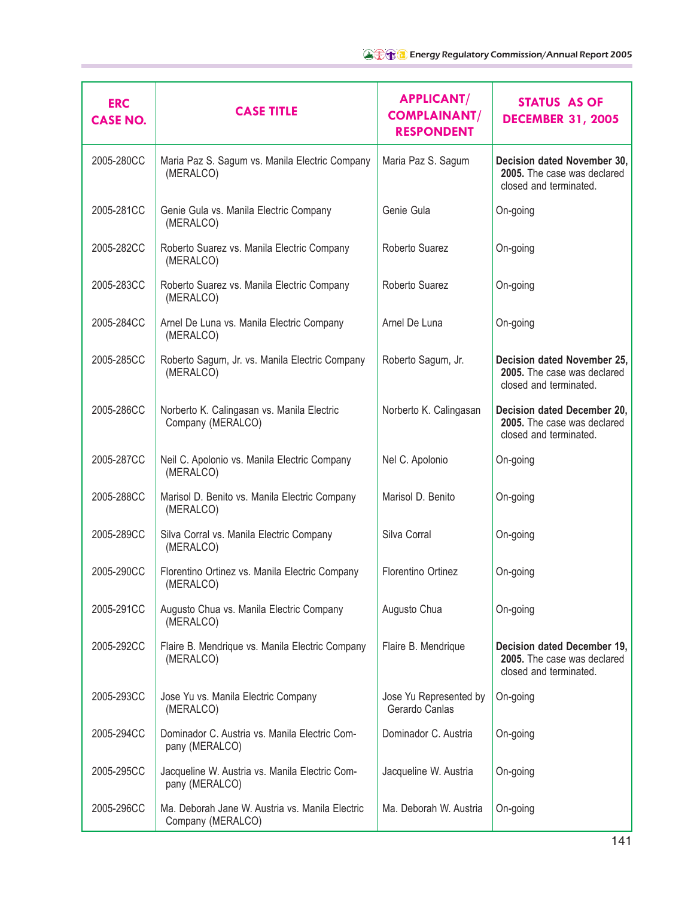| ERC CASE NO. | CASE TITLE | APPLICANT/ COMPLAINANT/ RESPONDENT | STATUS AS OF DECEMBER 31, 2005 |
|---|---|---|---|
| 2005-280CC | Maria Paz S. Sagum vs. Manila Electric Company (MERALCO) | Maria Paz S. Sagum | **Decision dated November 30, 2005.** The case was declared closed and terminated. |
| 2005-281CC | Genie Gula vs. Manila Electric Company (MERALCO) | Genie Gula | On-going |
| 2005-282CC | Roberto Suarez vs. Manila Electric Company (MERALCO) | Roberto Suarez | On-going |
| 2005-283CC | Roberto Suarez vs. Manila Electric Company (MERALCO) | Roberto Suarez | On-going |
| 2005-284CC | Arnel De Luna vs. Manila Electric Company (MERALCO) | Arnel De Luna | On-going |
| 2005-285CC | Roberto Sagum, Jr. vs. Manila Electric Company (MERALCO) | Roberto Sagum, Jr. | **Decision dated November 25, 2005.** The case was declared closed and terminated. |
| 2005-286CC | Norberto K. Calingasan vs. Manila Electric Company (MERALCO) | Norberto K. Calingasan | **Decision dated December 20, 2005.** The case was declared closed and terminated. |
| 2005-287CC | Neil C. Apolonio vs. Manila Electric Company (MERALCO) | Nel C. Apolonio | On-going |
| 2005-288CC | Marisol D. Benito vs. Manila Electric Company (MERALCO) | Marisol D. Benito | On-going |
| 2005-289CC | Silva Corral vs. Manila Electric Company (MERALCO) | Silva Corral | On-going |
| 2005-290CC | Florentino Ortinez vs. Manila Electric Company (MERALCO) | Florentino Ortinez | On-going |
| 2005-291CC | Augusto Chua vs. Manila Electric Company (MERALCO) | Augusto Chua | On-going |
| 2005-292CC | Flaire B. Mendrique vs. Manila Electric Company (MERALCO) | Flaire B. Mendrique | **Decision dated December 19, 2005.** The case was declared closed and terminated. |
| 2005-293CC | Jose Yu vs. Manila Electric Company (MERALCO) | Jose Yu Represented by Gerardo Canlas | On-going |
| 2005-294CC | Dominador C. Austria vs. Manila Electric Company (MERALCO) | Dominador C. Austria | On-going |
| 2005-295CC | Jacqueline W. Austria vs. Manila Electric Company (MERALCO) | Jacqueline W. Austria | On-going |
| 2005-296CC | Ma. Deborah Jane W. Austria vs. Manila Electric Company (MERALCO) | Ma. Deborah W. Austria | On-going |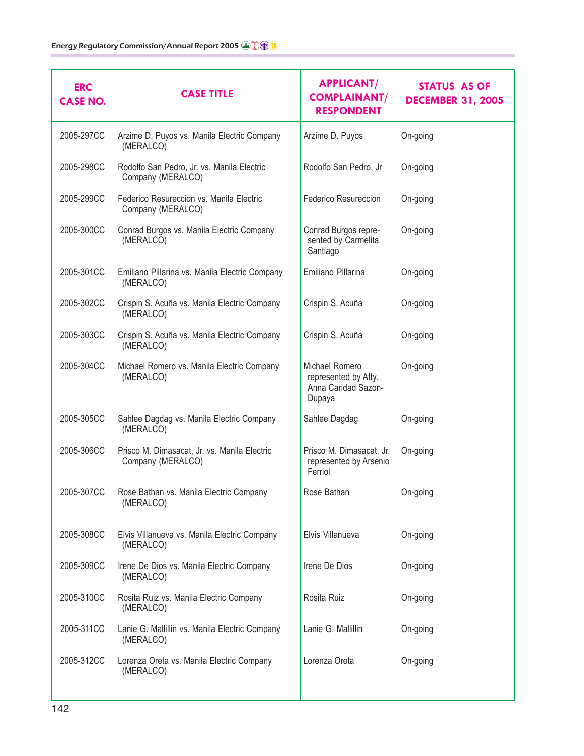| ERC CASE NO. | CASE TITLE | APPLICANT/ COMPLAINANT/ RESPONDENT | STATUS AS OF DECEMBER 31, 2005 |
|---|---|---|---|
| 2005-297CC | Arzime D. Puyos vs. Manila Electric Company (MERALCO) | Arzime D. Puyos | On-going |
| 2005-298CC | Rodolfo San Pedro, Jr. vs. Manila Electric Company (MERALCO) | Rodolfo San Pedro, Jr | On-going |
| 2005-299CC | Federico Resureccion vs. Manila Electric Company (MERALCO) | Federico Resureccion | On-going |
| 2005-300CC | Conrad Burgos vs. Manila Electric Company (MERALCO) | Conrad Burgos represented by Carmelita Santiago | On-going |
| 2005-301CC | Emiliano Pillarina vs. Manila Electric Company (MERALCO) | Emiliano Pillarina | On-going |
| 2005-302CC | Crispin S. Acuña vs. Manila Electric Company (MERALCO) | Crispin S. Acuña | On-going |
| 2005-303CC | Crispin S. Acuña vs. Manila Electric Company (MERALCO) | Crispin S. Acuña | On-going |
| 2005-304CC | Michael Romero vs. Manila Electric Company (MERALCO) | Michael Romero represented by Atty. Anna Caridad Sazon-Dupaya | On-going |
| 2005-305CC | Sahlee Dagdag vs. Manila Electric Company (MERALCO) | Sahlee Dagdag | On-going |
| 2005-306CC | Prisco M. Dimasacat, Jr. vs. Manila Electric Company (MERALCO) | Prisco M. Dimasacat, Jr. represented by Arsenio Ferriol | On-going |
| 2005-307CC | Rose Bathan vs. Manila Electric Company (MERALCO) | Rose Bathan | On-going |
| 2005-308CC | Elvis Villanueva vs. Manila Electric Company (MERALCO) | Elvis Villanueva | On-going |
| 2005-309CC | Irene De Dios vs. Manila Electric Company (MERALCO) | Irene De Dios | On-going |
| 2005-310CC | Rosita Ruiz vs. Manila Electric Company (MERALCO) | Rosita Ruiz | On-going |
| 2005-311CC | Lanie G. Mallillin vs. Manila Electric Company (MERALCO) | Lanie G. Mallillin | On-going |
| 2005-312CC | Lorenza Oreta vs. Manila Electric Company (MERALCO) | Lorenza Oreta | On-going |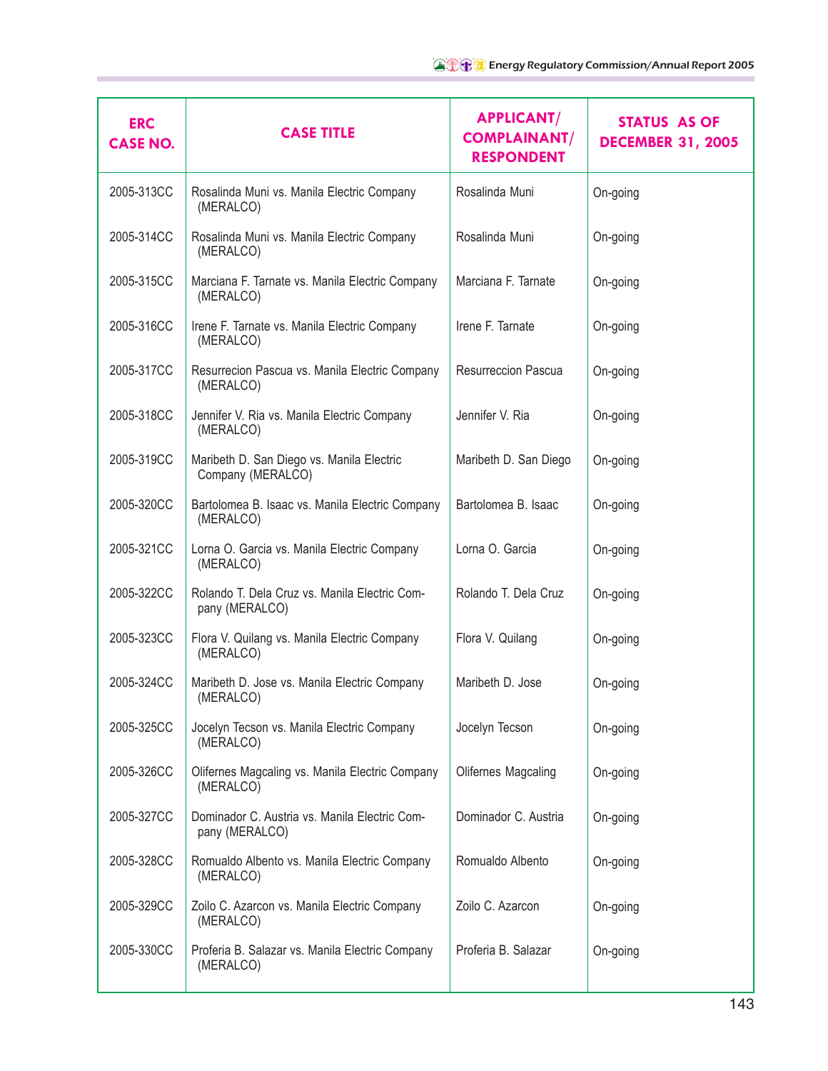| ERC CASE NO. | CASE TITLE | APPLICANT/ COMPLAINANT/ RESPONDENT | STATUS AS OF DECEMBER 31, 2005 |
|---|---|---|---|
| 2005-313CC | Rosalinda Muni vs. Manila Electric Company (MERALCO) | Rosalinda Muni | On-going |
| 2005-314CC | Rosalinda Muni vs. Manila Electric Company (MERALCO) | Rosalinda Muni | On-going |
| 2005-315CC | Marciana F. Tarnate vs. Manila Electric Company (MERALCO) | Marciana F. Tarnate | On-going |
| 2005-316CC | Irene F. Tarnate vs. Manila Electric Company (MERALCO) | Irene F. Tarnate | On-going |
| 2005-317CC | Resurrecion Pascua vs. Manila Electric Company (MERALCO) | Resurreccion Pascua | On-going |
| 2005-318CC | Jennifer V. Ria vs. Manila Electric Company (MERALCO) | Jennifer V. Ria | On-going |
| 2005-319CC | Maribeth D. San Diego vs. Manila Electric Company (MERALCO) | Maribeth D. San Diego | On-going |
| 2005-320CC | Bartolomea B. Isaac vs. Manila Electric Company (MERALCO) | Bartolomea B. Isaac | On-going |
| 2005-321CC | Lorna O. Garcia vs. Manila Electric Company (MERALCO) | Lorna O. Garcia | On-going |
| 2005-322CC | Rolando T. Dela Cruz vs. Manila Electric Company (MERALCO) | Rolando T. Dela Cruz | On-going |
| 2005-323CC | Flora V. Quilang vs. Manila Electric Company (MERALCO) | Flora V. Quilang | On-going |
| 2005-324CC | Maribeth D. Jose vs. Manila Electric Company (MERALCO) | Maribeth D. Jose | On-going |
| 2005-325CC | Jocelyn Tecson vs. Manila Electric Company (MERALCO) | Jocelyn Tecson | On-going |
| 2005-326CC | Olifernes Magcaling vs. Manila Electric Company (MERALCO) | Olifernes Magcaling | On-going |
| 2005-327CC | Dominador C. Austria vs. Manila Electric Company (MERALCO) | Dominador C. Austria | On-going |
| 2005-328CC | Romualdo Albento vs. Manila Electric Company (MERALCO) | Romualdo Albento | On-going |
| 2005-329CC | Zoilo C. Azarcon vs. Manila Electric Company (MERALCO) | Zoilo C. Azarcon | On-going |
| 2005-330CC | Proferia B. Salazar vs. Manila Electric Company (MERALCO) | Proferia B. Salazar | On-going |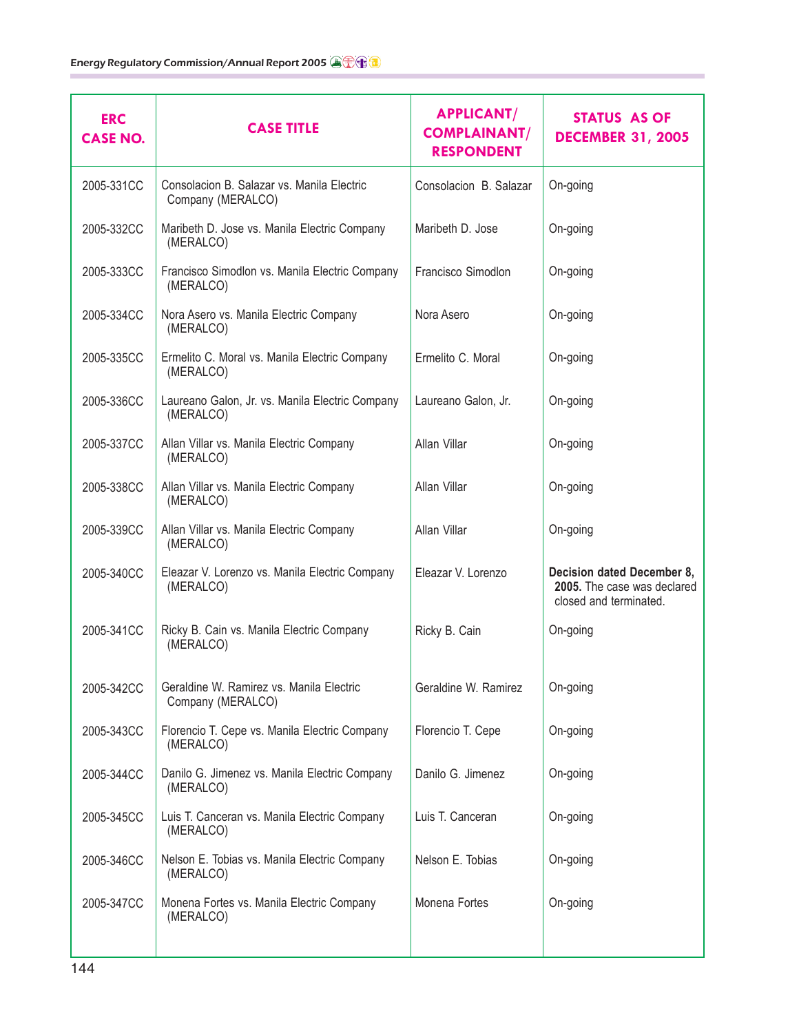| ERC CASE NO. | CASE TITLE | APPLICANT/ COMPLAINANT/ RESPONDENT | STATUS AS OF DECEMBER 31, 2005 |
|---|---|---|---|
| 2005-331CC | Consolacion B. Salazar vs. Manila Electric Company (MERALCO) | Consolacion B. Salazar | On-going |
| 2005-332CC | Maribeth D. Jose vs. Manila Electric Company (MERALCO) | Maribeth D. Jose | On-going |
| 2005-333CC | Francisco Simodlon vs. Manila Electric Company (MERALCO) | Francisco Simodlon | On-going |
| 2005-334CC | Nora Asero vs. Manila Electric Company (MERALCO) | Nora Asero | On-going |
| 2005-335CC | Ermelito C. Moral vs. Manila Electric Company (MERALCO) | Ermelito C. Moral | On-going |
| 2005-336CC | Laureano Galon, Jr. vs. Manila Electric Company (MERALCO) | Laureano Galon, Jr. | On-going |
| 2005-337CC | Allan Villar vs. Manila Electric Company (MERALCO) | Allan Villar | On-going |
| 2005-338CC | Allan Villar vs. Manila Electric Company (MERALCO) | Allan Villar | On-going |
| 2005-339CC | Allan Villar vs. Manila Electric Company (MERALCO) | Allan Villar | On-going |
| 2005-340CC | Eleazar V. Lorenzo vs. Manila Electric Company (MERALCO) | Eleazar V. Lorenzo | **Decision dated December 8, 2005.** The case was declared closed and terminated. |
| 2005-341CC | Ricky B. Cain vs. Manila Electric Company (MERALCO) | Ricky B. Cain | On-going |
| 2005-342CC | Geraldine W. Ramirez vs. Manila Electric Company (MERALCO) | Geraldine W. Ramirez | On-going |
| 2005-343CC | Florencio T. Cepe vs. Manila Electric Company (MERALCO) | Florencio T. Cepe | On-going |
| 2005-344CC | Danilo G. Jimenez vs. Manila Electric Company (MERALCO) | Danilo G. Jimenez | On-going |
| 2005-345CC | Luis T. Canceran vs. Manila Electric Company (MERALCO) | Luis T. Canceran | On-going |
| 2005-346CC | Nelson E. Tobias vs. Manila Electric Company (MERALCO) | Nelson E. Tobias | On-going |
| 2005-347CC | Monena Fortes vs. Manila Electric Company (MERALCO) | Monena Fortes | On-going |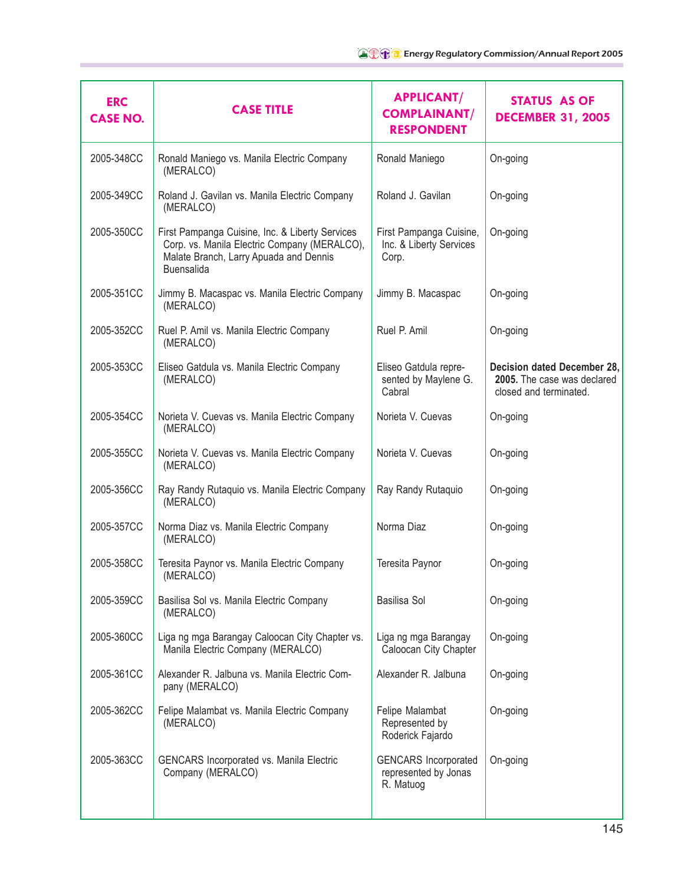| ERC CASE NO. | CASE TITLE | APPLICANT/ COMPLAINANT/ RESPONDENT | STATUS AS OF DECEMBER 31, 2005 |
|---|---|---|---|
| 2005-348CC | Ronald Maniego vs. Manila Electric Company (MERALCO) | Ronald Maniego | On-going |
| 2005-349CC | Roland J. Gavilan vs. Manila Electric Company (MERALCO) | Roland J. Gavilan | On-going |
| 2005-350CC | First Pampanga Cuisine, Inc. & Liberty Services Corp. vs. Manila Electric Company (MERALCO), Malate Branch, Larry Apuada and Dennis Buensalida | First Pampanga Cuisine, Inc. & Liberty Services Corp. | On-going |
| 2005-351CC | Jimmy B. Macaspac vs. Manila Electric Company (MERALCO) | Jimmy B. Macaspac | On-going |
| 2005-352CC | Ruel P. Amil vs. Manila Electric Company (MERALCO) | Ruel P. Amil | On-going |
| 2005-353CC | Eliseo Gatdula vs. Manila Electric Company (MERALCO) | Eliseo Gatdula represented by Maylene G. Cabral | **Decision dated December 28, 2005.** The case was declared closed and terminated. |
| 2005-354CC | Norieta V. Cuevas vs. Manila Electric Company (MERALCO) | Norieta V. Cuevas | On-going |
| 2005-355CC | Norieta V. Cuevas vs. Manila Electric Company (MERALCO) | Norieta V. Cuevas | On-going |
| 2005-356CC | Ray Randy Rutaquio vs. Manila Electric Company (MERALCO) | Ray Randy Rutaquio | On-going |
| 2005-357CC | Norma Diaz vs. Manila Electric Company (MERALCO) | Norma Diaz | On-going |
| 2005-358CC | Teresita Paynor vs. Manila Electric Company (MERALCO) | Teresita Paynor | On-going |
| 2005-359CC | Basilisa Sol vs. Manila Electric Company (MERALCO) | Basilisa Sol | On-going |
| 2005-360CC | Liga ng mga Barangay Caloocan City Chapter vs. Manila Electric Company (MERALCO) | Liga ng mga Barangay Caloocan City Chapter | On-going |
| 2005-361CC | Alexander R. Jalbuna vs. Manila Electric Company (MERALCO) | Alexander R. Jalbuna | On-going |
| 2005-362CC | Felipe Malambat vs. Manila Electric Company (MERALCO) | Felipe Malambat Represented by Roderick Fajardo | On-going |
| 2005-363CC | GENCARS Incorporated vs. Manila Electric Company (MERALCO) | GENCARS Incorporated represented by Jonas R. Matuog | On-going |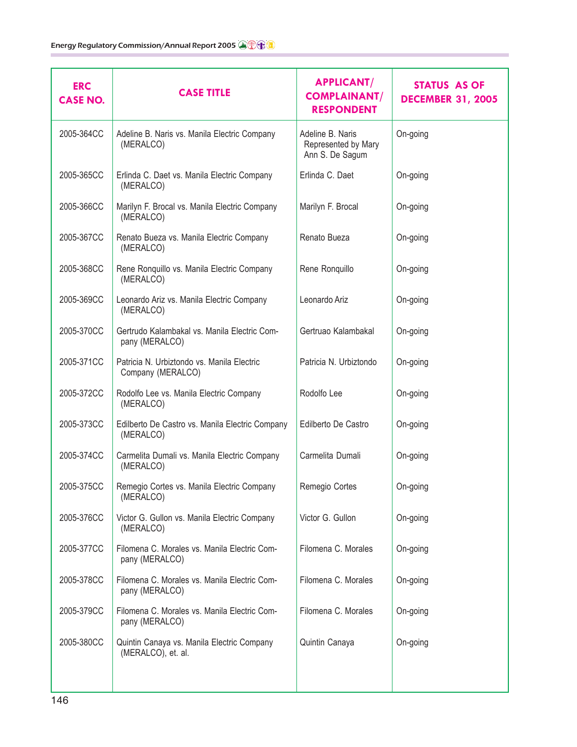| ERC CASE NO. | CASE TITLE | APPLICANT/ COMPLAINANT/ RESPONDENT | STATUS AS OF DECEMBER 31, 2005 |
| --- | --- | --- | --- |
| 2005-364CC | Adeline B. Naris vs. Manila Electric Company (MERALCO) | Adeline B. Naris Represented by Mary Ann S. De Sagum | On-going |
| 2005-365CC | Erlinda C. Daet vs. Manila Electric Company (MERALCO) | Erlinda C. Daet | On-going |
| 2005-366CC | Marilyn F. Brocal vs. Manila Electric Company (MERALCO) | Marilyn F. Brocal | On-going |
| 2005-367CC | Renato Bueza vs. Manila Electric Company (MERALCO) | Renato Bueza | On-going |
| 2005-368CC | Rene Ronquillo vs. Manila Electric Company (MERALCO) | Rene Ronquillo | On-going |
| 2005-369CC | Leonardo Ariz vs. Manila Electric Company (MERALCO) | Leonardo Ariz | On-going |
| 2005-370CC | Gertrudo Kalambakal vs. Manila Electric Company (MERALCO) | Gertruao Kalambakal | On-going |
| 2005-371CC | Patricia N. Urbiztondo vs. Manila Electric Company (MERALCO) | Patricia N. Urbiztondo | On-going |
| 2005-372CC | Rodolfo Lee vs. Manila Electric Company (MERALCO) | Rodolfo Lee | On-going |
| 2005-373CC | Edilberto De Castro vs. Manila Electric Company (MERALCO) | Edilberto De Castro | On-going |
| 2005-374CC | Carmelita Dumali vs. Manila Electric Company (MERALCO) | Carmelita Dumali | On-going |
| 2005-375CC | Remegio Cortes vs. Manila Electric Company (MERALCO) | Remegio Cortes | On-going |
| 2005-376CC | Victor G. Gullon vs. Manila Electric Company (MERALCO) | Victor G. Gullon | On-going |
| 2005-377CC | Filomena C. Morales vs. Manila Electric Company (MERALCO) | Filomena C. Morales | On-going |
| 2005-378CC | Filomena C. Morales vs. Manila Electric Company (MERALCO) | Filomena C. Morales | On-going |
| 2005-379CC | Filomena C. Morales vs. Manila Electric Company (MERALCO) | Filomena C. Morales | On-going |
| 2005-380CC | Quintin Canaya vs. Manila Electric Company (MERALCO), et. al. | Quintin Canaya | On-going |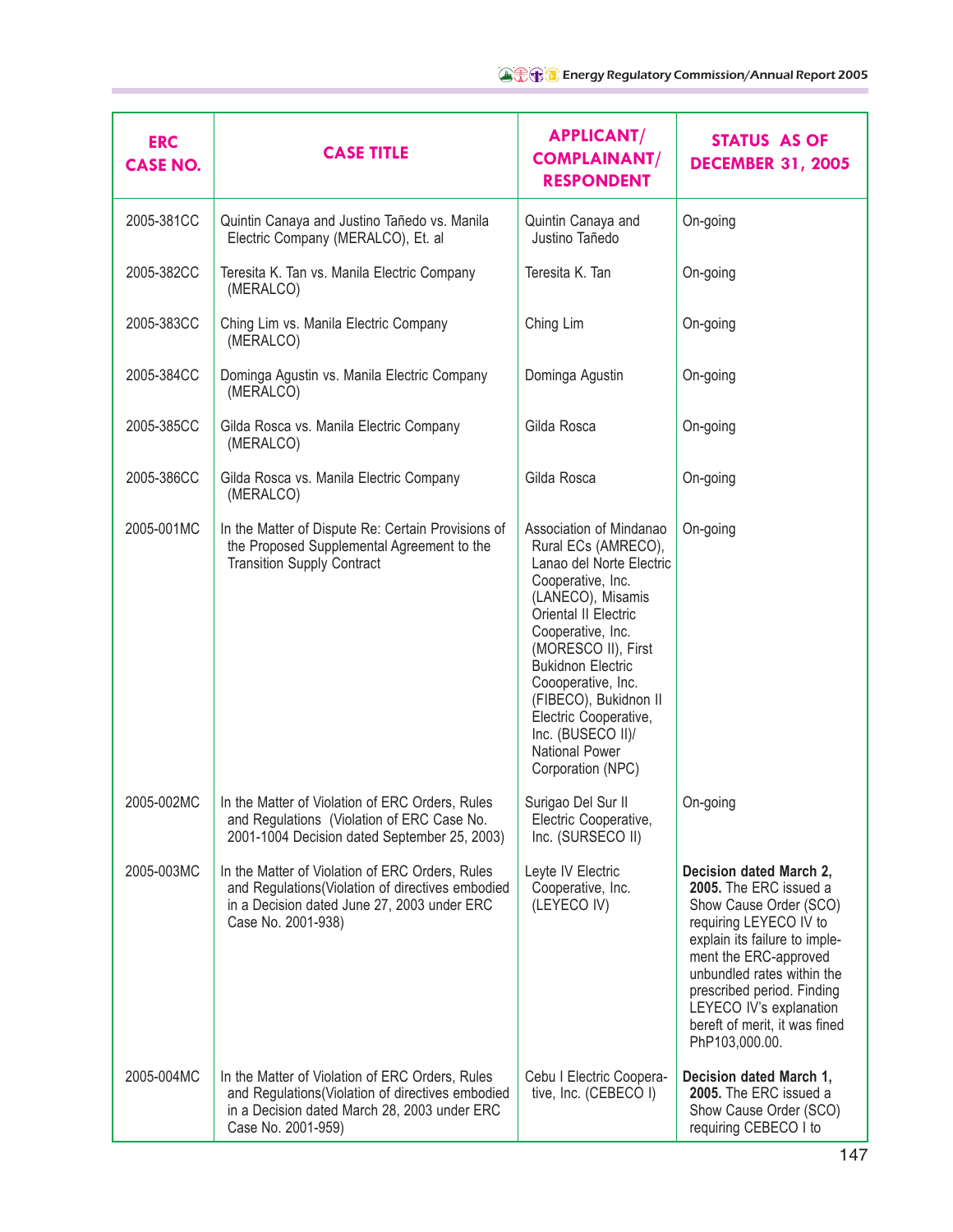| ERC CASE NO. | CASE TITLE | APPLICANT/ COMPLAINANT/ RESPONDENT | STATUS AS OF DECEMBER 31, 2005 |
|---|---|---|---|
| 2005-381CC | Quintin Canaya and Justino Tañedo vs. Manila Electric Company (MERALCO), Et. al | Quintin Canaya and Justino Tañedo | On-going |
| 2005-382CC | Teresita K. Tan vs. Manila Electric Company (MERALCO) | Teresita K. Tan | On-going |
| 2005-383CC | Ching Lim vs. Manila Electric Company (MERALCO) | Ching Lim | On-going |
| 2005-384CC | Dominga Agustin vs. Manila Electric Company (MERALCO) | Dominga Agustin | On-going |
| 2005-385CC | Gilda Rosca vs. Manila Electric Company (MERALCO) | Gilda Rosca | On-going |
| 2005-386CC | Gilda Rosca vs. Manila Electric Company (MERALCO) | Gilda Rosca | On-going |
| 2005-001MC | In the Matter of Dispute Re: Certain Provisions of the Proposed Supplemental Agreement to the Transition Supply Contract | Association of Mindanao Rural ECs (AMRECO), Lanao del Norte Electric Cooperative, Inc. (LANECO), Misamis Oriental II Electric Cooperative, Inc. (MORESCO II), First Bukidnon Electric Coooperative, Inc. (FIBECO), Bukidnon II Electric Cooperative, Inc. (BUSECO II)/ National Power Corporation (NPC) | On-going |
| 2005-002MC | In the Matter of Violation of ERC Orders, Rules and Regulations (Violation of ERC Case No. 2001-1004 Decision dated September 25, 2003) | Surigao Del Sur II Electric Cooperative, Inc. (SURSECO II) | On-going |
| 2005-003MC | In the Matter of Violation of ERC Orders, Rules and Regulations(Violation of directives embodied in a Decision dated June 27, 2003 under ERC Case No. 2001-938) | Leyte IV Electric Cooperative, Inc. (LEYECO IV) | **Decision dated March 2, 2005.** The ERC issued a Show Cause Order (SCO) requiring LEYECO IV to explain its failure to implement the ERC-approved unbundled rates within the prescribed period. Finding LEYECO IV's explanation bereft of merit, it was fined PhP103,000.00. |
| 2005-004MC | In the Matter of Violation of ERC Orders, Rules and Regulations(Violation of directives embodied in a Decision dated March 28, 2003 under ERC Case No. 2001-959) | Cebu I Electric Cooperative, Inc. (CEBECO I) | **Decision dated March 1, 2005.** The ERC issued a Show Cause Order (SCO) requiring CEBECO I to |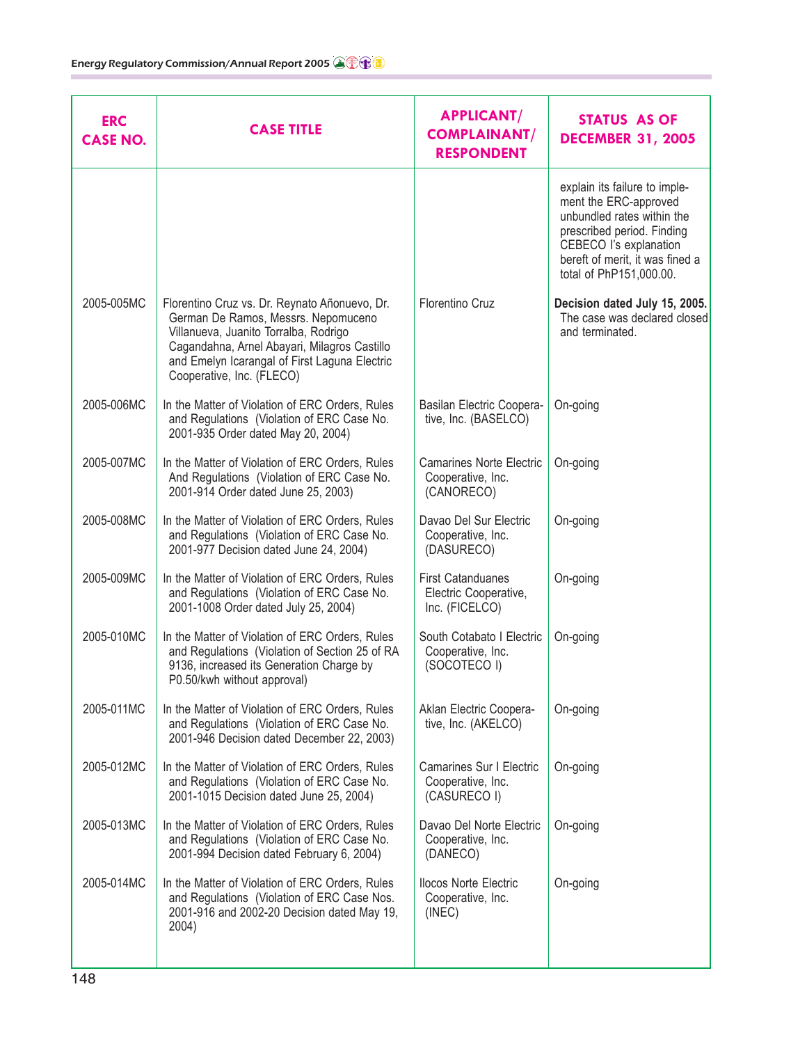| ERC CASE NO. | CASE TITLE | APPLICANT/ COMPLAINANT/ RESPONDENT | STATUS AS OF DECEMBER 31, 2005 |
|---|---|---|---|
| | | | explain its failure to implement the ERC-approved unbundled rates within the prescribed period. Finding CEBECO I's explanation bereft of merit, it was fined a total of PhP151,000.00. |
| 2005-005MC | Florentino Cruz vs. Dr. Reynato Añonuevo, Dr. German De Ramos, Messrs. Nepomuceno Villanueva, Juanito Torralba, Rodrigo Cagandahna, Arnel Abayari, Milagros Castillo and Emelyn Icarangal of First Laguna Electric Cooperative, Inc. (FLECO) | Florentino Cruz | **Decision dated July 15, 2005.** The case was declared closed and terminated. |
| 2005-006MC | In the Matter of Violation of ERC Orders, Rules and Regulations (Violation of ERC Case No. 2001-935 Order dated May 20, 2004) | Basilan Electric Cooperative, Inc. (BASELCO) | On-going |
| 2005-007MC | In the Matter of Violation of ERC Orders, Rules And Regulations (Violation of ERC Case No. 2001-914 Order dated June 25, 2003) | Camarines Norte Electric Cooperative, Inc. (CANORECO) | On-going |
| 2005-008MC | In the Matter of Violation of ERC Orders, Rules and Regulations (Violation of ERC Case No. 2001-977 Decision dated June 24, 2004) | Davao Del Sur Electric Cooperative, Inc. (DASURECO) | On-going |
| 2005-009MC | In the Matter of Violation of ERC Orders, Rules and Regulations (Violation of ERC Case No. 2001-1008 Order dated July 25, 2004) | First Catanduanes Electric Cooperative, Inc. (FICELCO) | On-going |
| 2005-010MC | In the Matter of Violation of ERC Orders, Rules and Regulations (Violation of Section 25 of RA 9136, increased its Generation Charge by P0.50/kwh without approval) | South Cotabato I Electric Cooperative, Inc. (SOCOTECO I) | On-going |
| 2005-011MC | In the Matter of Violation of ERC Orders, Rules and Regulations (Violation of ERC Case No. 2001-946 Decision dated December 22, 2003) | Aklan Electric Cooperative, Inc. (AKELCO) | On-going |
| 2005-012MC | In the Matter of Violation of ERC Orders, Rules and Regulations (Violation of ERC Case No. 2001-1015 Decision dated June 25, 2004) | Camarines Sur I Electric Cooperative, Inc. (CASURECO I) | On-going |
| 2005-013MC | In the Matter of Violation of ERC Orders, Rules and Regulations (Violation of ERC Case No. 2001-994 Decision dated February 6, 2004) | Davao Del Norte Electric Cooperative, Inc. (DANECO) | On-going |
| 2005-014MC | In the Matter of Violation of ERC Orders, Rules and Regulations (Violation of ERC Case Nos. 2001-916 and 2002-20 Decision dated May 19, 2004) | Ilocos Norte Electric Cooperative, Inc. (INEC) | On-going |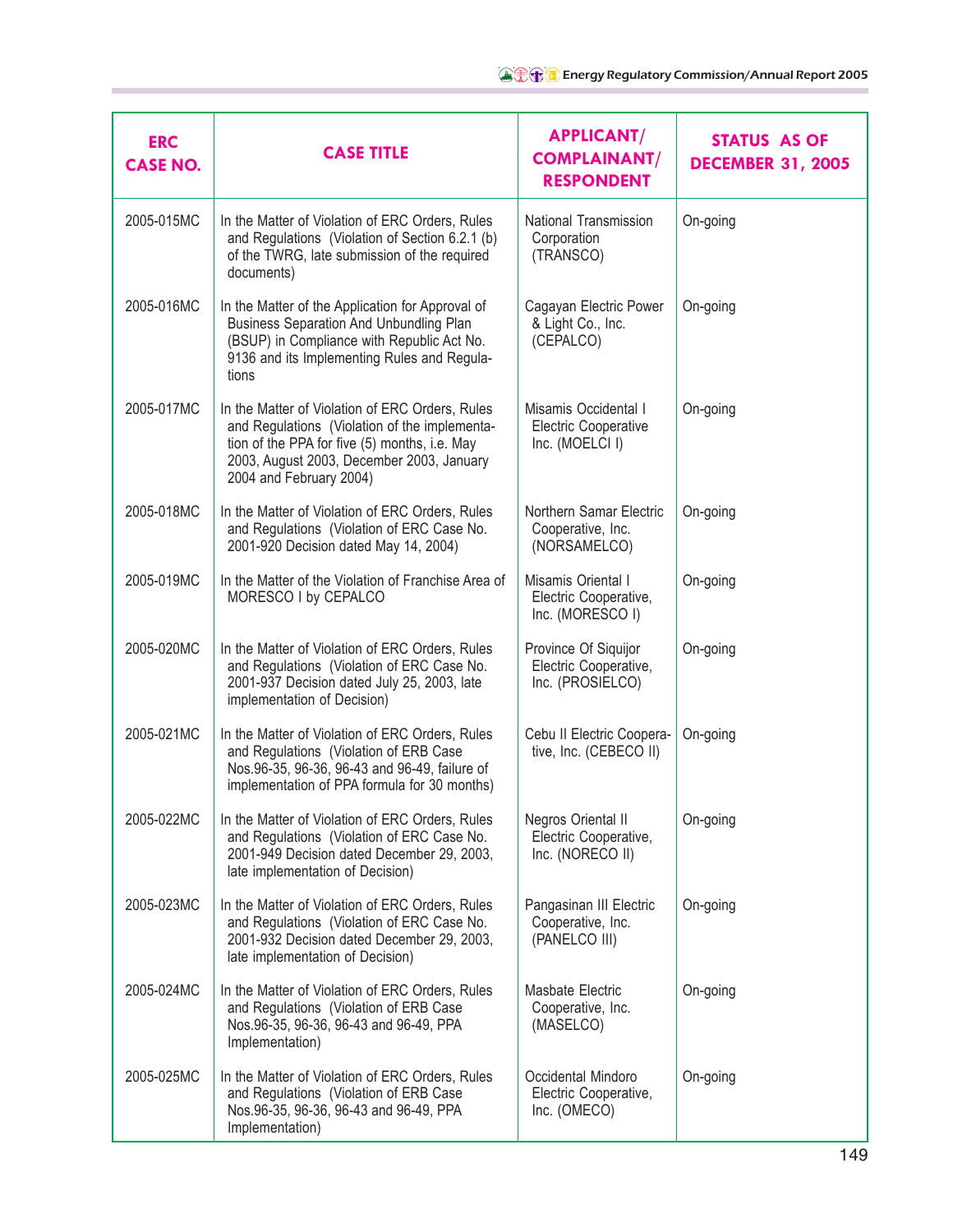| ERC CASE NO. | CASE TITLE | APPLICANT/ COMPLAINANT/ RESPONDENT | STATUS AS OF DECEMBER 31, 2005 |
|---|---|---|---|
| 2005-015MC | In the Matter of Violation of ERC Orders, Rules and Regulations (Violation of Section 6.2.1 (b) of the TWRG, late submission of the required documents) | National Transmission Corporation (TRANSCO) | On-going |
| 2005-016MC | In the Matter of the Application for Approval of Business Separation And Unbundling Plan (BSUP) in Compliance with Republic Act No. 9136 and its Implementing Rules and Regulations | Cagayan Electric Power & Light Co., Inc. (CEPALCO) | On-going |
| 2005-017MC | In the Matter of Violation of ERC Orders, Rules and Regulations (Violation of the implementation of the PPA for five (5) months, i.e. May 2003, August 2003, December 2003, January 2004 and February 2004) | Misamis Occidental I Electric Cooperative Inc. (MOELCI I) | On-going |
| 2005-018MC | In the Matter of Violation of ERC Orders, Rules and Regulations (Violation of ERC Case No. 2001-920 Decision dated May 14, 2004) | Northern Samar Electric Cooperative, Inc. (NORSAMELCO) | On-going |
| 2005-019MC | In the Matter of the Violation of Franchise Area of MORESCO I by CEPALCO | Misamis Oriental I Electric Cooperative, Inc. (MORESCO I) | On-going |
| 2005-020MC | In the Matter of Violation of ERC Orders, Rules and Regulations (Violation of ERC Case No. 2001-937 Decision dated July 25, 2003, late implementation of Decision) | Province Of Siquijor Electric Cooperative, Inc. (PROSIELCO) | On-going |
| 2005-021MC | In the Matter of Violation of ERC Orders, Rules and Regulations (Violation of ERB Case Nos.96-35, 96-36, 96-43 and 96-49, failure of implementation of PPA formula for 30 months) | Cebu II Electric Cooperative, Inc. (CEBECO II) | On-going |
| 2005-022MC | In the Matter of Violation of ERC Orders, Rules and Regulations (Violation of ERC Case No. 2001-949 Decision dated December 29, 2003, late implementation of Decision) | Negros Oriental II Electric Cooperative, Inc. (NORECO II) | On-going |
| 2005-023MC | In the Matter of Violation of ERC Orders, Rules and Regulations (Violation of ERC Case No. 2001-932 Decision dated December 29, 2003, late implementation of Decision) | Pangasinan III Electric Cooperative, Inc. (PANELCO III) | On-going |
| 2005-024MC | In the Matter of Violation of ERC Orders, Rules and Regulations (Violation of ERB Case Nos.96-35, 96-36, 96-43 and 96-49, PPA Implementation) | Masbate Electric Cooperative, Inc. (MASELCO) | On-going |
| 2005-025MC | In the Matter of Violation of ERC Orders, Rules and Regulations (Violation of ERB Case Nos.96-35, 96-36, 96-43 and 96-49, PPA Implementation) | Occidental Mindoro Electric Cooperative, Inc. (OMECO) | On-going |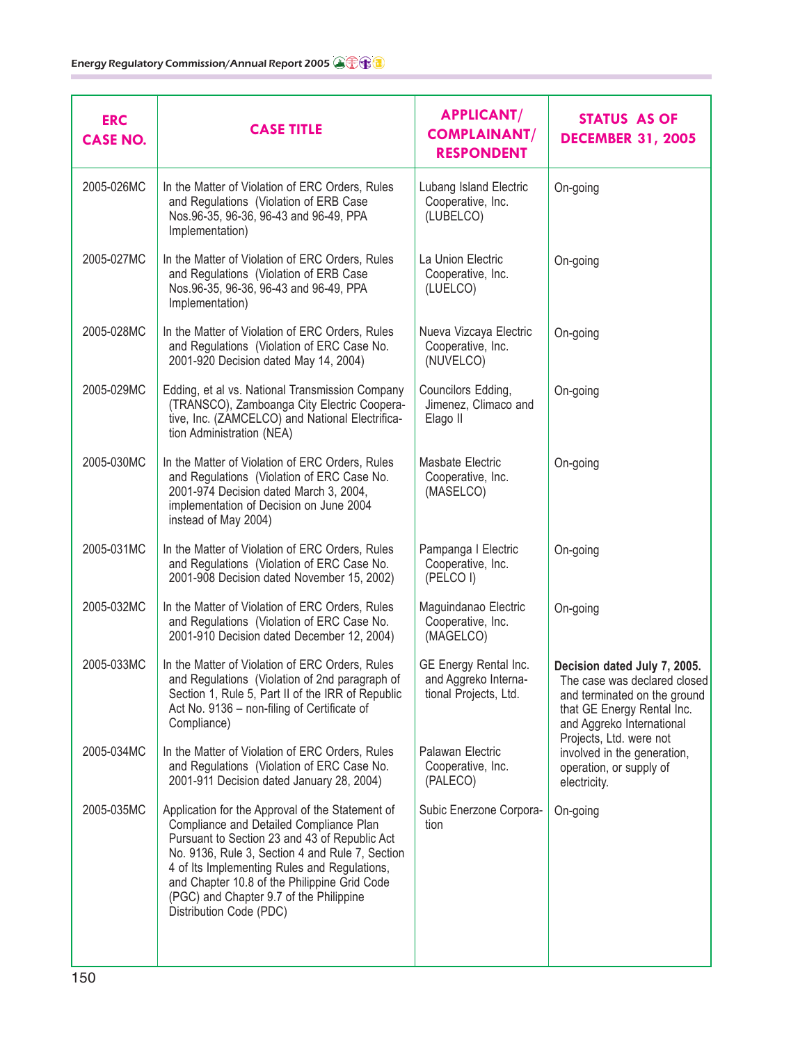| ERC CASE NO. | CASE TITLE | APPLICANT/ COMPLAINANT/ RESPONDENT | STATUS AS OF DECEMBER 31, 2005 |
|---|---|---|---|
| 2005-026MC | In the Matter of Violation of ERC Orders, Rules and Regulations (Violation of ERB Case Nos.96-35, 96-36, 96-43 and 96-49, PPA Implementation) | Lubang Island Electric Cooperative, Inc. (LUBELCO) | On-going |
| 2005-027MC | In the Matter of Violation of ERC Orders, Rules and Regulations (Violation of ERB Case Nos.96-35, 96-36, 96-43 and 96-49, PPA Implementation) | La Union Electric Cooperative, Inc. (LUELCO) | On-going |
| 2005-028MC | In the Matter of Violation of ERC Orders, Rules and Regulations (Violation of ERC Case No. 2001-920 Decision dated May 14, 2004) | Nueva Vizcaya Electric Cooperative, Inc. (NUVELCO) | On-going |
| 2005-029MC | Edding, et al vs. National Transmission Company (TRANSCO), Zamboanga City Electric Cooperative, Inc. (ZAMCELCO) and National Electrification Administration (NEA) | Councilors Edding, Jimenez, Climaco and Elago II | On-going |
| 2005-030MC | In the Matter of Violation of ERC Orders, Rules and Regulations (Violation of ERC Case No. 2001-974 Decision dated March 3, 2004, implementation of Decision on June 2004 instead of May 2004) | Masbate Electric Cooperative, Inc. (MASELCO) | On-going |
| 2005-031MC | In the Matter of Violation of ERC Orders, Rules and Regulations (Violation of ERC Case No. 2001-908 Decision dated November 15, 2002) | Pampanga I Electric Cooperative, Inc. (PELCO I) | On-going |
| 2005-032MC | In the Matter of Violation of ERC Orders, Rules and Regulations (Violation of ERC Case No. 2001-910 Decision dated December 12, 2004) | Maguindanao Electric Cooperative, Inc. (MAGELCO) | On-going |
| 2005-033MC | In the Matter of Violation of ERC Orders, Rules and Regulations (Violation of 2nd paragraph of Section 1, Rule 5, Part II of the IRR of Republic Act No. 9136 – non-filing of Certificate of Compliance) | GE Energy Rental Inc. and Aggreko International Projects, Ltd. | **Decision dated July 7, 2005.** The case was declared closed and terminated on the ground that GE Energy Rental Inc. and Aggreko International Projects, Ltd. were not involved in the generation, operation, or supply of electricity. |
| 2005-034MC | In the Matter of Violation of ERC Orders, Rules and Regulations (Violation of ERC Case No. 2001-911 Decision dated January 28, 2004) | Palawan Electric Cooperative, Inc. (PALECO) | |
| 2005-035MC | Application for the Approval of the Statement of Compliance and Detailed Compliance Plan Pursuant to Section 23 and 43 of Republic Act No. 9136, Rule 3, Section 4 and Rule 7, Section 4 of Its Implementing Rules and Regulations, and Chapter 10.8 of the Philippine Grid Code (PGC) and Chapter 9.7 of the Philippine Distribution Code (PDC) | Subic Enerzone Corporation | On-going |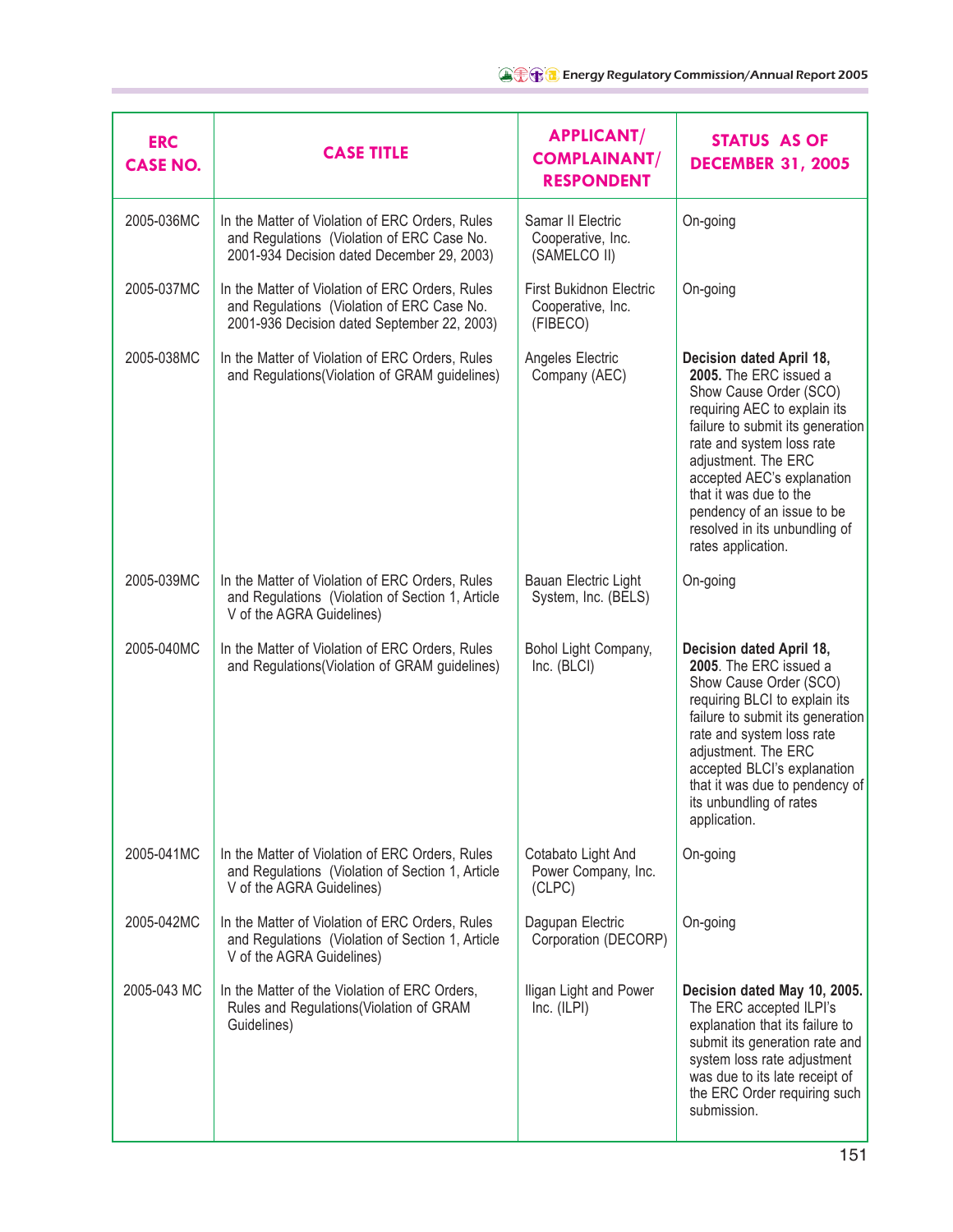| ERC CASE NO. | CASE TITLE | APPLICANT/ COMPLAINANT/ RESPONDENT | STATUS AS OF DECEMBER 31, 2005 |
|---|---|---|---|
| 2005-036MC | In the Matter of Violation of ERC Orders, Rules and Regulations (Violation of ERC Case No. 2001-934 Decision dated December 29, 2003) | Samar II Electric Cooperative, Inc. (SAMELCO II) | On-going |
| 2005-037MC | In the Matter of Violation of ERC Orders, Rules and Regulations (Violation of ERC Case No. 2001-936 Decision dated September 22, 2003) | First Bukidnon Electric Cooperative, Inc. (FIBECO) | On-going |
| 2005-038MC | In the Matter of Violation of ERC Orders, Rules and Regulations(Violation of GRAM guidelines) | Angeles Electric Company (AEC) | **Decision dated April 18, 2005.** The ERC issued a Show Cause Order (SCO) requiring AEC to explain its failure to submit its generation rate and system loss rate adjustment. The ERC accepted AEC's explanation that it was due to the pendency of an issue to be resolved in its unbundling of rates application. |
| 2005-039MC | In the Matter of Violation of ERC Orders, Rules and Regulations (Violation of Section 1, Article V of the AGRA Guidelines) | Bauan Electric Light System, Inc. (BELS) | On-going |
| 2005-040MC | In the Matter of Violation of ERC Orders, Rules and Regulations(Violation of GRAM guidelines) | Bohol Light Company, Inc. (BLCI) | **Decision dated April 18, 2005**. The ERC issued a Show Cause Order (SCO) requiring BLCI to explain its failure to submit its generation rate and system loss rate adjustment. The ERC accepted BLCI's explanation that it was due to pendency of its unbundling of rates application. |
| 2005-041MC | In the Matter of Violation of ERC Orders, Rules and Regulations (Violation of Section 1, Article V of the AGRA Guidelines) | Cotabato Light And Power Company, Inc. (CLPC) | On-going |
| 2005-042MC | In the Matter of Violation of ERC Orders, Rules and Regulations (Violation of Section 1, Article V of the AGRA Guidelines) | Dagupan Electric Corporation (DECORP) | On-going |
| 2005-043 MC | In the Matter of the Violation of ERC Orders, Rules and Regulations(Violation of GRAM Guidelines) | Iligan Light and Power Inc. (ILPI) | **Decision dated May 10, 2005.** The ERC accepted ILPI's explanation that its failure to submit its generation rate and system loss rate adjustment was due to its late receipt of the ERC Order requiring such submission. |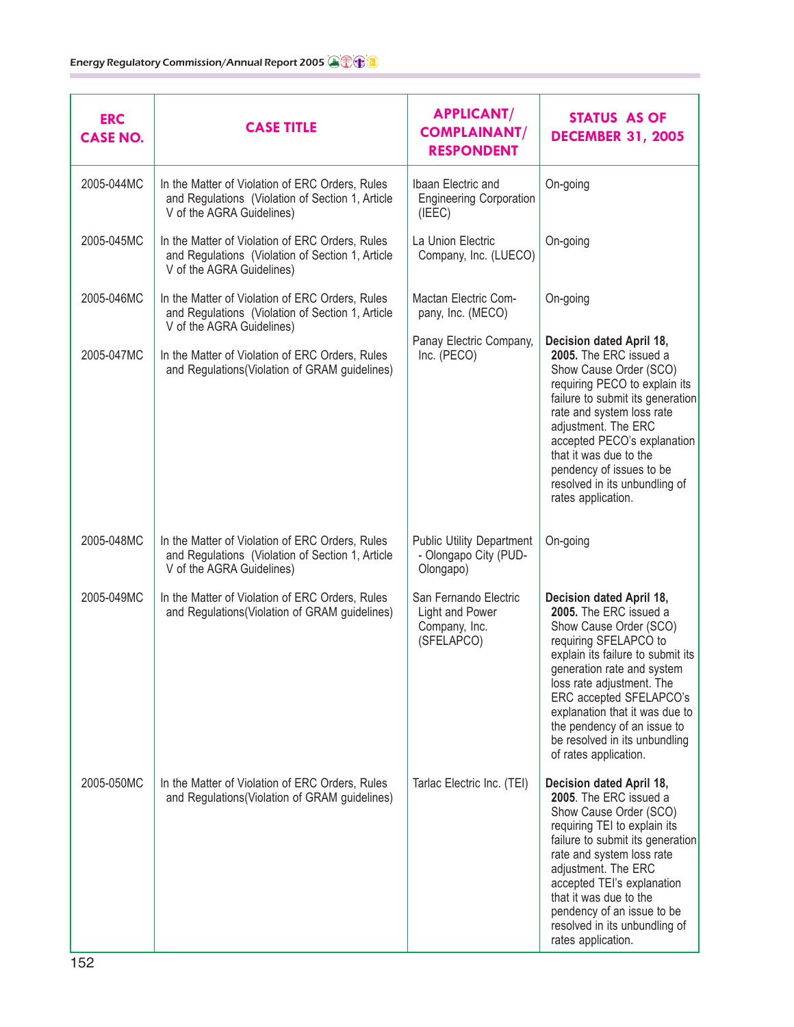| ERC CASE NO. | CASE TITLE | APPLICANT/ COMPLAINANT/ RESPONDENT | STATUS AS OF DECEMBER 31, 2005 |
|---|---|---|---|
| 2005-044MC | In the Matter of Violation of ERC Orders, Rules and Regulations (Violation of Section 1, Article V of the AGRA Guidelines) | Ibaan Electric and Engineering Corporation (IEEC) | On-going |
| 2005-045MC | In the Matter of Violation of ERC Orders, Rules and Regulations (Violation of Section 1, Article V of the AGRA Guidelines) | La Union Electric Company, Inc. (LUECO) | On-going |
| 2005-046MC | In the Matter of Violation of ERC Orders, Rules and Regulations (Violation of Section 1, Article V of the AGRA Guidelines) | Mactan Electric Company, Inc. (MECO) | On-going |
| 2005-047MC | In the Matter of Violation of ERC Orders, Rules and Regulations(Violation of GRAM guidelines) | Panay Electric Company, Inc. (PECO) | **Decision dated April 18, 2005.** The ERC issued a Show Cause Order (SCO) requiring PECO to explain its failure to submit its generation rate and system loss rate adjustment. The ERC accepted PECO's explanation that it was due to the pendency of issues to be resolved in its unbundling of rates application. |
| 2005-048MC | In the Matter of Violation of ERC Orders, Rules and Regulations (Violation of Section 1, Article V of the AGRA Guidelines) | Public Utility Department - Olongapo City (PUD-Olongapo) | On-going |
| 2005-049MC | In the Matter of Violation of ERC Orders, Rules and Regulations(Violation of GRAM guidelines) | San Fernando Electric Light and Power Company, Inc. (SFELAPCO) | **Decision dated April 18, 2005.** The ERC issued a Show Cause Order (SCO) requiring SFELAPCO to explain its failure to submit its generation rate and system loss rate adjustment. The ERC accepted SFELAPCO's explanation that it was due to the pendency of an issue to be resolved in its unbundling of rates application. |
| 2005-050MC | In the Matter of Violation of ERC Orders, Rules and Regulations(Violation of GRAM guidelines) | Tarlac Electric Inc. (TEI) | **Decision dated April 18, 2005**. The ERC issued a Show Cause Order (SCO) requiring TEI to explain its failure to submit its generation rate and system loss rate adjustment. The ERC accepted TEI's explanation that it was due to the pendency of an issue to be resolved in its unbundling of rates application. |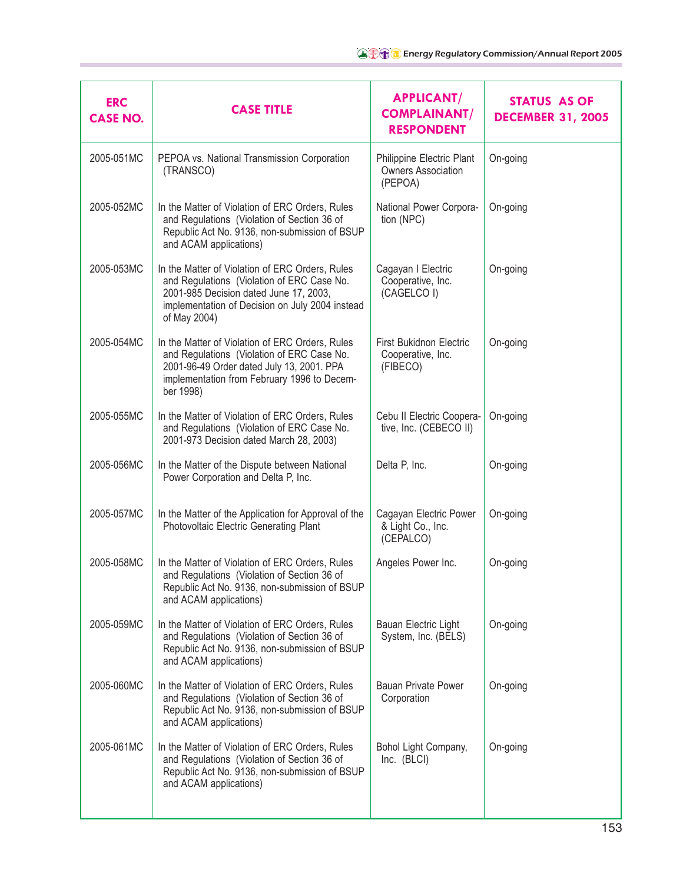| ERC CASE NO. | CASE TITLE | APPLICANT/ COMPLAINANT/ RESPONDENT | STATUS AS OF DECEMBER 31, 2005 |
|---|---|---|---|
| 2005-051MC | PEPOA vs. National Transmission Corporation (TRANSCO) | Philippine Electric Plant Owners Association (PEPOA) | On-going |
| 2005-052MC | In the Matter of Violation of ERC Orders, Rules and Regulations (Violation of Section 36 of Republic Act No. 9136, non-submission of BSUP and ACAM applications) | National Power Corporation (NPC) | On-going |
| 2005-053MC | In the Matter of Violation of ERC Orders, Rules and Regulations (Violation of ERC Case No. 2001-985 Decision dated June 17, 2003, implementation of Decision on July 2004 instead of May 2004) | Cagayan I Electric Cooperative, Inc. (CAGELCO I) | On-going |
| 2005-054MC | In the Matter of Violation of ERC Orders, Rules and Regulations (Violation of ERC Case No. 2001-96-49 Order dated July 13, 2001. PPA implementation from February 1996 to December 1998) | First Bukidnon Electric Cooperative, Inc. (FIBECO) | On-going |
| 2005-055MC | In the Matter of Violation of ERC Orders, Rules and Regulations (Violation of ERC Case No. 2001-973 Decision dated March 28, 2003) | Cebu II Electric Cooperative, Inc. (CEBECO II) | On-going |
| 2005-056MC | In the Matter of the Dispute between National Power Corporation and Delta P, Inc. | Delta P, Inc. | On-going |
| 2005-057MC | In the Matter of the Application for Approval of the Photovoltaic Electric Generating Plant | Cagayan Electric Power & Light Co., Inc. (CEPALCO) | On-going |
| 2005-058MC | In the Matter of Violation of ERC Orders, Rules and Regulations (Violation of Section 36 of Republic Act No. 9136, non-submission of BSUP and ACAM applications) | Angeles Power Inc. | On-going |
| 2005-059MC | In the Matter of Violation of ERC Orders, Rules and Regulations (Violation of Section 36 of Republic Act No. 9136, non-submission of BSUP and ACAM applications) | Bauan Electric Light System, Inc. (BELS) | On-going |
| 2005-060MC | In the Matter of Violation of ERC Orders, Rules and Regulations (Violation of Section 36 of Republic Act No. 9136, non-submission of BSUP and ACAM applications) | Bauan Private Power Corporation | On-going |
| 2005-061MC | In the Matter of Violation of ERC Orders, Rules and Regulations (Violation of Section 36 of Republic Act No. 9136, non-submission of BSUP and ACAM applications) | Bohol Light Company, Inc. (BLCI) | On-going |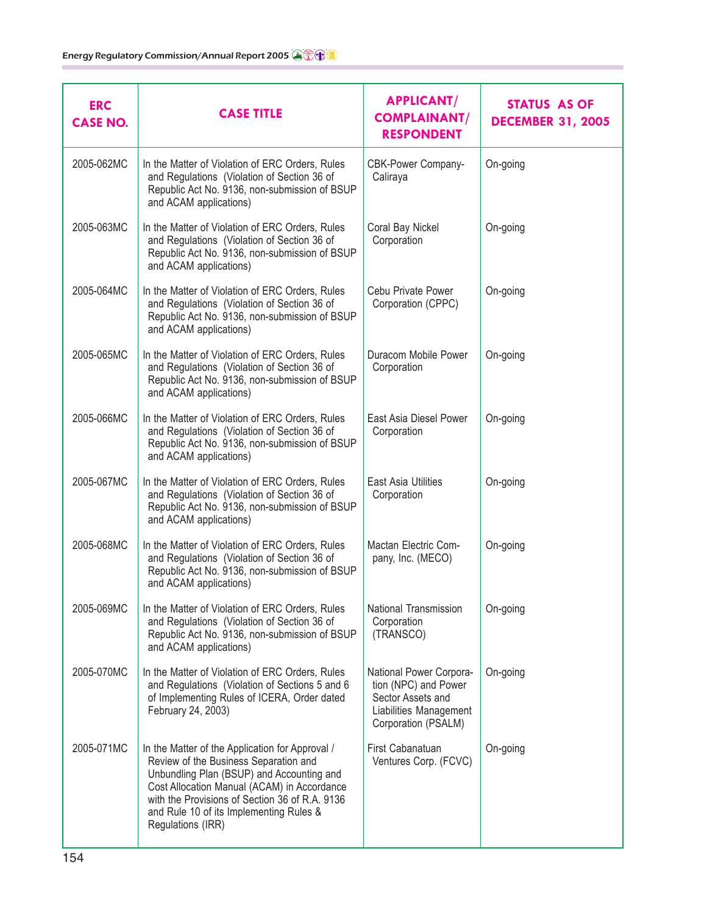| ERC CASE NO. | CASE TITLE | APPLICANT/ COMPLAINANT/ RESPONDENT | STATUS AS OF DECEMBER 31, 2005 |
|---|---|---|---|
| 2005-062MC | In the Matter of Violation of ERC Orders, Rules and Regulations (Violation of Section 36 of Republic Act No. 9136, non-submission of BSUP and ACAM applications) | CBK-Power Company-Caliraya | On-going |
| 2005-063MC | In the Matter of Violation of ERC Orders, Rules and Regulations (Violation of Section 36 of Republic Act No. 9136, non-submission of BSUP and ACAM applications) | Coral Bay Nickel Corporation | On-going |
| 2005-064MC | In the Matter of Violation of ERC Orders, Rules and Regulations (Violation of Section 36 of Republic Act No. 9136, non-submission of BSUP and ACAM applications) | Cebu Private Power Corporation (CPPC) | On-going |
| 2005-065MC | In the Matter of Violation of ERC Orders, Rules and Regulations (Violation of Section 36 of Republic Act No. 9136, non-submission of BSUP and ACAM applications) | Duracom Mobile Power Corporation | On-going |
| 2005-066MC | In the Matter of Violation of ERC Orders, Rules and Regulations (Violation of Section 36 of Republic Act No. 9136, non-submission of BSUP and ACAM applications) | East Asia Diesel Power Corporation | On-going |
| 2005-067MC | In the Matter of Violation of ERC Orders, Rules and Regulations (Violation of Section 36 of Republic Act No. 9136, non-submission of BSUP and ACAM applications) | East Asia Utilities Corporation | On-going |
| 2005-068MC | In the Matter of Violation of ERC Orders, Rules and Regulations (Violation of Section 36 of Republic Act No. 9136, non-submission of BSUP and ACAM applications) | Mactan Electric Company, Inc. (MECO) | On-going |
| 2005-069MC | In the Matter of Violation of ERC Orders, Rules and Regulations (Violation of Section 36 of Republic Act No. 9136, non-submission of BSUP and ACAM applications) | National Transmission Corporation (TRANSCO) | On-going |
| 2005-070MC | In the Matter of Violation of ERC Orders, Rules and Regulations (Violation of Sections 5 and 6 of Implementing Rules of ICERA, Order dated February 24, 2003) | National Power Corporation (NPC) and Power Sector Assets and Liabilities Management Corporation (PSALM) | On-going |
| 2005-071MC | In the Matter of the Application for Approval / Review of the Business Separation and Unbundling Plan (BSUP) and Accounting and Cost Allocation Manual (ACAM) in Accordance with the Provisions of Section 36 of R.A. 9136 and Rule 10 of its Implementing Rules & Regulations (IRR) | First Cabanatuan Ventures Corp. (FCVC) | On-going |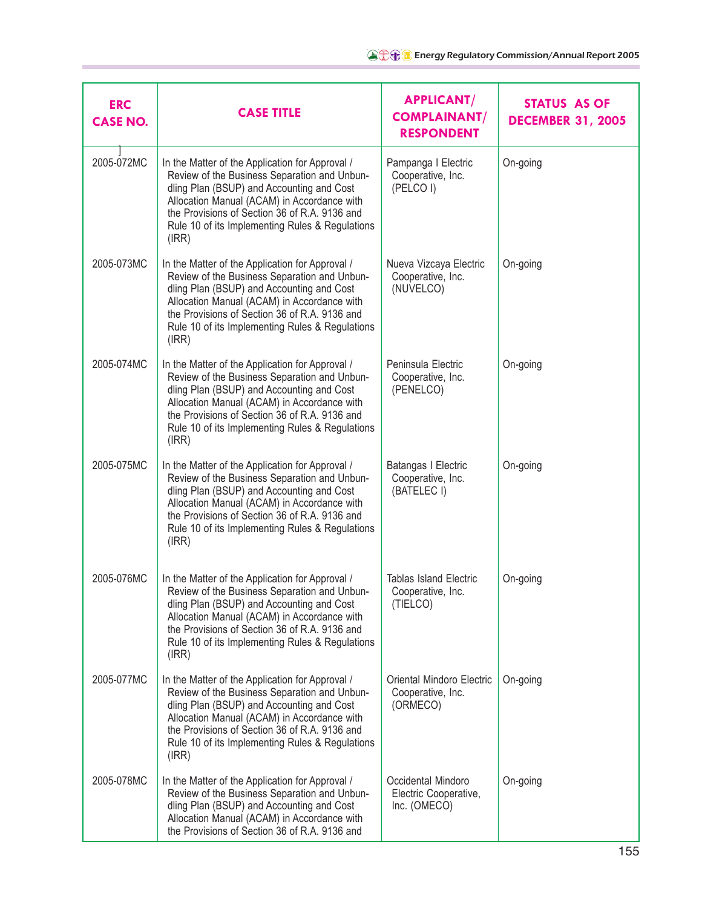| ERC CASE NO. | CASE TITLE | APPLICANT/ COMPLAINANT/ RESPONDENT | STATUS AS OF DECEMBER 31, 2005 |
|---|---|---|---|
| 2005-072MC | In the Matter of the Application for Approval / Review of the Business Separation and Unbundling Plan (BSUP) and Accounting and Cost Allocation Manual (ACAM) in Accordance with the Provisions of Section 36 of R.A. 9136 and Rule 10 of its Implementing Rules & Regulations (IRR) | Pampanga I Electric Cooperative, Inc. (PELCO I) | On-going |
| 2005-073MC | In the Matter of the Application for Approval / Review of the Business Separation and Unbundling Plan (BSUP) and Accounting and Cost Allocation Manual (ACAM) in Accordance with the Provisions of Section 36 of R.A. 9136 and Rule 10 of its Implementing Rules & Regulations (IRR) | Nueva Vizcaya Electric Cooperative, Inc. (NUVELCO) | On-going |
| 2005-074MC | In the Matter of the Application for Approval / Review of the Business Separation and Unbundling Plan (BSUP) and Accounting and Cost Allocation Manual (ACAM) in Accordance with the Provisions of Section 36 of R.A. 9136 and Rule 10 of its Implementing Rules & Regulations (IRR) | Peninsula Electric Cooperative, Inc. (PENELCO) | On-going |
| 2005-075MC | In the Matter of the Application for Approval / Review of the Business Separation and Unbundling Plan (BSUP) and Accounting and Cost Allocation Manual (ACAM) in Accordance with the Provisions of Section 36 of R.A. 9136 and Rule 10 of its Implementing Rules & Regulations (IRR) | Batangas I Electric Cooperative, Inc. (BATELEC I) | On-going |
| 2005-076MC | In the Matter of the Application for Approval / Review of the Business Separation and Unbundling Plan (BSUP) and Accounting and Cost Allocation Manual (ACAM) in Accordance with the Provisions of Section 36 of R.A. 9136 and Rule 10 of its Implementing Rules & Regulations (IRR) | Tablas Island Electric Cooperative, Inc. (TIELCO) | On-going |
| 2005-077MC | In the Matter of the Application for Approval / Review of the Business Separation and Unbundling Plan (BSUP) and Accounting and Cost Allocation Manual (ACAM) in Accordance with the Provisions of Section 36 of R.A. 9136 and Rule 10 of its Implementing Rules & Regulations (IRR) | Oriental Mindoro Electric Cooperative, Inc. (ORMECO) | On-going |
| 2005-078MC | In the Matter of the Application for Approval / Review of the Business Separation and Unbundling Plan (BSUP) and Accounting and Cost Allocation Manual (ACAM) in Accordance with the Provisions of Section 36 of R.A. 9136 and | Occidental Mindoro Electric Cooperative, Inc. (OMECO) | On-going |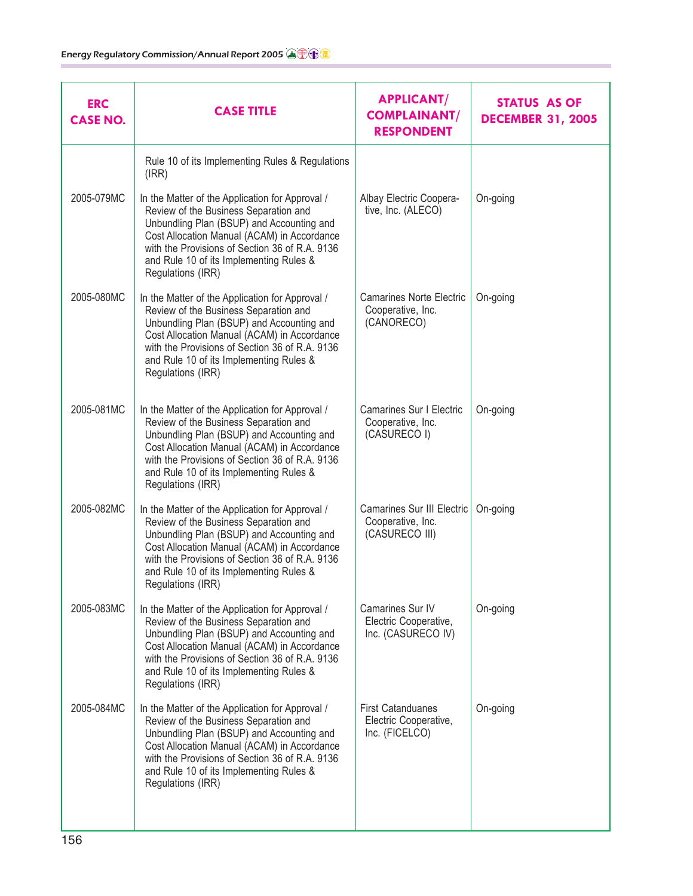| ERC CASE NO. | CASE TITLE | APPLICANT/ COMPLAINANT/ RESPONDENT | STATUS AS OF DECEMBER 31, 2005 |
|---|---|---|---|
| | Rule 10 of its Implementing Rules & Regulations (IRR) | | |
| 2005-079MC | In the Matter of the Application for Approval / Review of the Business Separation and Unbundling Plan (BSUP) and Accounting and Cost Allocation Manual (ACAM) in Accordance with the Provisions of Section 36 of R.A. 9136 and Rule 10 of its Implementing Rules & Regulations (IRR) | Albay Electric Cooperative, Inc. (ALECO) | On-going |
| 2005-080MC | In the Matter of the Application for Approval / Review of the Business Separation and Unbundling Plan (BSUP) and Accounting and Cost Allocation Manual (ACAM) in Accordance with the Provisions of Section 36 of R.A. 9136 and Rule 10 of its Implementing Rules & Regulations (IRR) | Camarines Norte Electric Cooperative, Inc. (CANORECO) | On-going |
| 2005-081MC | In the Matter of the Application for Approval / Review of the Business Separation and Unbundling Plan (BSUP) and Accounting and Cost Allocation Manual (ACAM) in Accordance with the Provisions of Section 36 of R.A. 9136 and Rule 10 of its Implementing Rules & Regulations (IRR) | Camarines Sur I Electric Cooperative, Inc. (CASURECO I) | On-going |
| 2005-082MC | In the Matter of the Application for Approval / Review of the Business Separation and Unbundling Plan (BSUP) and Accounting and Cost Allocation Manual (ACAM) in Accordance with the Provisions of Section 36 of R.A. 9136 and Rule 10 of its Implementing Rules & Regulations (IRR) | Camarines Sur III Electric Cooperative, Inc. (CASURECO III) | On-going |
| 2005-083MC | In the Matter of the Application for Approval / Review of the Business Separation and Unbundling Plan (BSUP) and Accounting and Cost Allocation Manual (ACAM) in Accordance with the Provisions of Section 36 of R.A. 9136 and Rule 10 of its Implementing Rules & Regulations (IRR) | Camarines Sur IV Electric Cooperative, Inc. (CASURECO IV) | On-going |
| 2005-084MC | In the Matter of the Application for Approval / Review of the Business Separation and Unbundling Plan (BSUP) and Accounting and Cost Allocation Manual (ACAM) in Accordance with the Provisions of Section 36 of R.A. 9136 and Rule 10 of its Implementing Rules & Regulations (IRR) | First Catanduanes Electric Cooperative, Inc. (FICELCO) | On-going |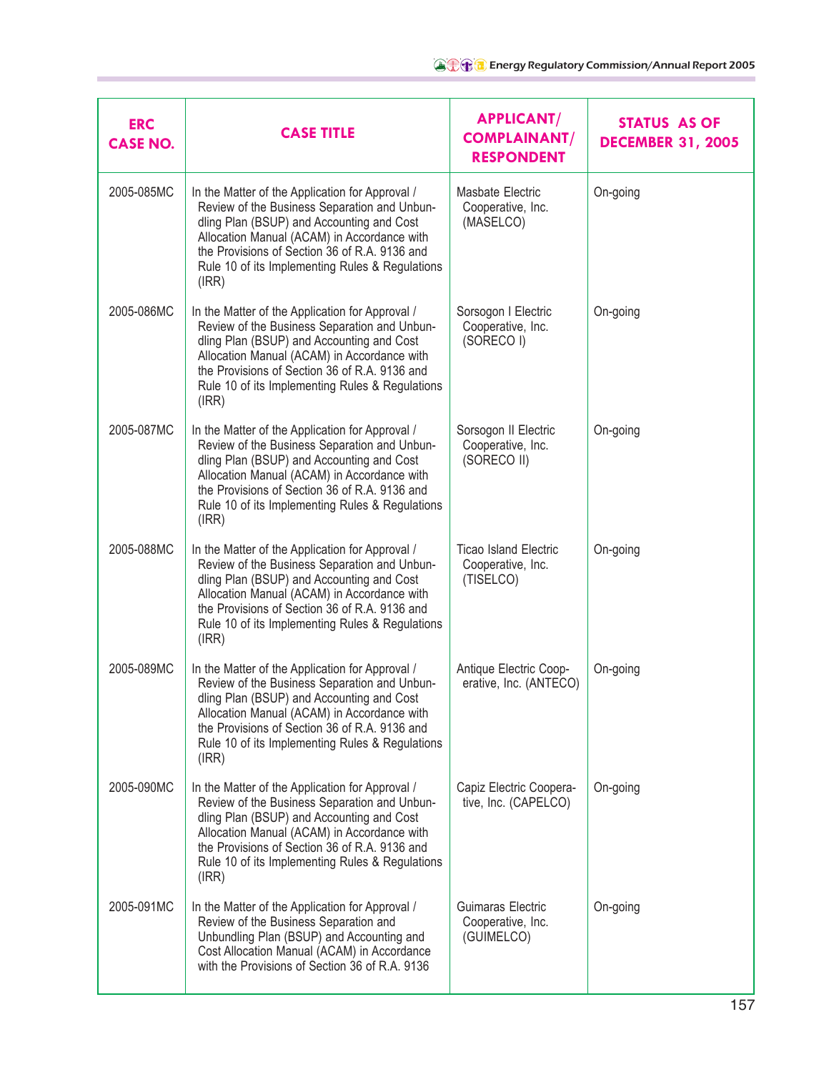| ERC CASE NO. | CASE TITLE | APPLICANT/ COMPLAINANT/ RESPONDENT | STATUS AS OF DECEMBER 31, 2005 |
|---|---|---|---|
| 2005-085MC | In the Matter of the Application for Approval / Review of the Business Separation and Unbundling Plan (BSUP) and Accounting and Cost Allocation Manual (ACAM) in Accordance with the Provisions of Section 36 of R.A. 9136 and Rule 10 of its Implementing Rules & Regulations (IRR) | Masbate Electric Cooperative, Inc. (MASELCO) | On-going |
| 2005-086MC | In the Matter of the Application for Approval / Review of the Business Separation and Unbundling Plan (BSUP) and Accounting and Cost Allocation Manual (ACAM) in Accordance with the Provisions of Section 36 of R.A. 9136 and Rule 10 of its Implementing Rules & Regulations (IRR) | Sorsogon I Electric Cooperative, Inc. (SORECO I) | On-going |
| 2005-087MC | In the Matter of the Application for Approval / Review of the Business Separation and Unbundling Plan (BSUP) and Accounting and Cost Allocation Manual (ACAM) in Accordance with the Provisions of Section 36 of R.A. 9136 and Rule 10 of its Implementing Rules & Regulations (IRR) | Sorsogon II Electric Cooperative, Inc. (SORECO II) | On-going |
| 2005-088MC | In the Matter of the Application for Approval / Review of the Business Separation and Unbundling Plan (BSUP) and Accounting and Cost Allocation Manual (ACAM) in Accordance with the Provisions of Section 36 of R.A. 9136 and Rule 10 of its Implementing Rules & Regulations (IRR) | Ticao Island Electric Cooperative, Inc. (TISELCO) | On-going |
| 2005-089MC | In the Matter of the Application for Approval / Review of the Business Separation and Unbundling Plan (BSUP) and Accounting and Cost Allocation Manual (ACAM) in Accordance with the Provisions of Section 36 of R.A. 9136 and Rule 10 of its Implementing Rules & Regulations (IRR) | Antique Electric Cooperative, Inc. (ANTECO) | On-going |
| 2005-090MC | In the Matter of the Application for Approval / Review of the Business Separation and Unbundling Plan (BSUP) and Accounting and Cost Allocation Manual (ACAM) in Accordance with the Provisions of Section 36 of R.A. 9136 and Rule 10 of its Implementing Rules & Regulations (IRR) | Capiz Electric Cooperative, Inc. (CAPELCO) | On-going |
| 2005-091MC | In the Matter of the Application for Approval / Review of the Business Separation and Unbundling Plan (BSUP) and Accounting and Cost Allocation Manual (ACAM) in Accordance with the Provisions of Section 36 of R.A. 9136 | Guimaras Electric Cooperative, Inc. (GUIMELCO) | On-going |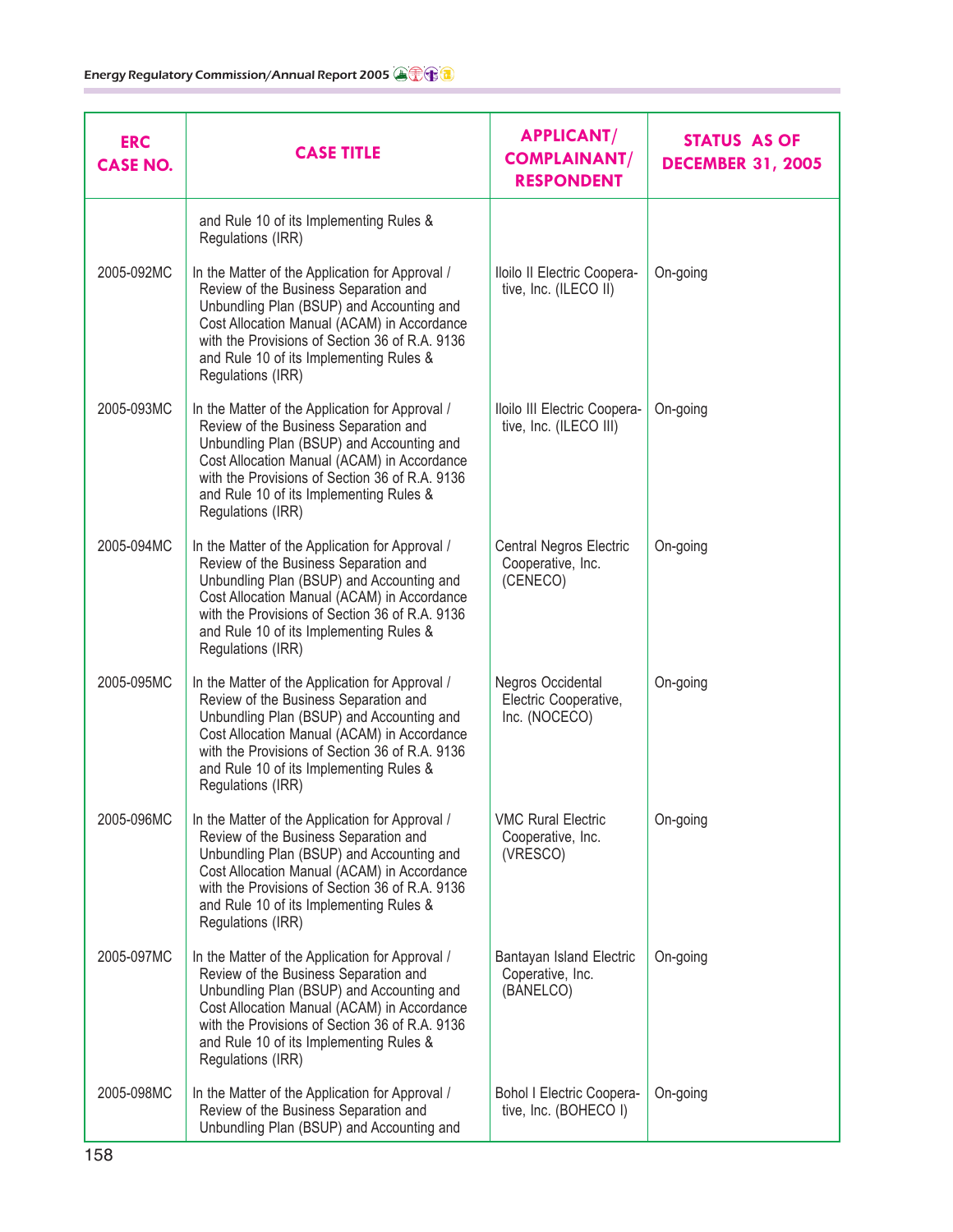| ERC CASE NO. | CASE TITLE | APPLICANT/ COMPLAINANT/ RESPONDENT | STATUS AS OF DECEMBER 31, 2005 |
|---|---|---|---|
| | and Rule 10 of its Implementing Rules & Regulations (IRR) | | |
| 2005-092MC | In the Matter of the Application for Approval / Review of the Business Separation and Unbundling Plan (BSUP) and Accounting and Cost Allocation Manual (ACAM) in Accordance with the Provisions of Section 36 of R.A. 9136 and Rule 10 of its Implementing Rules & Regulations (IRR) | Iloilo II Electric Cooperative, Inc. (ILECO II) | On-going |
| 2005-093MC | In the Matter of the Application for Approval / Review of the Business Separation and Unbundling Plan (BSUP) and Accounting and Cost Allocation Manual (ACAM) in Accordance with the Provisions of Section 36 of R.A. 9136 and Rule 10 of its Implementing Rules & Regulations (IRR) | Iloilo III Electric Cooperative, Inc. (ILECO III) | On-going |
| 2005-094MC | In the Matter of the Application for Approval / Review of the Business Separation and Unbundling Plan (BSUP) and Accounting and Cost Allocation Manual (ACAM) in Accordance with the Provisions of Section 36 of R.A. 9136 and Rule 10 of its Implementing Rules & Regulations (IRR) | Central Negros Electric Cooperative, Inc. (CENECO) | On-going |
| 2005-095MC | In the Matter of the Application for Approval / Review of the Business Separation and Unbundling Plan (BSUP) and Accounting and Cost Allocation Manual (ACAM) in Accordance with the Provisions of Section 36 of R.A. 9136 and Rule 10 of its Implementing Rules & Regulations (IRR) | Negros Occidental Electric Cooperative, Inc. (NOCECO) | On-going |
| 2005-096MC | In the Matter of the Application for Approval / Review of the Business Separation and Unbundling Plan (BSUP) and Accounting and Cost Allocation Manual (ACAM) in Accordance with the Provisions of Section 36 of R.A. 9136 and Rule 10 of its Implementing Rules & Regulations (IRR) | VMC Rural Electric Cooperative, Inc. (VRESCO) | On-going |
| 2005-097MC | In the Matter of the Application for Approval / Review of the Business Separation and Unbundling Plan (BSUP) and Accounting and Cost Allocation Manual (ACAM) in Accordance with the Provisions of Section 36 of R.A. 9136 and Rule 10 of its Implementing Rules & Regulations (IRR) | Bantayan Island Electric Coperative, Inc. (BANELCO) | On-going |
| 2005-098MC | In the Matter of the Application for Approval / Review of the Business Separation and Unbundling Plan (BSUP) and Accounting and | Bohol I Electric Cooperative, Inc. (BOHECO I) | On-going |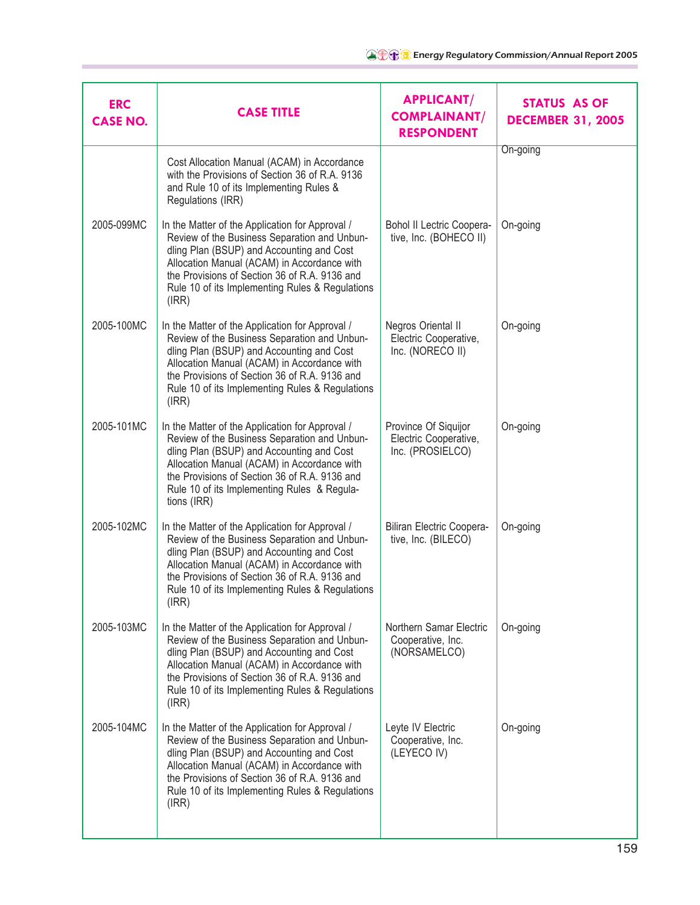| ERC CASE NO. | CASE TITLE | APPLICANT/ COMPLAINANT/ RESPONDENT | STATUS AS OF DECEMBER 31, 2005 |
|---|---|---|---|
| | Cost Allocation Manual (ACAM) in Accordance with the Provisions of Section 36 of R.A. 9136 and Rule 10 of its Implementing Rules & Regulations (IRR) | | On-going |
| 2005-099MC | In the Matter of the Application for Approval / Review of the Business Separation and Unbundling Plan (BSUP) and Accounting and Cost Allocation Manual (ACAM) in Accordance with the Provisions of Section 36 of R.A. 9136 and Rule 10 of its Implementing Rules & Regulations (IRR) | Bohol II Lectric Cooperative, Inc. (BOHECO II) | On-going |
| 2005-100MC | In the Matter of the Application for Approval / Review of the Business Separation and Unbundling Plan (BSUP) and Accounting and Cost Allocation Manual (ACAM) in Accordance with the Provisions of Section 36 of R.A. 9136 and Rule 10 of its Implementing Rules & Regulations (IRR) | Negros Oriental II Electric Cooperative, Inc. (NORECO II) | On-going |
| 2005-101MC | In the Matter of the Application for Approval / Review of the Business Separation and Unbundling Plan (BSUP) and Accounting and Cost Allocation Manual (ACAM) in Accordance with the Provisions of Section 36 of R.A. 9136 and Rule 10 of its Implementing Rules & Regulations (IRR) | Province Of Siquijor Electric Cooperative, Inc. (PROSIELCO) | On-going |
| 2005-102MC | In the Matter of the Application for Approval / Review of the Business Separation and Unbundling Plan (BSUP) and Accounting and Cost Allocation Manual (ACAM) in Accordance with the Provisions of Section 36 of R.A. 9136 and Rule 10 of its Implementing Rules & Regulations (IRR) | Biliran Electric Cooperative, Inc. (BILECO) | On-going |
| 2005-103MC | In the Matter of the Application for Approval / Review of the Business Separation and Unbundling Plan (BSUP) and Accounting and Cost Allocation Manual (ACAM) in Accordance with the Provisions of Section 36 of R.A. 9136 and Rule 10 of its Implementing Rules & Regulations (IRR) | Northern Samar Electric Cooperative, Inc. (NORSAMELCO) | On-going |
| 2005-104MC | In the Matter of the Application for Approval / Review of the Business Separation and Unbundling Plan (BSUP) and Accounting and Cost Allocation Manual (ACAM) in Accordance with the Provisions of Section 36 of R.A. 9136 and Rule 10 of its Implementing Rules & Regulations (IRR) | Leyte IV Electric Cooperative, Inc. (LEYECO IV) | On-going |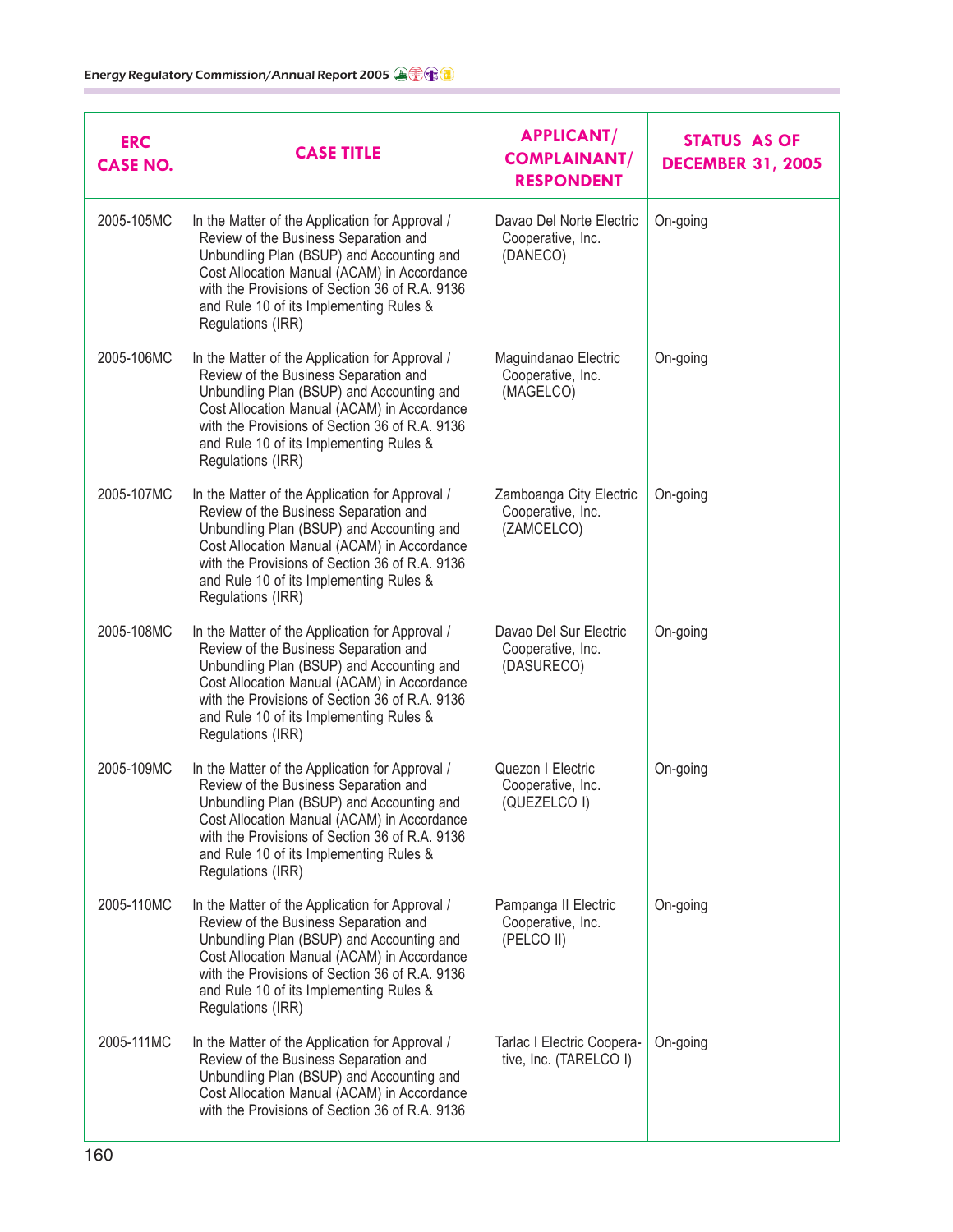| ERC CASE NO. | CASE TITLE | APPLICANT/ COMPLAINANT/ RESPONDENT | STATUS AS OF DECEMBER 31, 2005 |
|---|---|---|---|
| 2005-105MC | In the Matter of the Application for Approval / Review of the Business Separation and Unbundling Plan (BSUP) and Accounting and Cost Allocation Manual (ACAM) in Accordance with the Provisions of Section 36 of R.A. 9136 and Rule 10 of its Implementing Rules & Regulations (IRR) | Davao Del Norte Electric Cooperative, Inc. (DANECO) | On-going |
| 2005-106MC | In the Matter of the Application for Approval / Review of the Business Separation and Unbundling Plan (BSUP) and Accounting and Cost Allocation Manual (ACAM) in Accordance with the Provisions of Section 36 of R.A. 9136 and Rule 10 of its Implementing Rules & Regulations (IRR) | Maguindanao Electric Cooperative, Inc. (MAGELCO) | On-going |
| 2005-107MC | In the Matter of the Application for Approval / Review of the Business Separation and Unbundling Plan (BSUP) and Accounting and Cost Allocation Manual (ACAM) in Accordance with the Provisions of Section 36 of R.A. 9136 and Rule 10 of its Implementing Rules & Regulations (IRR) | Zamboanga City Electric Cooperative, Inc. (ZAMCELCO) | On-going |
| 2005-108MC | In the Matter of the Application for Approval / Review of the Business Separation and Unbundling Plan (BSUP) and Accounting and Cost Allocation Manual (ACAM) in Accordance with the Provisions of Section 36 of R.A. 9136 and Rule 10 of its Implementing Rules & Regulations (IRR) | Davao Del Sur Electric Cooperative, Inc. (DASURECO) | On-going |
| 2005-109MC | In the Matter of the Application for Approval / Review of the Business Separation and Unbundling Plan (BSUP) and Accounting and Cost Allocation Manual (ACAM) in Accordance with the Provisions of Section 36 of R.A. 9136 and Rule 10 of its Implementing Rules & Regulations (IRR) | Quezon I Electric Cooperative, Inc. (QUEZELCO I) | On-going |
| 2005-110MC | In the Matter of the Application for Approval / Review of the Business Separation and Unbundling Plan (BSUP) and Accounting and Cost Allocation Manual (ACAM) in Accordance with the Provisions of Section 36 of R.A. 9136 and Rule 10 of its Implementing Rules & Regulations (IRR) | Pampanga II Electric Cooperative, Inc. (PELCO II) | On-going |
| 2005-111MC | In the Matter of the Application for Approval / Review of the Business Separation and Unbundling Plan (BSUP) and Accounting and Cost Allocation Manual (ACAM) in Accordance with the Provisions of Section 36 of R.A. 9136 | Tarlac I Electric Cooperative, Inc. (TARELCO I) | On-going |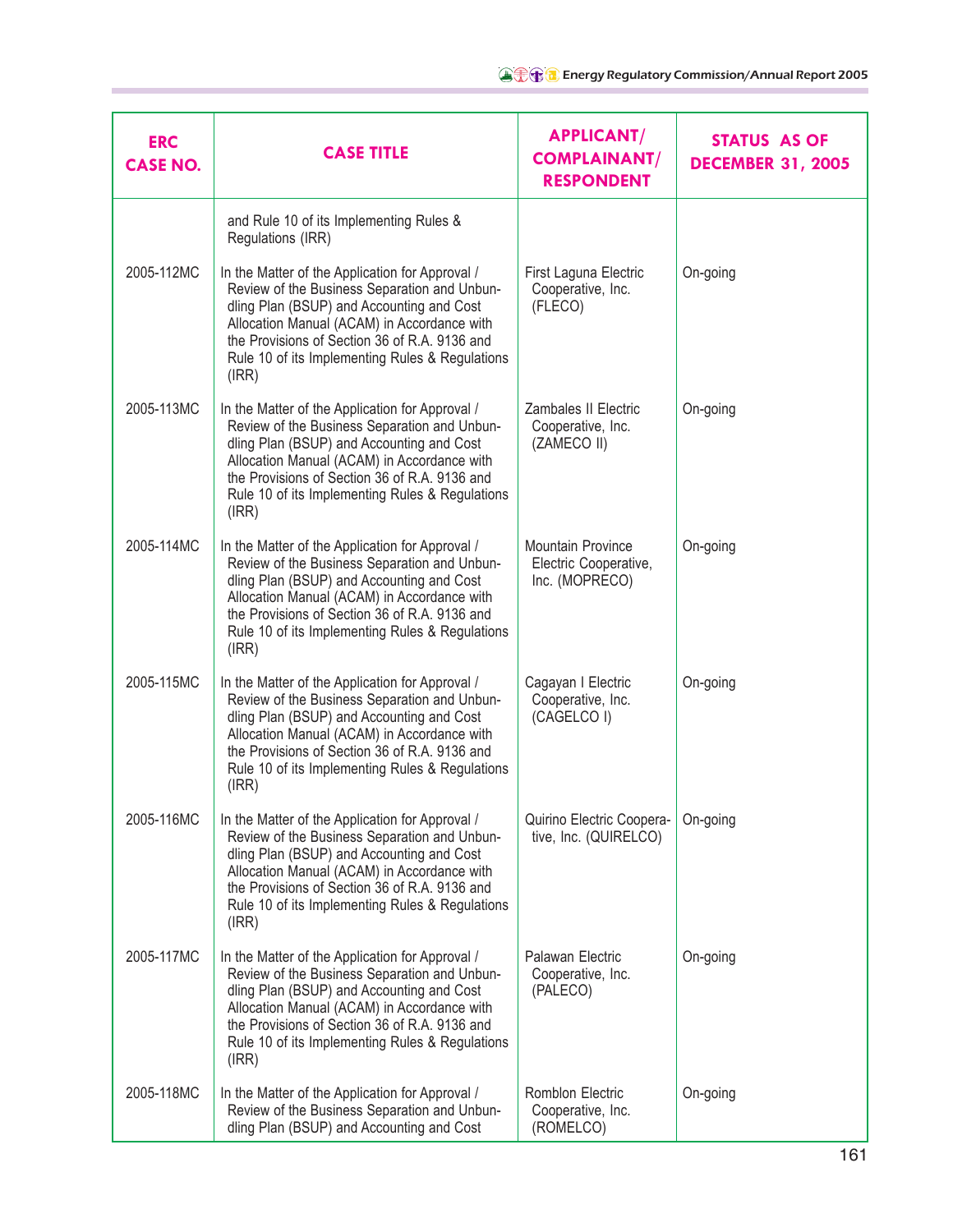| ERC CASE NO. | CASE TITLE | APPLICANT/ COMPLAINANT/ RESPONDENT | STATUS AS OF DECEMBER 31, 2005 |
|---|---|---|---|
| | and Rule 10 of its Implementing Rules & Regulations (IRR) | | |
| 2005-112MC | In the Matter of the Application for Approval / Review of the Business Separation and Unbundling Plan (BSUP) and Accounting and Cost Allocation Manual (ACAM) in Accordance with the Provisions of Section 36 of R.A. 9136 and Rule 10 of its Implementing Rules & Regulations (IRR) | First Laguna Electric Cooperative, Inc. (FLECO) | On-going |
| 2005-113MC | In the Matter of the Application for Approval / Review of the Business Separation and Unbundling Plan (BSUP) and Accounting and Cost Allocation Manual (ACAM) in Accordance with the Provisions of Section 36 of R.A. 9136 and Rule 10 of its Implementing Rules & Regulations (IRR) | Zambales II Electric Cooperative, Inc. (ZAMECO II) | On-going |
| 2005-114MC | In the Matter of the Application for Approval / Review of the Business Separation and Unbundling Plan (BSUP) and Accounting and Cost Allocation Manual (ACAM) in Accordance with the Provisions of Section 36 of R.A. 9136 and Rule 10 of its Implementing Rules & Regulations (IRR) | Mountain Province Electric Cooperative, Inc. (MOPRECO) | On-going |
| 2005-115MC | In the Matter of the Application for Approval / Review of the Business Separation and Unbundling Plan (BSUP) and Accounting and Cost Allocation Manual (ACAM) in Accordance with the Provisions of Section 36 of R.A. 9136 and Rule 10 of its Implementing Rules & Regulations (IRR) | Cagayan I Electric Cooperative, Inc. (CAGELCO I) | On-going |
| 2005-116MC | In the Matter of the Application for Approval / Review of the Business Separation and Unbundling Plan (BSUP) and Accounting and Cost Allocation Manual (ACAM) in Accordance with the Provisions of Section 36 of R.A. 9136 and Rule 10 of its Implementing Rules & Regulations (IRR) | Quirino Electric Cooperative, Inc. (QUIRELCO) | On-going |
| 2005-117MC | In the Matter of the Application for Approval / Review of the Business Separation and Unbundling Plan (BSUP) and Accounting and Cost Allocation Manual (ACAM) in Accordance with the Provisions of Section 36 of R.A. 9136 and Rule 10 of its Implementing Rules & Regulations (IRR) | Palawan Electric Cooperative, Inc. (PALECO) | On-going |
| 2005-118MC | In the Matter of the Application for Approval / Review of the Business Separation and Unbundling Plan (BSUP) and Accounting and Cost | Romblon Electric Cooperative, Inc. (ROMELCO) | On-going |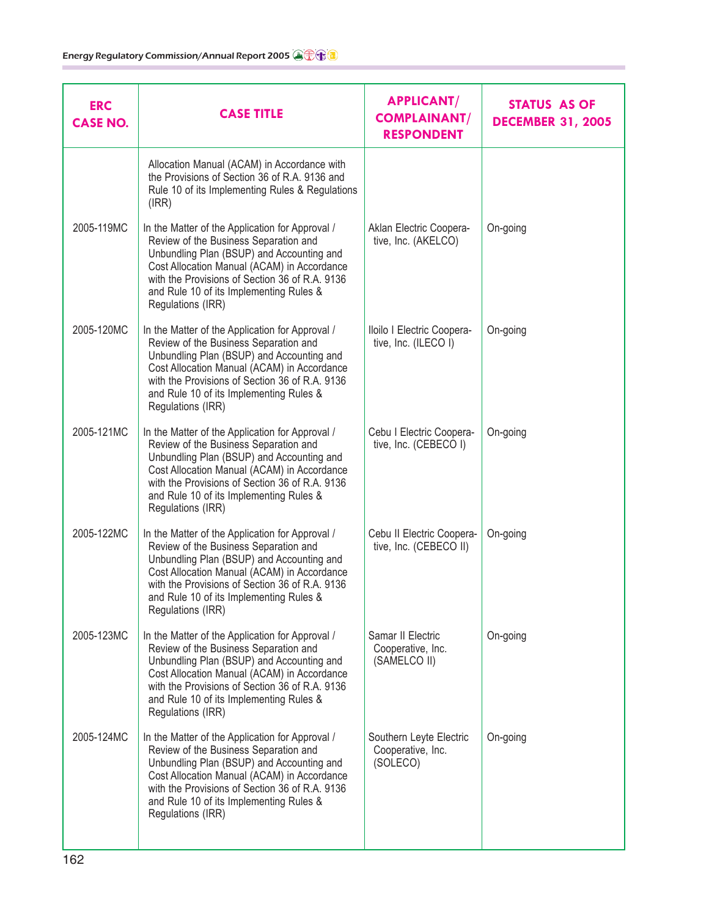| ERC CASE NO. | CASE TITLE | APPLICANT/ COMPLAINANT/ RESPONDENT | STATUS AS OF DECEMBER 31, 2005 |
|---|---|---|---|
| | Allocation Manual (ACAM) in Accordance with the Provisions of Section 36 of R.A. 9136 and Rule 10 of its Implementing Rules & Regulations (IRR) | | |
| 2005-119MC | In the Matter of the Application for Approval / Review of the Business Separation and Unbundling Plan (BSUP) and Accounting and Cost Allocation Manual (ACAM) in Accordance with the Provisions of Section 36 of R.A. 9136 and Rule 10 of its Implementing Rules & Regulations (IRR) | Aklan Electric Cooperative, Inc. (AKELCO) | On-going |
| 2005-120MC | In the Matter of the Application for Approval / Review of the Business Separation and Unbundling Plan (BSUP) and Accounting and Cost Allocation Manual (ACAM) in Accordance with the Provisions of Section 36 of R.A. 9136 and Rule 10 of its Implementing Rules & Regulations (IRR) | Iloilo I Electric Cooperative, Inc. (ILECO I) | On-going |
| 2005-121MC | In the Matter of the Application for Approval / Review of the Business Separation and Unbundling Plan (BSUP) and Accounting and Cost Allocation Manual (ACAM) in Accordance with the Provisions of Section 36 of R.A. 9136 and Rule 10 of its Implementing Rules & Regulations (IRR) | Cebu I Electric Cooperative, Inc. (CEBECO I) | On-going |
| 2005-122MC | In the Matter of the Application for Approval / Review of the Business Separation and Unbundling Plan (BSUP) and Accounting and Cost Allocation Manual (ACAM) in Accordance with the Provisions of Section 36 of R.A. 9136 and Rule 10 of its Implementing Rules & Regulations (IRR) | Cebu II Electric Cooperative, Inc. (CEBECO II) | On-going |
| 2005-123MC | In the Matter of the Application for Approval / Review of the Business Separation and Unbundling Plan (BSUP) and Accounting and Cost Allocation Manual (ACAM) in Accordance with the Provisions of Section 36 of R.A. 9136 and Rule 10 of its Implementing Rules & Regulations (IRR) | Samar II Electric Cooperative, Inc. (SAMELCO II) | On-going |
| 2005-124MC | In the Matter of the Application for Approval / Review of the Business Separation and Unbundling Plan (BSUP) and Accounting and Cost Allocation Manual (ACAM) in Accordance with the Provisions of Section 36 of R.A. 9136 and Rule 10 of its Implementing Rules & Regulations (IRR) | Southern Leyte Electric Cooperative, Inc. (SOLECO) | On-going |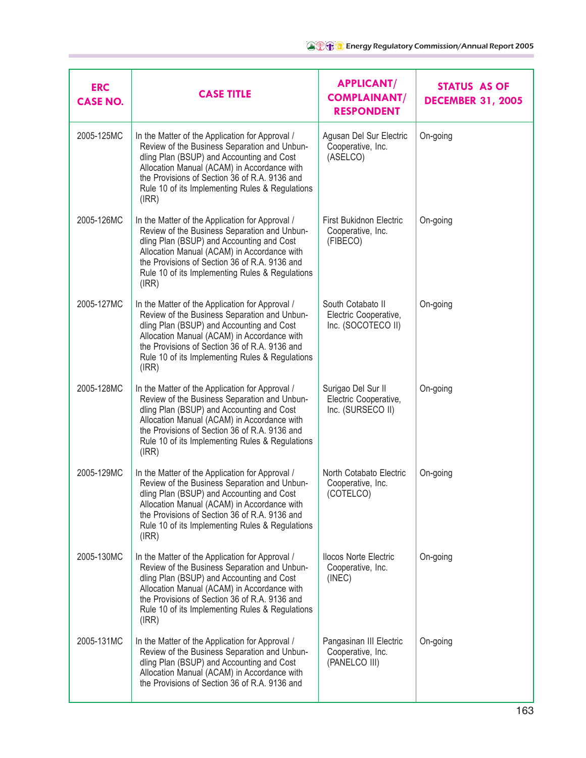| ERC CASE NO. | CASE TITLE | APPLICANT/ COMPLAINANT/ RESPONDENT | STATUS AS OF DECEMBER 31, 2005 |
|---|---|---|---|
| 2005-125MC | In the Matter of the Application for Approval / Review of the Business Separation and Unbundling Plan (BSUP) and Accounting and Cost Allocation Manual (ACAM) in Accordance with the Provisions of Section 36 of R.A. 9136 and Rule 10 of its Implementing Rules & Regulations (IRR) | Agusan Del Sur Electric Cooperative, Inc. (ASELCO) | On-going |
| 2005-126MC | In the Matter of the Application for Approval / Review of the Business Separation and Unbundling Plan (BSUP) and Accounting and Cost Allocation Manual (ACAM) in Accordance with the Provisions of Section 36 of R.A. 9136 and Rule 10 of its Implementing Rules & Regulations (IRR) | First Bukidnon Electric Cooperative, Inc. (FIBECO) | On-going |
| 2005-127MC | In the Matter of the Application for Approval / Review of the Business Separation and Unbundling Plan (BSUP) and Accounting and Cost Allocation Manual (ACAM) in Accordance with the Provisions of Section 36 of R.A. 9136 and Rule 10 of its Implementing Rules & Regulations (IRR) | South Cotabato II Electric Cooperative, Inc. (SOCOTECO II) | On-going |
| 2005-128MC | In the Matter of the Application for Approval / Review of the Business Separation and Unbundling Plan (BSUP) and Accounting and Cost Allocation Manual (ACAM) in Accordance with the Provisions of Section 36 of R.A. 9136 and Rule 10 of its Implementing Rules & Regulations (IRR) | Surigao Del Sur II Electric Cooperative, Inc. (SURSECO II) | On-going |
| 2005-129MC | In the Matter of the Application for Approval / Review of the Business Separation and Unbundling Plan (BSUP) and Accounting and Cost Allocation Manual (ACAM) in Accordance with the Provisions of Section 36 of R.A. 9136 and Rule 10 of its Implementing Rules & Regulations (IRR) | North Cotabato Electric Cooperative, Inc. (COTELCO) | On-going |
| 2005-130MC | In the Matter of the Application for Approval / Review of the Business Separation and Unbundling Plan (BSUP) and Accounting and Cost Allocation Manual (ACAM) in Accordance with the Provisions of Section 36 of R.A. 9136 and Rule 10 of its Implementing Rules & Regulations (IRR) | Ilocos Norte Electric Cooperative, Inc. (INEC) | On-going |
| 2005-131MC | In the Matter of the Application for Approval / Review of the Business Separation and Unbundling Plan (BSUP) and Accounting and Cost Allocation Manual (ACAM) in Accordance with the Provisions of Section 36 of R.A. 9136 and | Pangasinan III Electric Cooperative, Inc. (PANELCO III) | On-going |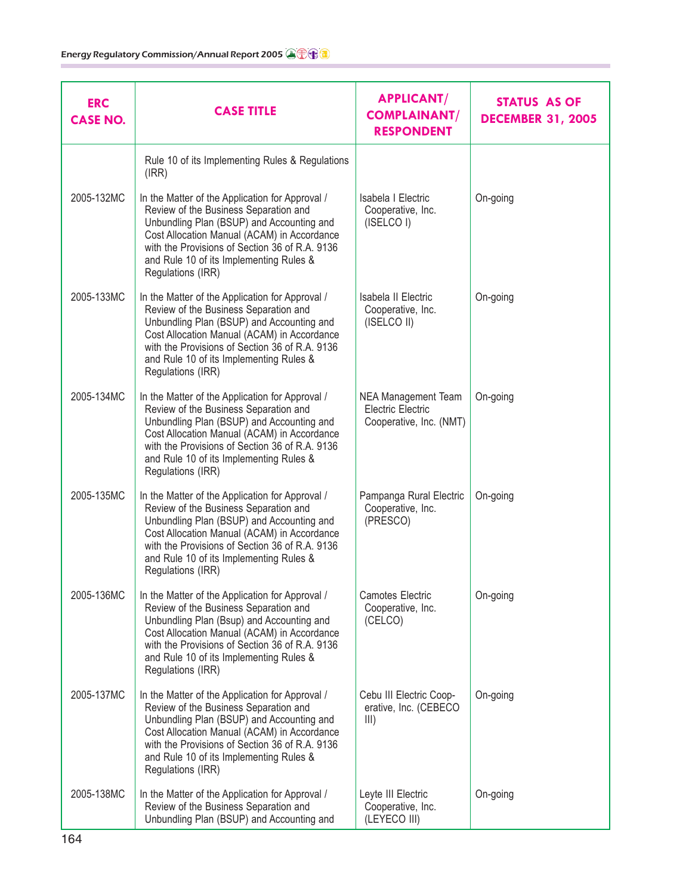| ERC CASE NO. | CASE TITLE | APPLICANT/ COMPLAINANT/ RESPONDENT | STATUS AS OF DECEMBER 31, 2005 |
|---|---|---|---|
| | Rule 10 of its Implementing Rules & Regulations (IRR) | | |
| 2005-132MC | In the Matter of the Application for Approval / Review of the Business Separation and Unbundling Plan (BSUP) and Accounting and Cost Allocation Manual (ACAM) in Accordance with the Provisions of Section 36 of R.A. 9136 and Rule 10 of its Implementing Rules & Regulations (IRR) | Isabela I Electric Cooperative, Inc. (ISELCO I) | On-going |
| 2005-133MC | In the Matter of the Application for Approval / Review of the Business Separation and Unbundling Plan (BSUP) and Accounting and Cost Allocation Manual (ACAM) in Accordance with the Provisions of Section 36 of R.A. 9136 and Rule 10 of its Implementing Rules & Regulations (IRR) | Isabela II Electric Cooperative, Inc. (ISELCO II) | On-going |
| 2005-134MC | In the Matter of the Application for Approval / Review of the Business Separation and Unbundling Plan (BSUP) and Accounting and Cost Allocation Manual (ACAM) in Accordance with the Provisions of Section 36 of R.A. 9136 and Rule 10 of its Implementing Rules & Regulations (IRR) | NEA Management Team Electric Electric Cooperative, Inc. (NMT) | On-going |
| 2005-135MC | In the Matter of the Application for Approval / Review of the Business Separation and Unbundling Plan (BSUP) and Accounting and Cost Allocation Manual (ACAM) in Accordance with the Provisions of Section 36 of R.A. 9136 and Rule 10 of its Implementing Rules & Regulations (IRR) | Pampanga Rural Electric Cooperative, Inc. (PRESCO) | On-going |
| 2005-136MC | In the Matter of the Application for Approval / Review of the Business Separation and Unbundling Plan (Bsup) and Accounting and Cost Allocation Manual (ACAM) in Accordance with the Provisions of Section 36 of R.A. 9136 and Rule 10 of its Implementing Rules & Regulations (IRR) | Camotes Electric Cooperative, Inc. (CELCO) | On-going |
| 2005-137MC | In the Matter of the Application for Approval / Review of the Business Separation and Unbundling Plan (BSUP) and Accounting and Cost Allocation Manual (ACAM) in Accordance with the Provisions of Section 36 of R.A. 9136 and Rule 10 of its Implementing Rules & Regulations (IRR) | Cebu III Electric Cooperative, Inc. (CEBECO III) | On-going |
| 2005-138MC | In the Matter of the Application for Approval / Review of the Business Separation and Unbundling Plan (BSUP) and Accounting and | Leyte III Electric Cooperative, Inc. (LEYECO III) | On-going |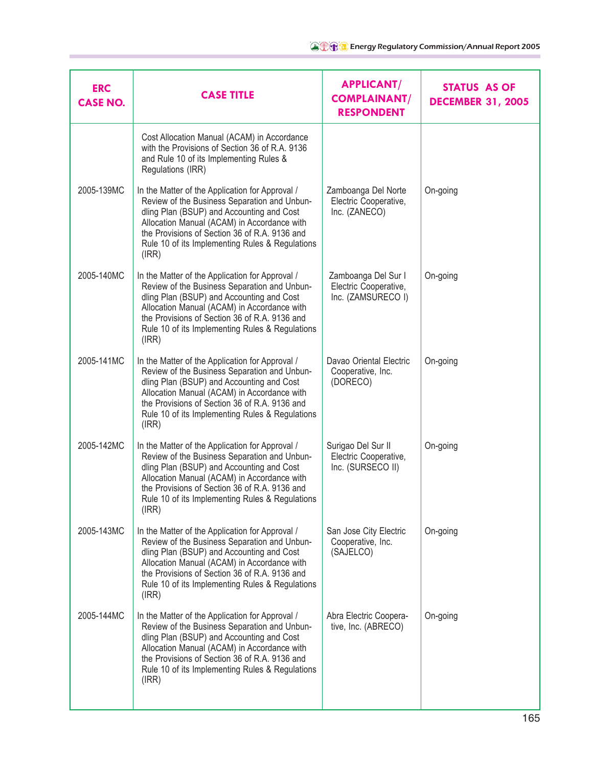| ERC CASE NO. | CASE TITLE | APPLICANT/ COMPLAINANT/ RESPONDENT | STATUS AS OF DECEMBER 31, 2005 |
|---|---|---|---|
| | Cost Allocation Manual (ACAM) in Accordance with the Provisions of Section 36 of R.A. 9136 and Rule 10 of its Implementing Rules & Regulations (IRR) | | |
| 2005-139MC | In the Matter of the Application for Approval / Review of the Business Separation and Unbundling Plan (BSUP) and Accounting and Cost Allocation Manual (ACAM) in Accordance with the Provisions of Section 36 of R.A. 9136 and Rule 10 of its Implementing Rules & Regulations (IRR) | Zamboanga Del Norte Electric Cooperative, Inc. (ZANECO) | On-going |
| 2005-140MC | In the Matter of the Application for Approval / Review of the Business Separation and Unbundling Plan (BSUP) and Accounting and Cost Allocation Manual (ACAM) in Accordance with the Provisions of Section 36 of R.A. 9136 and Rule 10 of its Implementing Rules & Regulations (IRR) | Zamboanga Del Sur I Electric Cooperative, Inc. (ZAMSURECO I) | On-going |
| 2005-141MC | In the Matter of the Application for Approval / Review of the Business Separation and Unbundling Plan (BSUP) and Accounting and Cost Allocation Manual (ACAM) in Accordance with the Provisions of Section 36 of R.A. 9136 and Rule 10 of its Implementing Rules & Regulations (IRR) | Davao Oriental Electric Cooperative, Inc. (DORECO) | On-going |
| 2005-142MC | In the Matter of the Application for Approval / Review of the Business Separation and Unbundling Plan (BSUP) and Accounting and Cost Allocation Manual (ACAM) in Accordance with the Provisions of Section 36 of R.A. 9136 and Rule 10 of its Implementing Rules & Regulations (IRR) | Surigao Del Sur II Electric Cooperative, Inc. (SURSECO II) | On-going |
| 2005-143MC | In the Matter of the Application for Approval / Review of the Business Separation and Unbundling Plan (BSUP) and Accounting and Cost Allocation Manual (ACAM) in Accordance with the Provisions of Section 36 of R.A. 9136 and Rule 10 of its Implementing Rules & Regulations (IRR) | San Jose City Electric Cooperative, Inc. (SAJELCO) | On-going |
| 2005-144MC | In the Matter of the Application for Approval / Review of the Business Separation and Unbundling Plan (BSUP) and Accounting and Cost Allocation Manual (ACAM) in Accordance with the Provisions of Section 36 of R.A. 9136 and Rule 10 of its Implementing Rules & Regulations (IRR) | Abra Electric Cooperative, Inc. (ABRECO) | On-going |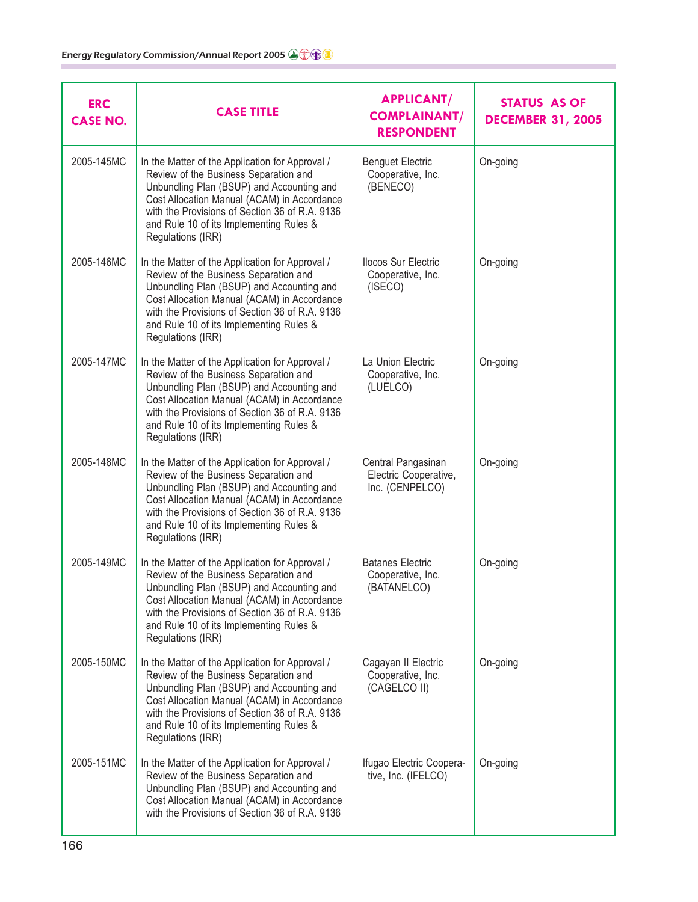| ERC CASE NO. | CASE TITLE | APPLICANT/ COMPLAINANT/ RESPONDENT | STATUS AS OF DECEMBER 31, 2005 |
|---|---|---|---|
| 2005-145MC | In the Matter of the Application for Approval / Review of the Business Separation and Unbundling Plan (BSUP) and Accounting and Cost Allocation Manual (ACAM) in Accordance with the Provisions of Section 36 of R.A. 9136 and Rule 10 of its Implementing Rules & Regulations (IRR) | Benguet Electric Cooperative, Inc. (BENECO) | On-going |
| 2005-146MC | In the Matter of the Application for Approval / Review of the Business Separation and Unbundling Plan (BSUP) and Accounting and Cost Allocation Manual (ACAM) in Accordance with the Provisions of Section 36 of R.A. 9136 and Rule 10 of its Implementing Rules & Regulations (IRR) | Ilocos Sur Electric Cooperative, Inc. (ISECO) | On-going |
| 2005-147MC | In the Matter of the Application for Approval / Review of the Business Separation and Unbundling Plan (BSUP) and Accounting and Cost Allocation Manual (ACAM) in Accordance with the Provisions of Section 36 of R.A. 9136 and Rule 10 of its Implementing Rules & Regulations (IRR) | La Union Electric Cooperative, Inc. (LUELCO) | On-going |
| 2005-148MC | In the Matter of the Application for Approval / Review of the Business Separation and Unbundling Plan (BSUP) and Accounting and Cost Allocation Manual (ACAM) in Accordance with the Provisions of Section 36 of R.A. 9136 and Rule 10 of its Implementing Rules & Regulations (IRR) | Central Pangasinan Electric Cooperative, Inc. (CENPELCO) | On-going |
| 2005-149MC | In the Matter of the Application for Approval / Review of the Business Separation and Unbundling Plan (BSUP) and Accounting and Cost Allocation Manual (ACAM) in Accordance with the Provisions of Section 36 of R.A. 9136 and Rule 10 of its Implementing Rules & Regulations (IRR) | Batanes Electric Cooperative, Inc. (BATANELCO) | On-going |
| 2005-150MC | In the Matter of the Application for Approval / Review of the Business Separation and Unbundling Plan (BSUP) and Accounting and Cost Allocation Manual (ACAM) in Accordance with the Provisions of Section 36 of R.A. 9136 and Rule 10 of its Implementing Rules & Regulations (IRR) | Cagayan II Electric Cooperative, Inc. (CAGELCO II) | On-going |
| 2005-151MC | In the Matter of the Application for Approval / Review of the Business Separation and Unbundling Plan (BSUP) and Accounting and Cost Allocation Manual (ACAM) in Accordance with the Provisions of Section 36 of R.A. 9136 | Ifugao Electric Cooperative, Inc. (IFELCO) | On-going |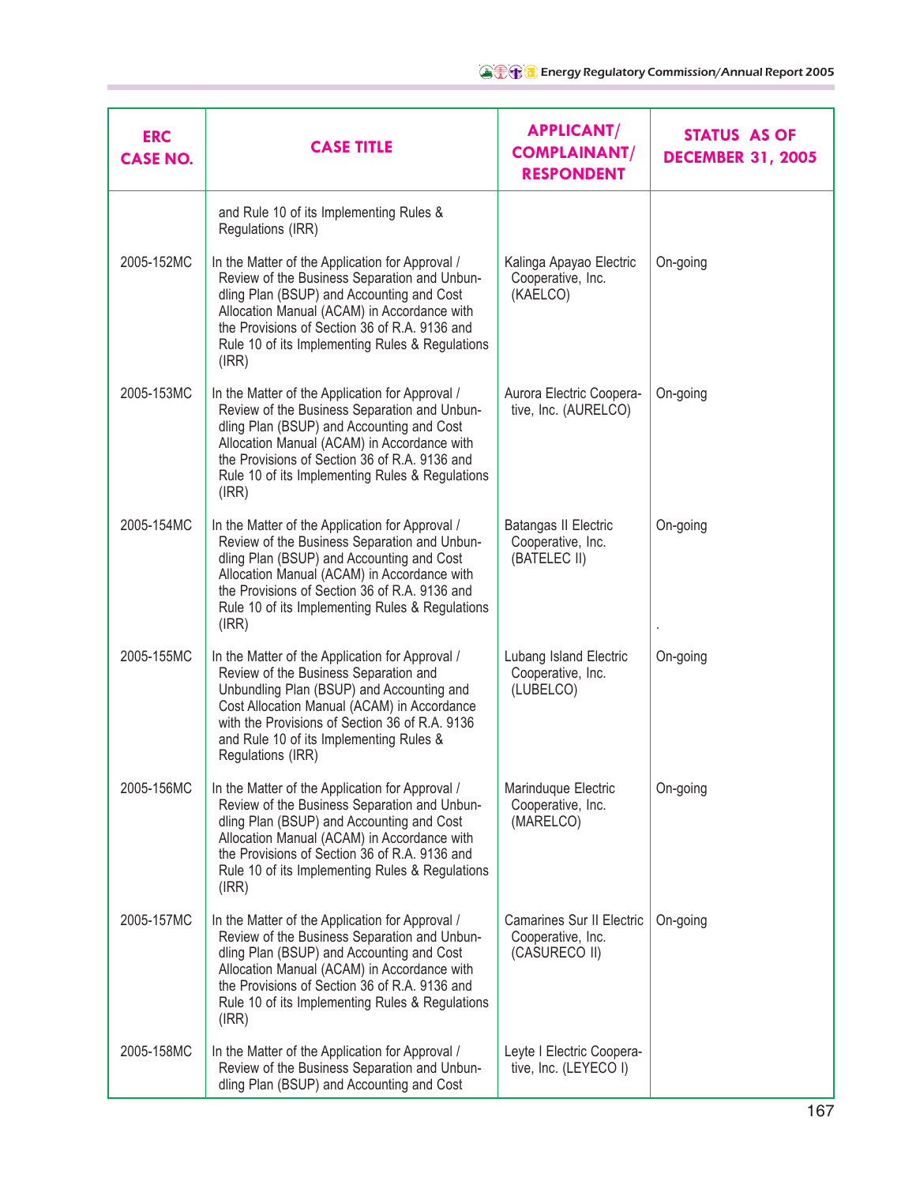| ERC CASE NO. | CASE TITLE | APPLICANT/ COMPLAINANT/ RESPONDENT | STATUS AS OF DECEMBER 31, 2005 |
|---|---|---|---|
| | and Rule 10 of its Implementing Rules & Regulations (IRR) | | |
| 2005-152MC | In the Matter of the Application for Approval / Review of the Business Separation and Unbundling Plan (BSUP) and Accounting and Cost Allocation Manual (ACAM) in Accordance with the Provisions of Section 36 of R.A. 9136 and Rule 10 of its Implementing Rules & Regulations (IRR) | Kalinga Apayao Electric Cooperative, Inc. (KAELCO) | On-going |
| 2005-153MC | In the Matter of the Application for Approval / Review of the Business Separation and Unbundling Plan (BSUP) and Accounting and Cost Allocation Manual (ACAM) in Accordance with the Provisions of Section 36 of R.A. 9136 and Rule 10 of its Implementing Rules & Regulations (IRR) | Aurora Electric Cooperative, Inc. (AURELCO) | On-going |
| 2005-154MC | In the Matter of the Application for Approval / Review of the Business Separation and Unbundling Plan (BSUP) and Accounting and Cost Allocation Manual (ACAM) in Accordance with the Provisions of Section 36 of R.A. 9136 and Rule 10 of its Implementing Rules & Regulations (IRR) | Batangas II Electric Cooperative, Inc. (BATELEC II) | On-going |
| 2005-155MC | In the Matter of the Application for Approval / Review of the Business Separation and Unbundling Plan (BSUP) and Accounting and Cost Allocation Manual (ACAM) in Accordance with the Provisions of Section 36 of R.A. 9136 and Rule 10 of its Implementing Rules & Regulations (IRR) | Lubang Island Electric Cooperative, Inc. (LUBELCO) | On-going |
| 2005-156MC | In the Matter of the Application for Approval / Review of the Business Separation and Unbundling Plan (BSUP) and Accounting and Cost Allocation Manual (ACAM) in Accordance with the Provisions of Section 36 of R.A. 9136 and Rule 10 of its Implementing Rules & Regulations (IRR) | Marinduque Electric Cooperative, Inc. (MARELCO) | On-going |
| 2005-157MC | In the Matter of the Application for Approval / Review of the Business Separation and Unbundling Plan (BSUP) and Accounting and Cost Allocation Manual (ACAM) in Accordance with the Provisions of Section 36 of R.A. 9136 and Rule 10 of its Implementing Rules & Regulations (IRR) | Camarines Sur II Electric Cooperative, Inc. (CASURECO II) | On-going |
| 2005-158MC | In the Matter of the Application for Approval / Review of the Business Separation and Unbundling Plan (BSUP) and Accounting and Cost | Leyte I Electric Cooperative, Inc. (LEYECO I) | |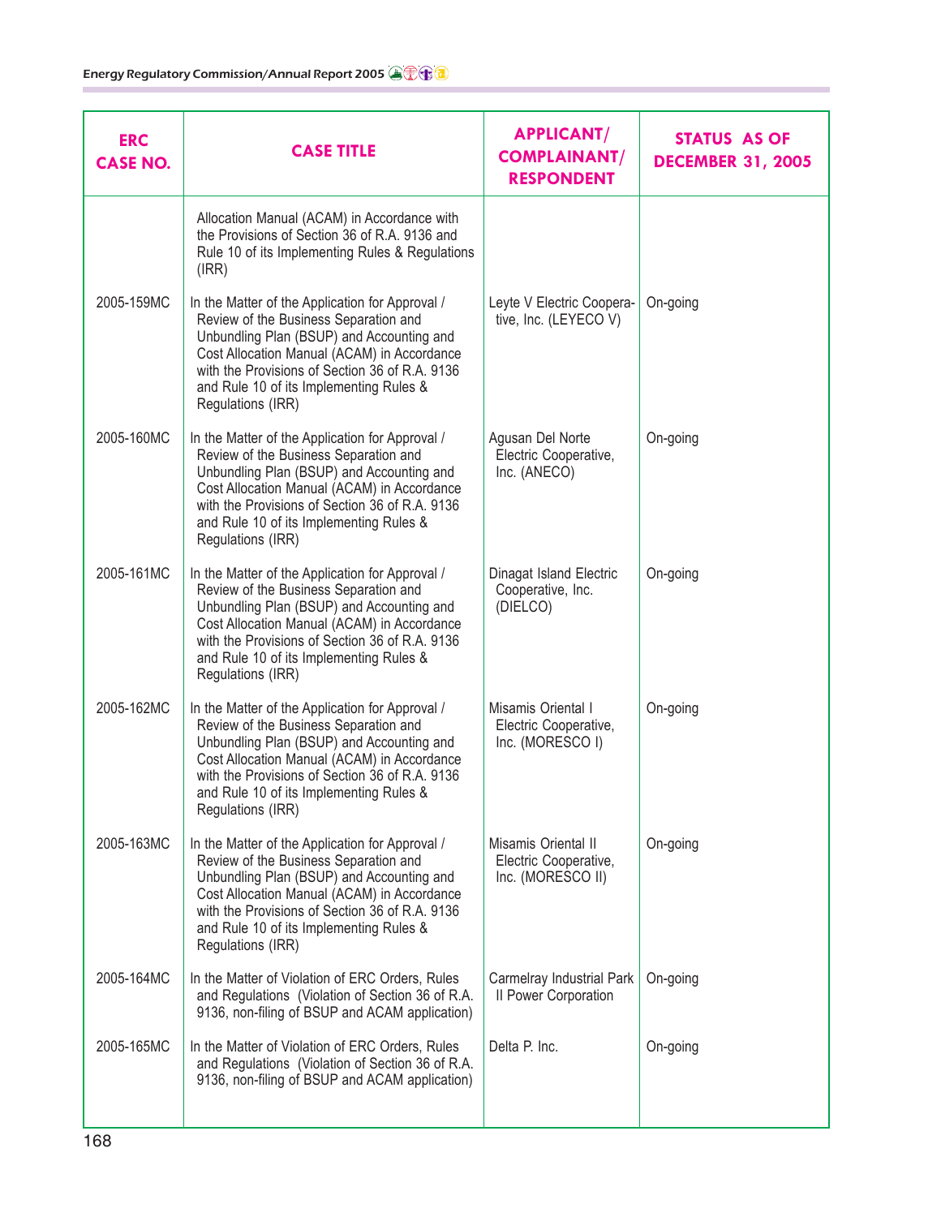| ERC CASE NO. | CASE TITLE | APPLICANT/ COMPLAINANT/ RESPONDENT | STATUS AS OF DECEMBER 31, 2005 |
|---|---|---|---|
| | Allocation Manual (ACAM) in Accordance with the Provisions of Section 36 of R.A. 9136 and Rule 10 of its Implementing Rules & Regulations (IRR) | | |
| 2005-159MC | In the Matter of the Application for Approval / Review of the Business Separation and Unbundling Plan (BSUP) and Accounting and Cost Allocation Manual (ACAM) in Accordance with the Provisions of Section 36 of R.A. 9136 and Rule 10 of its Implementing Rules & Regulations (IRR) | Leyte V Electric Cooperative, Inc. (LEYECO V) | On-going |
| 2005-160MC | In the Matter of the Application for Approval / Review of the Business Separation and Unbundling Plan (BSUP) and Accounting and Cost Allocation Manual (ACAM) in Accordance with the Provisions of Section 36 of R.A. 9136 and Rule 10 of its Implementing Rules & Regulations (IRR) | Agusan Del Norte Electric Cooperative, Inc. (ANECO) | On-going |
| 2005-161MC | In the Matter of the Application for Approval / Review of the Business Separation and Unbundling Plan (BSUP) and Accounting and Cost Allocation Manual (ACAM) in Accordance with the Provisions of Section 36 of R.A. 9136 and Rule 10 of its Implementing Rules & Regulations (IRR) | Dinagat Island Electric Cooperative, Inc. (DIELCO) | On-going |
| 2005-162MC | In the Matter of the Application for Approval / Review of the Business Separation and Unbundling Plan (BSUP) and Accounting and Cost Allocation Manual (ACAM) in Accordance with the Provisions of Section 36 of R.A. 9136 and Rule 10 of its Implementing Rules & Regulations (IRR) | Misamis Oriental I Electric Cooperative, Inc. (MORESCO I) | On-going |
| 2005-163MC | In the Matter of the Application for Approval / Review of the Business Separation and Unbundling Plan (BSUP) and Accounting and Cost Allocation Manual (ACAM) in Accordance with the Provisions of Section 36 of R.A. 9136 and Rule 10 of its Implementing Rules & Regulations (IRR) | Misamis Oriental II Electric Cooperative, Inc. (MORESCO II) | On-going |
| 2005-164MC | In the Matter of Violation of ERC Orders, Rules and Regulations (Violation of Section 36 of R.A. 9136, non-filing of BSUP and ACAM application) | Carmelray Industrial Park II Power Corporation | On-going |
| 2005-165MC | In the Matter of Violation of ERC Orders, Rules and Regulations (Violation of Section 36 of R.A. 9136, non-filing of BSUP and ACAM application) | Delta P. Inc. | On-going |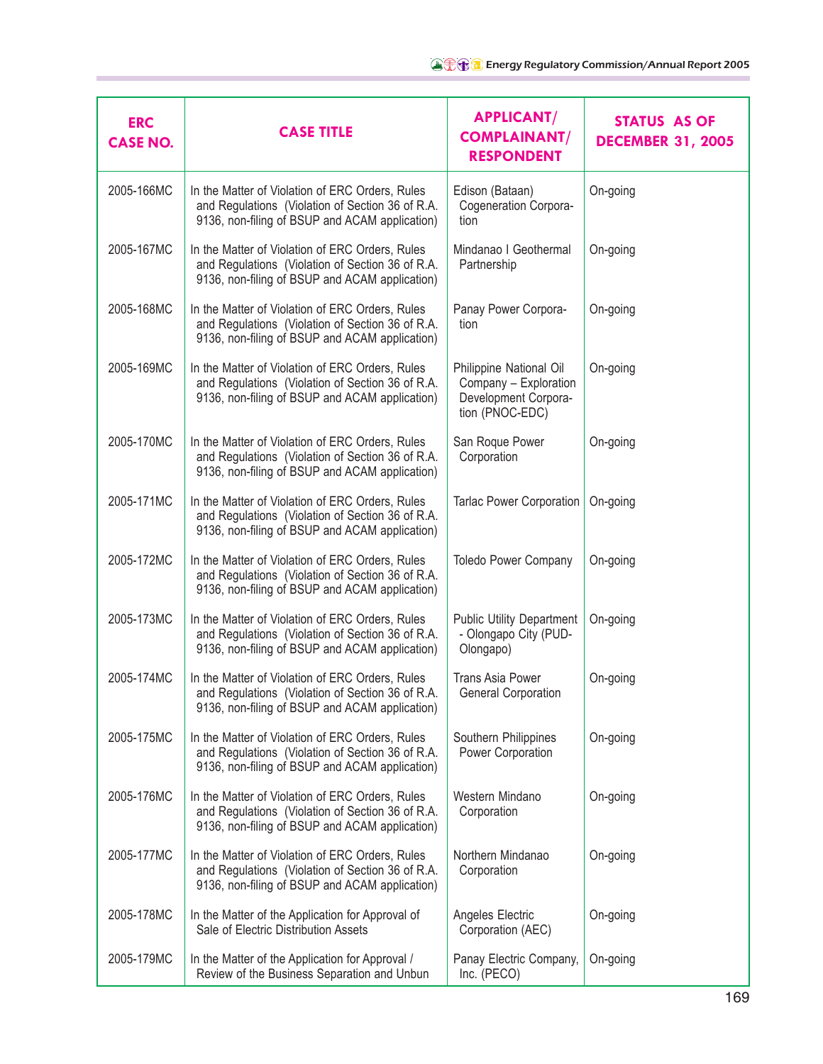| ERC CASE NO. | CASE TITLE | APPLICANT/ COMPLAINANT/ RESPONDENT | STATUS AS OF DECEMBER 31, 2005 |
|---|---|---|---|
| 2005-166MC | In the Matter of Violation of ERC Orders, Rules and Regulations (Violation of Section 36 of R.A. 9136, non-filing of BSUP and ACAM application) | Edison (Bataan) Cogeneration Corporation | On-going |
| 2005-167MC | In the Matter of Violation of ERC Orders, Rules and Regulations (Violation of Section 36 of R.A. 9136, non-filing of BSUP and ACAM application) | Mindanao I Geothermal Partnership | On-going |
| 2005-168MC | In the Matter of Violation of ERC Orders, Rules and Regulations (Violation of Section 36 of R.A. 9136, non-filing of BSUP and ACAM application) | Panay Power Corporation | On-going |
| 2005-169MC | In the Matter of Violation of ERC Orders, Rules and Regulations (Violation of Section 36 of R.A. 9136, non-filing of BSUP and ACAM application) | Philippine National Oil Company – Exploration Development Corporation (PNOC-EDC) | On-going |
| 2005-170MC | In the Matter of Violation of ERC Orders, Rules and Regulations (Violation of Section 36 of R.A. 9136, non-filing of BSUP and ACAM application) | San Roque Power Corporation | On-going |
| 2005-171MC | In the Matter of Violation of ERC Orders, Rules and Regulations (Violation of Section 36 of R.A. 9136, non-filing of BSUP and ACAM application) | Tarlac Power Corporation | On-going |
| 2005-172MC | In the Matter of Violation of ERC Orders, Rules and Regulations (Violation of Section 36 of R.A. 9136, non-filing of BSUP and ACAM application) | Toledo Power Company | On-going |
| 2005-173MC | In the Matter of Violation of ERC Orders, Rules and Regulations (Violation of Section 36 of R.A. 9136, non-filing of BSUP and ACAM application) | Public Utility Department - Olongapo City (PUD-Olongapo) | On-going |
| 2005-174MC | In the Matter of Violation of ERC Orders, Rules and Regulations (Violation of Section 36 of R.A. 9136, non-filing of BSUP and ACAM application) | Trans Asia Power General Corporation | On-going |
| 2005-175MC | In the Matter of Violation of ERC Orders, Rules and Regulations (Violation of Section 36 of R.A. 9136, non-filing of BSUP and ACAM application) | Southern Philippines Power Corporation | On-going |
| 2005-176MC | In the Matter of Violation of ERC Orders, Rules and Regulations (Violation of Section 36 of R.A. 9136, non-filing of BSUP and ACAM application) | Western Mindano Corporation | On-going |
| 2005-177MC | In the Matter of Violation of ERC Orders, Rules and Regulations (Violation of Section 36 of R.A. 9136, non-filing of BSUP and ACAM application) | Northern Mindanao Corporation | On-going |
| 2005-178MC | In the Matter of the Application for Approval of Sale of Electric Distribution Assets | Angeles Electric Corporation (AEC) | On-going |
| 2005-179MC | In the Matter of the Application for Approval / Review of the Business Separation and Unbun | Panay Electric Company, Inc. (PECO) | On-going |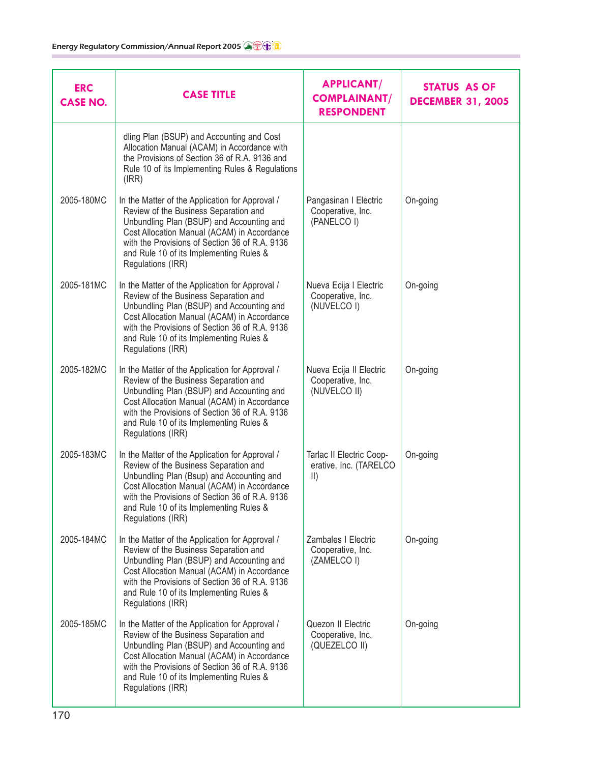| ERC CASE NO. | CASE TITLE | APPLICANT/ COMPLAINANT/ RESPONDENT | STATUS AS OF DECEMBER 31, 2005 |
|---|---|---|---|
| | dling Plan (BSUP) and Accounting and Cost Allocation Manual (ACAM) in Accordance with the Provisions of Section 36 of R.A. 9136 and Rule 10 of its Implementing Rules & Regulations (IRR) | | |
| 2005-180MC | In the Matter of the Application for Approval / Review of the Business Separation and Unbundling Plan (BSUP) and Accounting and Cost Allocation Manual (ACAM) in Accordance with the Provisions of Section 36 of R.A. 9136 and Rule 10 of its Implementing Rules & Regulations (IRR) | Pangasinan I Electric Cooperative, Inc. (PANELCO I) | On-going |
| 2005-181MC | In the Matter of the Application for Approval / Review of the Business Separation and Unbundling Plan (BSUP) and Accounting and Cost Allocation Manual (ACAM) in Accordance with the Provisions of Section 36 of R.A. 9136 and Rule 10 of its Implementing Rules & Regulations (IRR) | Nueva Ecija I Electric Cooperative, Inc. (NUVELCO I) | On-going |
| 2005-182MC | In the Matter of the Application for Approval / Review of the Business Separation and Unbundling Plan (BSUP) and Accounting and Cost Allocation Manual (ACAM) in Accordance with the Provisions of Section 36 of R.A. 9136 and Rule 10 of its Implementing Rules & Regulations (IRR) | Nueva Ecija II Electric Cooperative, Inc. (NUVELCO II) | On-going |
| 2005-183MC | In the Matter of the Application for Approval / Review of the Business Separation and Unbundling Plan (Bsup) and Accounting and Cost Allocation Manual (ACAM) in Accordance with the Provisions of Section 36 of R.A. 9136 and Rule 10 of its Implementing Rules & Regulations (IRR) | Tarlac II Electric Cooperative, Inc. (TARELCO II) | On-going |
| 2005-184MC | In the Matter of the Application for Approval / Review of the Business Separation and Unbundling Plan (BSUP) and Accounting and Cost Allocation Manual (ACAM) in Accordance with the Provisions of Section 36 of R.A. 9136 and Rule 10 of its Implementing Rules & Regulations (IRR) | Zambales I Electric Cooperative, Inc. (ZAMELCO I) | On-going |
| 2005-185MC | In the Matter of the Application for Approval / Review of the Business Separation and Unbundling Plan (BSUP) and Accounting and Cost Allocation Manual (ACAM) in Accordance with the Provisions of Section 36 of R.A. 9136 and Rule 10 of its Implementing Rules & Regulations (IRR) | Quezon II Electric Cooperative, Inc. (QUEZELCO II) | On-going |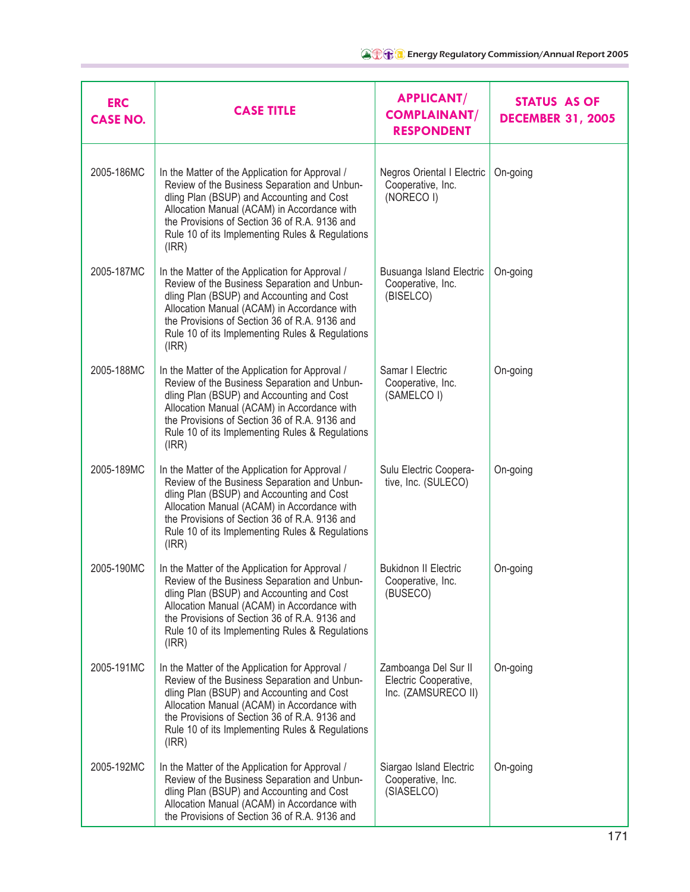| ERC CASE NO. | CASE TITLE | APPLICANT/ COMPLAINANT/ RESPONDENT | STATUS AS OF DECEMBER 31, 2005 |
|---|---|---|---|
| 2005-186MC | In the Matter of the Application for Approval / Review of the Business Separation and Unbundling Plan (BSUP) and Accounting and Cost Allocation Manual (ACAM) in Accordance with the Provisions of Section 36 of R.A. 9136 and Rule 10 of its Implementing Rules & Regulations (IRR) | Negros Oriental I Electric Cooperative, Inc. (NORECO I) | On-going |
| 2005-187MC | In the Matter of the Application for Approval / Review of the Business Separation and Unbundling Plan (BSUP) and Accounting and Cost Allocation Manual (ACAM) in Accordance with the Provisions of Section 36 of R.A. 9136 and Rule 10 of its Implementing Rules & Regulations (IRR) | Busuanga Island Electric Cooperative, Inc. (BISELCO) | On-going |
| 2005-188MC | In the Matter of the Application for Approval / Review of the Business Separation and Unbundling Plan (BSUP) and Accounting and Cost Allocation Manual (ACAM) in Accordance with the Provisions of Section 36 of R.A. 9136 and Rule 10 of its Implementing Rules & Regulations (IRR) | Samar I Electric Cooperative, Inc. (SAMELCO I) | On-going |
| 2005-189MC | In the Matter of the Application for Approval / Review of the Business Separation and Unbundling Plan (BSUP) and Accounting and Cost Allocation Manual (ACAM) in Accordance with the Provisions of Section 36 of R.A. 9136 and Rule 10 of its Implementing Rules & Regulations (IRR) | Sulu Electric Cooperative, Inc. (SULECO) | On-going |
| 2005-190MC | In the Matter of the Application for Approval / Review of the Business Separation and Unbundling Plan (BSUP) and Accounting and Cost Allocation Manual (ACAM) in Accordance with the Provisions of Section 36 of R.A. 9136 and Rule 10 of its Implementing Rules & Regulations (IRR) | Bukidnon II Electric Cooperative, Inc. (BUSECO) | On-going |
| 2005-191MC | In the Matter of the Application for Approval / Review of the Business Separation and Unbundling Plan (BSUP) and Accounting and Cost Allocation Manual (ACAM) in Accordance with the Provisions of Section 36 of R.A. 9136 and Rule 10 of its Implementing Rules & Regulations (IRR) | Zamboanga Del Sur II Electric Cooperative, Inc. (ZAMSURECO II) | On-going |
| 2005-192MC | In the Matter of the Application for Approval / Review of the Business Separation and Unbundling Plan (BSUP) and Accounting and Cost Allocation Manual (ACAM) in Accordance with the Provisions of Section 36 of R.A. 9136 and | Siargao Island Electric Cooperative, Inc. (SIASELCO) | On-going |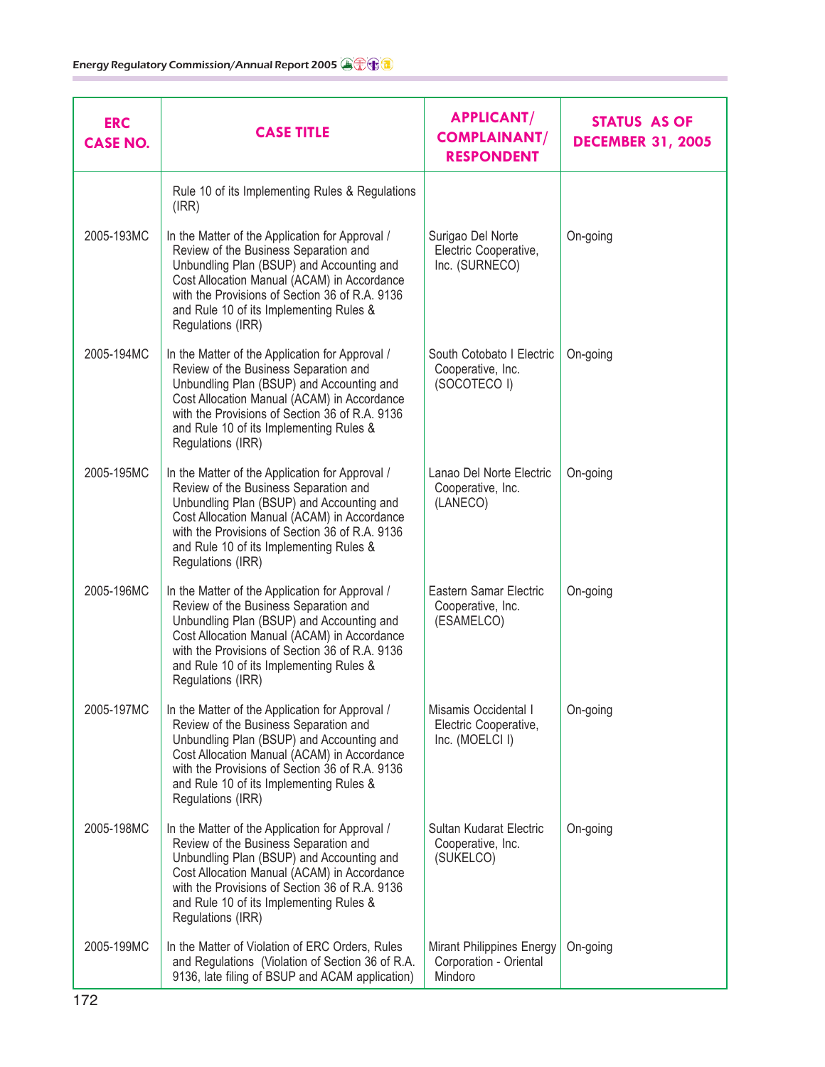| ERC CASE NO. | CASE TITLE | APPLICANT/ COMPLAINANT/ RESPONDENT | STATUS AS OF DECEMBER 31, 2005 |
|---|---|---|---|
| | Rule 10 of its Implementing Rules & Regulations (IRR) | | |
| 2005-193MC | In the Matter of the Application for Approval / Review of the Business Separation and Unbundling Plan (BSUP) and Accounting and Cost Allocation Manual (ACAM) in Accordance with the Provisions of Section 36 of R.A. 9136 and Rule 10 of its Implementing Rules & Regulations (IRR) | Surigao Del Norte Electric Cooperative, Inc. (SURNECO) | On-going |
| 2005-194MC | In the Matter of the Application for Approval / Review of the Business Separation and Unbundling Plan (BSUP) and Accounting and Cost Allocation Manual (ACAM) in Accordance with the Provisions of Section 36 of R.A. 9136 and Rule 10 of its Implementing Rules & Regulations (IRR) | South Cotobato I Electric Cooperative, Inc. (SOCOTECO I) | On-going |
| 2005-195MC | In the Matter of the Application for Approval / Review of the Business Separation and Unbundling Plan (BSUP) and Accounting and Cost Allocation Manual (ACAM) in Accordance with the Provisions of Section 36 of R.A. 9136 and Rule 10 of its Implementing Rules & Regulations (IRR) | Lanao Del Norte Electric Cooperative, Inc. (LANECO) | On-going |
| 2005-196MC | In the Matter of the Application for Approval / Review of the Business Separation and Unbundling Plan (BSUP) and Accounting and Cost Allocation Manual (ACAM) in Accordance with the Provisions of Section 36 of R.A. 9136 and Rule 10 of its Implementing Rules & Regulations (IRR) | Eastern Samar Electric Cooperative, Inc. (ESAMELCO) | On-going |
| 2005-197MC | In the Matter of the Application for Approval / Review of the Business Separation and Unbundling Plan (BSUP) and Accounting and Cost Allocation Manual (ACAM) in Accordance with the Provisions of Section 36 of R.A. 9136 and Rule 10 of its Implementing Rules & Regulations (IRR) | Misamis Occidental I Electric Cooperative, Inc. (MOELCI I) | On-going |
| 2005-198MC | In the Matter of the Application for Approval / Review of the Business Separation and Unbundling Plan (BSUP) and Accounting and Cost Allocation Manual (ACAM) in Accordance with the Provisions of Section 36 of R.A. 9136 and Rule 10 of its Implementing Rules & Regulations (IRR) | Sultan Kudarat Electric Cooperative, Inc. (SUKELCO) | On-going |
| 2005-199MC | In the Matter of Violation of ERC Orders, Rules and Regulations (Violation of Section 36 of R.A. 9136, late filing of BSUP and ACAM application) | Mirant Philippines Energy Corporation - Oriental Mindoro | On-going |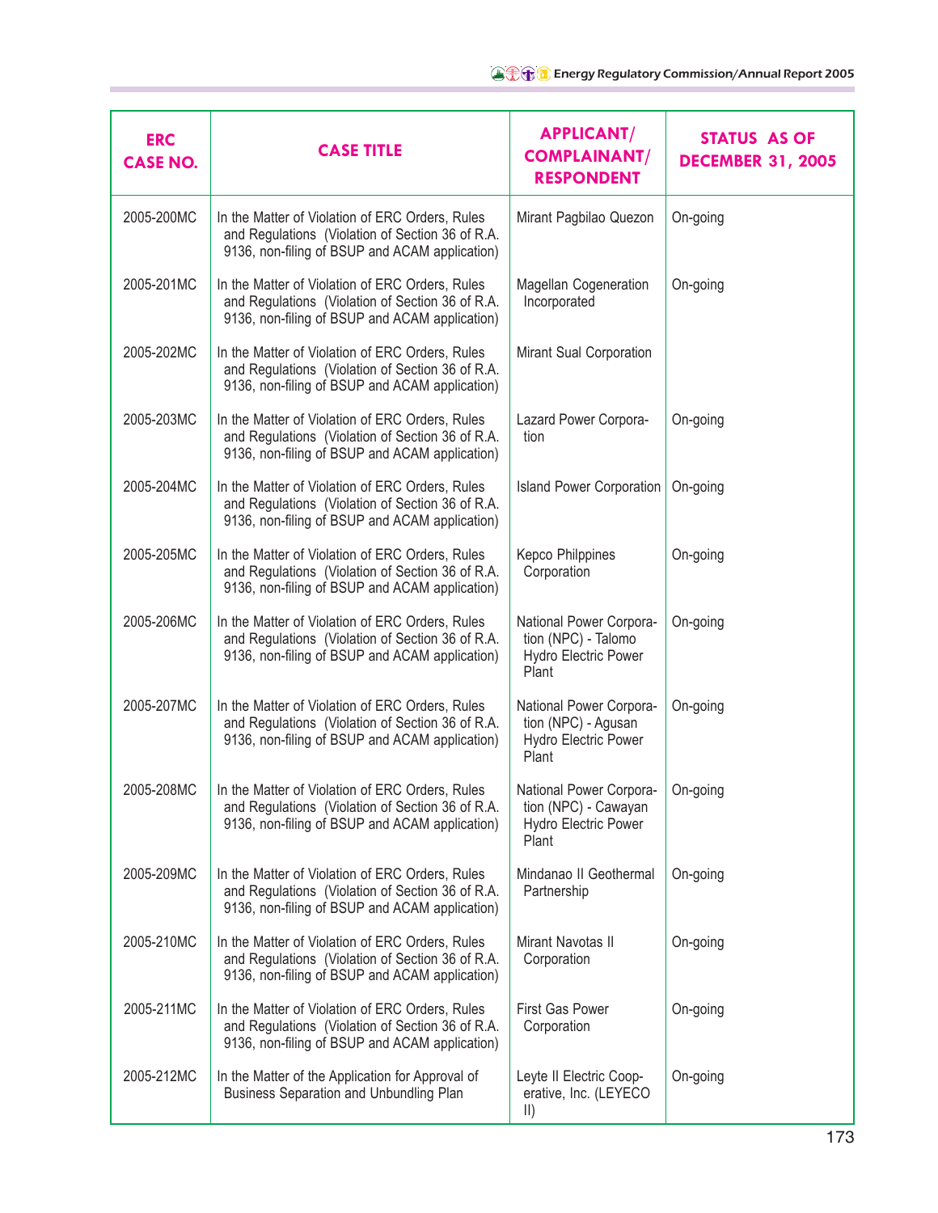| ERC CASE NO. | CASE TITLE | APPLICANT/ COMPLAINANT/ RESPONDENT | STATUS AS OF DECEMBER 31, 2005 |
| --- | --- | --- | --- |
| 2005-200MC | In the Matter of Violation of ERC Orders, Rules and Regulations (Violation of Section 36 of R.A. 9136, non-filing of BSUP and ACAM application) | Mirant Pagbilao Quezon | On-going |
| 2005-201MC | In the Matter of Violation of ERC Orders, Rules and Regulations (Violation of Section 36 of R.A. 9136, non-filing of BSUP and ACAM application) | Magellan Cogeneration Incorporated | On-going |
| 2005-202MC | In the Matter of Violation of ERC Orders, Rules and Regulations (Violation of Section 36 of R.A. 9136, non-filing of BSUP and ACAM application) | Mirant Sual Corporation | |
| 2005-203MC | In the Matter of Violation of ERC Orders, Rules and Regulations (Violation of Section 36 of R.A. 9136, non-filing of BSUP and ACAM application) | Lazard Power Corporation | On-going |
| 2005-204MC | In the Matter of Violation of ERC Orders, Rules and Regulations (Violation of Section 36 of R.A. 9136, non-filing of BSUP and ACAM application) | Island Power Corporation | On-going |
| 2005-205MC | In the Matter of Violation of ERC Orders, Rules and Regulations (Violation of Section 36 of R.A. 9136, non-filing of BSUP and ACAM application) | Kepco Philppines Corporation | On-going |
| 2005-206MC | In the Matter of Violation of ERC Orders, Rules and Regulations (Violation of Section 36 of R.A. 9136, non-filing of BSUP and ACAM application) | National Power Corporation (NPC) - Talomo Hydro Electric Power Plant | On-going |
| 2005-207MC | In the Matter of Violation of ERC Orders, Rules and Regulations (Violation of Section 36 of R.A. 9136, non-filing of BSUP and ACAM application) | National Power Corporation (NPC) - Agusan Hydro Electric Power Plant | On-going |
| 2005-208MC | In the Matter of Violation of ERC Orders, Rules and Regulations (Violation of Section 36 of R.A. 9136, non-filing of BSUP and ACAM application) | National Power Corporation (NPC) - Cawayan Hydro Electric Power Plant | On-going |
| 2005-209MC | In the Matter of Violation of ERC Orders, Rules and Regulations (Violation of Section 36 of R.A. 9136, non-filing of BSUP and ACAM application) | Mindanao II Geothermal Partnership | On-going |
| 2005-210MC | In the Matter of Violation of ERC Orders, Rules and Regulations (Violation of Section 36 of R.A. 9136, non-filing of BSUP and ACAM application) | Mirant Navotas II Corporation | On-going |
| 2005-211MC | In the Matter of Violation of ERC Orders, Rules and Regulations (Violation of Section 36 of R.A. 9136, non-filing of BSUP and ACAM application) | First Gas Power Corporation | On-going |
| 2005-212MC | In the Matter of the Application for Approval of Business Separation and Unbundling Plan | Leyte II Electric Cooperative, Inc. (LEYECO II) | On-going |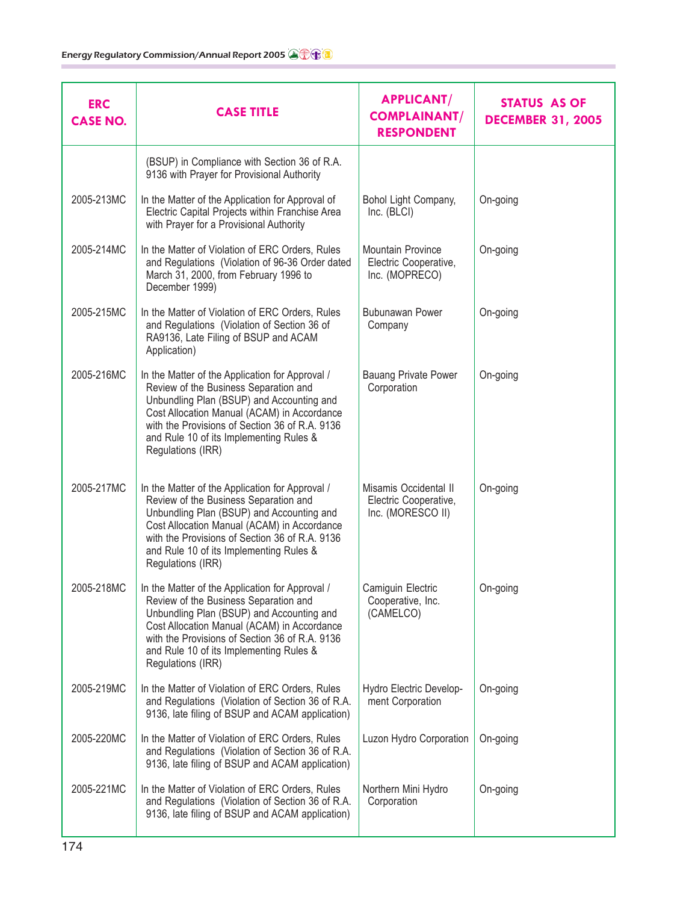| ERC CASE NO. | CASE TITLE | APPLICANT/ COMPLAINANT/ RESPONDENT | STATUS AS OF DECEMBER 31, 2005 |
|---|---|---|---|
| | (BSUP) in Compliance with Section 36 of R.A. 9136 with Prayer for Provisional Authority | | |
| 2005-213MC | In the Matter of the Application for Approval of Electric Capital Projects within Franchise Area with Prayer for a Provisional Authority | Bohol Light Company, Inc. (BLCI) | On-going |
| 2005-214MC | In the Matter of Violation of ERC Orders, Rules and Regulations (Violation of 96-36 Order dated March 31, 2000, from February 1996 to December 1999) | Mountain Province Electric Cooperative, Inc. (MOPRECO) | On-going |
| 2005-215MC | In the Matter of Violation of ERC Orders, Rules and Regulations (Violation of Section 36 of RA9136, Late Filing of BSUP and ACAM Application) | Bubunawan Power Company | On-going |
| 2005-216MC | In the Matter of the Application for Approval / Review of the Business Separation and Unbundling Plan (BSUP) and Accounting and Cost Allocation Manual (ACAM) in Accordance with the Provisions of Section 36 of R.A. 9136 and Rule 10 of its Implementing Rules & Regulations (IRR) | Bauang Private Power Corporation | On-going |
| 2005-217MC | In the Matter of the Application for Approval / Review of the Business Separation and Unbundling Plan (BSUP) and Accounting and Cost Allocation Manual (ACAM) in Accordance with the Provisions of Section 36 of R.A. 9136 and Rule 10 of its Implementing Rules & Regulations (IRR) | Misamis Occidental II Electric Cooperative, Inc. (MORESCO II) | On-going |
| 2005-218MC | In the Matter of the Application for Approval / Review of the Business Separation and Unbundling Plan (BSUP) and Accounting and Cost Allocation Manual (ACAM) in Accordance with the Provisions of Section 36 of R.A. 9136 and Rule 10 of its Implementing Rules & Regulations (IRR) | Camiguin Electric Cooperative, Inc. (CAMELCO) | On-going |
| 2005-219MC | In the Matter of Violation of ERC Orders, Rules and Regulations (Violation of Section 36 of R.A. 9136, late filing of BSUP and ACAM application) | Hydro Electric Development Corporation | On-going |
| 2005-220MC | In the Matter of Violation of ERC Orders, Rules and Regulations (Violation of Section 36 of R.A. 9136, late filing of BSUP and ACAM application) | Luzon Hydro Corporation | On-going |
| 2005-221MC | In the Matter of Violation of ERC Orders, Rules and Regulations (Violation of Section 36 of R.A. 9136, late filing of BSUP and ACAM application) | Northern Mini Hydro Corporation | On-going |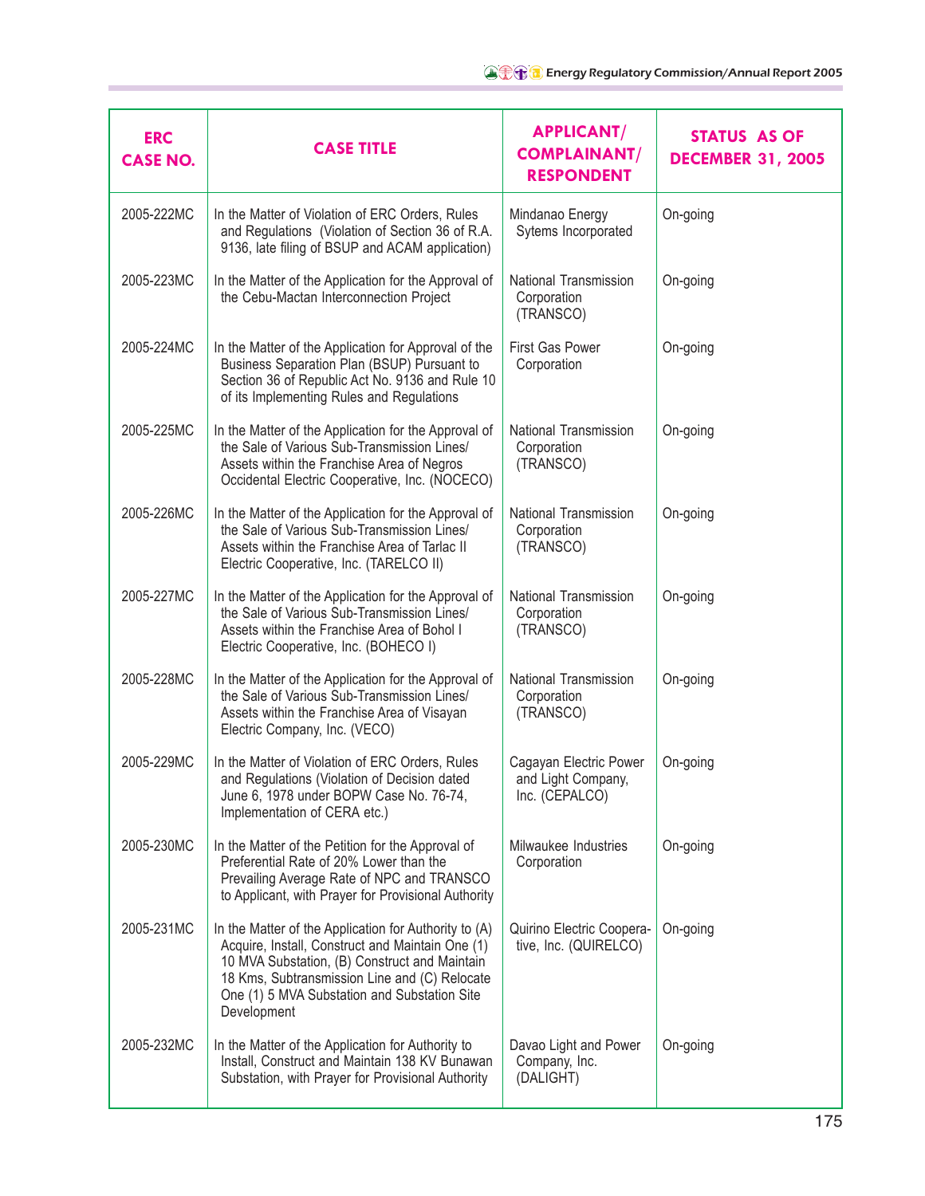| ERC CASE NO. | CASE TITLE | APPLICANT/ COMPLAINANT/ RESPONDENT | STATUS AS OF DECEMBER 31, 2005 |
|---|---|---|---|
| 2005-222MC | In the Matter of Violation of ERC Orders, Rules and Regulations (Violation of Section 36 of R.A. 9136, late filing of BSUP and ACAM application) | Mindanao Energy Sytems Incorporated | On-going |
| 2005-223MC | In the Matter of the Application for the Approval of the Cebu-Mactan Interconnection Project | National Transmission Corporation (TRANSCO) | On-going |
| 2005-224MC | In the Matter of the Application for Approval of the Business Separation Plan (BSUP) Pursuant to Section 36 of Republic Act No. 9136 and Rule 10 of its Implementing Rules and Regulations | First Gas Power Corporation | On-going |
| 2005-225MC | In the Matter of the Application for the Approval of the Sale of Various Sub-Transmission Lines/ Assets within the Franchise Area of Negros Occidental Electric Cooperative, Inc. (NOCECO) | National Transmission Corporation (TRANSCO) | On-going |
| 2005-226MC | In the Matter of the Application for the Approval of the Sale of Various Sub-Transmission Lines/ Assets within the Franchise Area of Tarlac II Electric Cooperative, Inc. (TARELCO II) | National Transmission Corporation (TRANSCO) | On-going |
| 2005-227MC | In the Matter of the Application for the Approval of the Sale of Various Sub-Transmission Lines/ Assets within the Franchise Area of Bohol I Electric Cooperative, Inc. (BOHECO I) | National Transmission Corporation (TRANSCO) | On-going |
| 2005-228MC | In the Matter of the Application for the Approval of the Sale of Various Sub-Transmission Lines/ Assets within the Franchise Area of Visayan Electric Company, Inc. (VECO) | National Transmission Corporation (TRANSCO) | On-going |
| 2005-229MC | In the Matter of Violation of ERC Orders, Rules and Regulations (Violation of Decision dated June 6, 1978 under BOPW Case No. 76-74, Implementation of CERA etc.) | Cagayan Electric Power and Light Company, Inc. (CEPALCO) | On-going |
| 2005-230MC | In the Matter of the Petition for the Approval of Preferential Rate of 20% Lower than the Prevailing Average Rate of NPC and TRANSCO to Applicant, with Prayer for Provisional Authority | Milwaukee Industries Corporation | On-going |
| 2005-231MC | In the Matter of the Application for Authority to (A) Acquire, Install, Construct and Maintain One (1) 10 MVA Substation, (B) Construct and Maintain 18 Kms, Subtransmission Line and (C) Relocate One (1) 5 MVA Substation and Substation Site Development | Quirino Electric Cooperative, Inc. (QUIRELCO) | On-going |
| 2005-232MC | In the Matter of the Application for Authority to Install, Construct and Maintain 138 KV Bunawan Substation, with Prayer for Provisional Authority | Davao Light and Power Company, Inc. (DALIGHT) | On-going |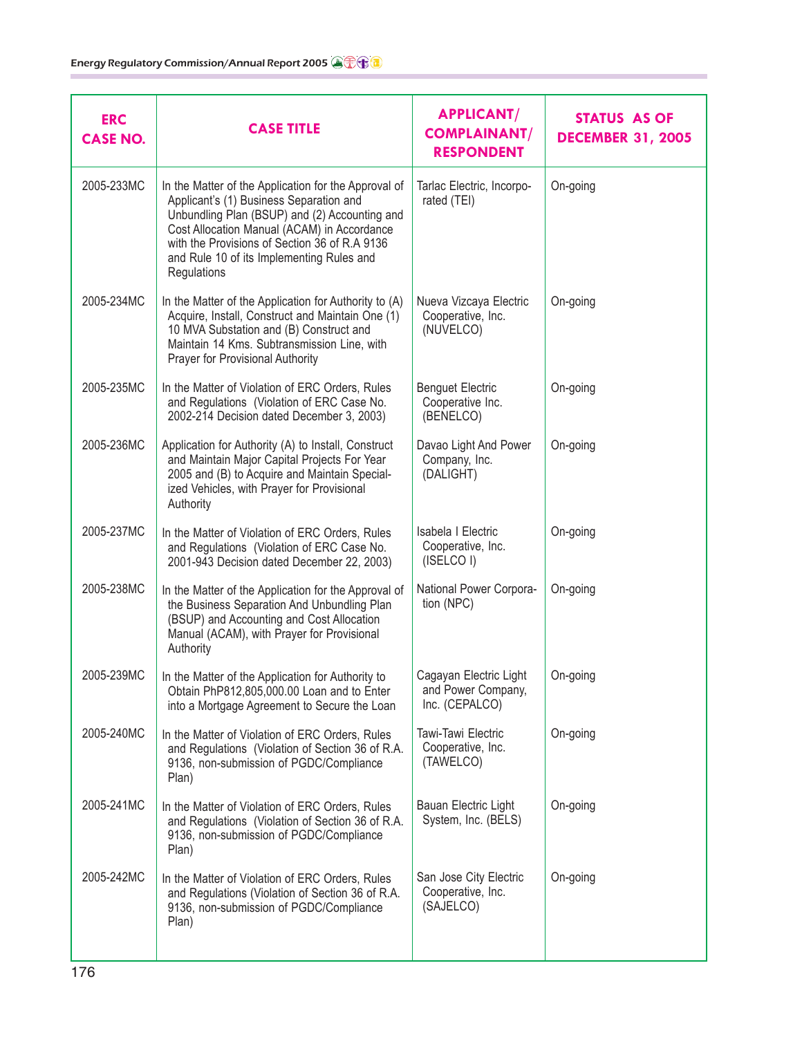| ERC CASE NO. | CASE TITLE | APPLICANT/ COMPLAINANT/ RESPONDENT | STATUS AS OF DECEMBER 31, 2005 |
|---|---|---|---|
| 2005-233MC | In the Matter of the Application for the Approval of Applicant's (1) Business Separation and Unbundling Plan (BSUP) and (2) Accounting and Cost Allocation Manual (ACAM) in Accordance with the Provisions of Section 36 of R.A 9136 and Rule 10 of its Implementing Rules and Regulations | Tarlac Electric, Incorporated (TEI) | On-going |
| 2005-234MC | In the Matter of the Application for Authority to (A) Acquire, Install, Construct and Maintain One (1) 10 MVA Substation and (B) Construct and Maintain 14 Kms. Subtransmission Line, with Prayer for Provisional Authority | Nueva Vizcaya Electric Cooperative, Inc. (NUVELCO) | On-going |
| 2005-235MC | In the Matter of Violation of ERC Orders, Rules and Regulations (Violation of ERC Case No. 2002-214 Decision dated December 3, 2003) | Benguet Electric Cooperative Inc. (BENELCO) | On-going |
| 2005-236MC | Application for Authority (A) to Install, Construct and Maintain Major Capital Projects For Year 2005 and (B) to Acquire and Maintain Specialized Vehicles, with Prayer for Provisional Authority | Davao Light And Power Company, Inc. (DALIGHT) | On-going |
| 2005-237MC | In the Matter of Violation of ERC Orders, Rules and Regulations (Violation of ERC Case No. 2001-943 Decision dated December 22, 2003) | Isabela I Electric Cooperative, Inc. (ISELCO I) | On-going |
| 2005-238MC | In the Matter of the Application for the Approval of the Business Separation And Unbundling Plan (BSUP) and Accounting and Cost Allocation Manual (ACAM), with Prayer for Provisional Authority | National Power Corporation (NPC) | On-going |
| 2005-239MC | In the Matter of the Application for Authority to Obtain PhP812,805,000.00 Loan and to Enter into a Mortgage Agreement to Secure the Loan | Cagayan Electric Light and Power Company, Inc. (CEPALCO) | On-going |
| 2005-240MC | In the Matter of Violation of ERC Orders, Rules and Regulations (Violation of Section 36 of R.A. 9136, non-submission of PGDC/Compliance Plan) | Tawi-Tawi Electric Cooperative, Inc. (TAWELCO) | On-going |
| 2005-241MC | In the Matter of Violation of ERC Orders, Rules and Regulations (Violation of Section 36 of R.A. 9136, non-submission of PGDC/Compliance Plan) | Bauan Electric Light System, Inc. (BELS) | On-going |
| 2005-242MC | In the Matter of Violation of ERC Orders, Rules and Regulations (Violation of Section 36 of R.A. 9136, non-submission of PGDC/Compliance Plan) | San Jose City Electric Cooperative, Inc. (SAJELCO) | On-going |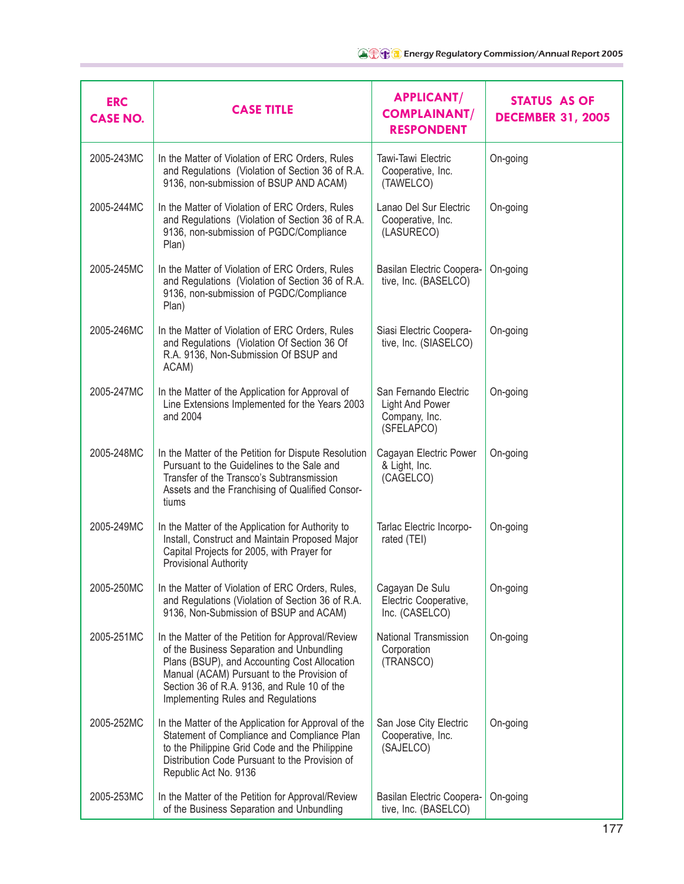| ERC CASE NO. | CASE TITLE | APPLICANT/ COMPLAINANT/ RESPONDENT | STATUS AS OF DECEMBER 31, 2005 |
|---|---|---|---|
| 2005-243MC | In the Matter of Violation of ERC Orders, Rules and Regulations (Violation of Section 36 of R.A. 9136, non-submission of BSUP AND ACAM) | Tawi-Tawi Electric Cooperative, Inc. (TAWELCO) | On-going |
| 2005-244MC | In the Matter of Violation of ERC Orders, Rules and Regulations (Violation of Section 36 of R.A. 9136, non-submission of PGDC/Compliance Plan) | Lanao Del Sur Electric Cooperative, Inc. (LASURECO) | On-going |
| 2005-245MC | In the Matter of Violation of ERC Orders, Rules and Regulations (Violation of Section 36 of R.A. 9136, non-submission of PGDC/Compliance Plan) | Basilan Electric Cooperative, Inc. (BASELCO) | On-going |
| 2005-246MC | In the Matter of Violation of ERC Orders, Rules and Regulations (Violation Of Section 36 Of R.A. 9136, Non-Submission Of BSUP and ACAM) | Siasi Electric Cooperative, Inc. (SIASELCO) | On-going |
| 2005-247MC | In the Matter of the Application for Approval of Line Extensions Implemented for the Years 2003 and 2004 | San Fernando Electric Light And Power Company, Inc. (SFELAPCO) | On-going |
| 2005-248MC | In the Matter of the Petition for Dispute Resolution Pursuant to the Guidelines to the Sale and Transfer of the Transco's Subtransmission Assets and the Franchising of Qualified Consortiums | Cagayan Electric Power & Light, Inc. (CAGELCO) | On-going |
| 2005-249MC | In the Matter of the Application for Authority to Install, Construct and Maintain Proposed Major Capital Projects for 2005, with Prayer for Provisional Authority | Tarlac Electric Incorporated (TEI) | On-going |
| 2005-250MC | In the Matter of Violation of ERC Orders, Rules, and Regulations (Violation of Section 36 of R.A. 9136, Non-Submission of BSUP and ACAM) | Cagayan De Sulu Electric Cooperative, Inc. (CASELCO) | On-going |
| 2005-251MC | In the Matter of the Petition for Approval/Review of the Business Separation and Unbundling Plans (BSUP), and Accounting Cost Allocation Manual (ACAM) Pursuant to the Provision of Section 36 of R.A. 9136, and Rule 10 of the Implementing Rules and Regulations | National Transmission Corporation (TRANSCO) | On-going |
| 2005-252MC | In the Matter of the Application for Approval of the Statement of Compliance and Compliance Plan to the Philippine Grid Code and the Philippine Distribution Code Pursuant to the Provision of Republic Act No. 9136 | San Jose City Electric Cooperative, Inc. (SAJELCO) | On-going |
| 2005-253MC | In the Matter of the Petition for Approval/Review of the Business Separation and Unbundling | Basilan Electric Cooperative, Inc. (BASELCO) | On-going |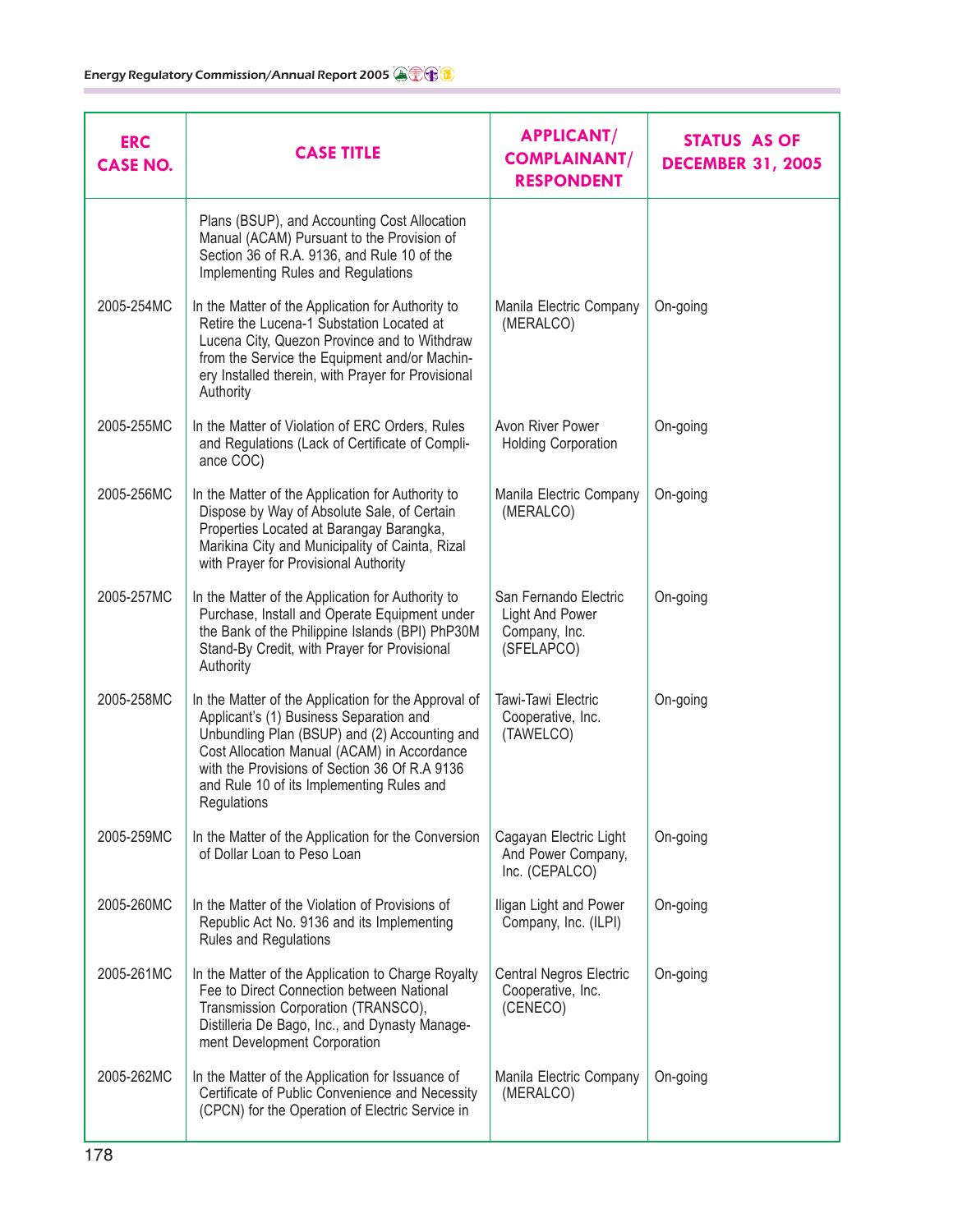| ERC CASE NO. | CASE TITLE | APPLICANT/ COMPLAINANT/ RESPONDENT | STATUS AS OF DECEMBER 31, 2005 |
|---|---|---|---|
| | Plans (BSUP), and Accounting Cost Allocation Manual (ACAM) Pursuant to the Provision of Section 36 of R.A. 9136, and Rule 10 of the Implementing Rules and Regulations | | |
| 2005-254MC | In the Matter of the Application for Authority to Retire the Lucena-1 Substation Located at Lucena City, Quezon Province and to Withdraw from the Service the Equipment and/or Machinery Installed therein, with Prayer for Provisional Authority | Manila Electric Company (MERALCO) | On-going |
| 2005-255MC | In the Matter of Violation of ERC Orders, Rules and Regulations (Lack of Certificate of Compliance COC) | Avon River Power Holding Corporation | On-going |
| 2005-256MC | In the Matter of the Application for Authority to Dispose by Way of Absolute Sale, of Certain Properties Located at Barangay Barangka, Marikina City and Municipality of Cainta, Rizal with Prayer for Provisional Authority | Manila Electric Company (MERALCO) | On-going |
| 2005-257MC | In the Matter of the Application for Authority to Purchase, Install and Operate Equipment under the Bank of the Philippine Islands (BPI) PhP30M Stand-By Credit, with Prayer for Provisional Authority | San Fernando Electric Light And Power Company, Inc. (SFELAPCO) | On-going |
| 2005-258MC | In the Matter of the Application for the Approval of Applicant's (1) Business Separation and Unbundling Plan (BSUP) and (2) Accounting and Cost Allocation Manual (ACAM) in Accordance with the Provisions of Section 36 Of R.A 9136 and Rule 10 of its Implementing Rules and Regulations | Tawi-Tawi Electric Cooperative, Inc. (TAWELCO) | On-going |
| 2005-259MC | In the Matter of the Application for the Conversion of Dollar Loan to Peso Loan | Cagayan Electric Light And Power Company, Inc. (CEPALCO) | On-going |
| 2005-260MC | In the Matter of the Violation of Provisions of Republic Act No. 9136 and its Implementing Rules and Regulations | Iligan Light and Power Company, Inc. (ILPI) | On-going |
| 2005-261MC | In the Matter of the Application to Charge Royalty Fee to Direct Connection between National Transmission Corporation (TRANSCO), Distilleria De Bago, Inc., and Dynasty Management Development Corporation | Central Negros Electric Cooperative, Inc. (CENECO) | On-going |
| 2005-262MC | In the Matter of the Application for Issuance of Certificate of Public Convenience and Necessity (CPCN) for the Operation of Electric Service in | Manila Electric Company (MERALCO) | On-going |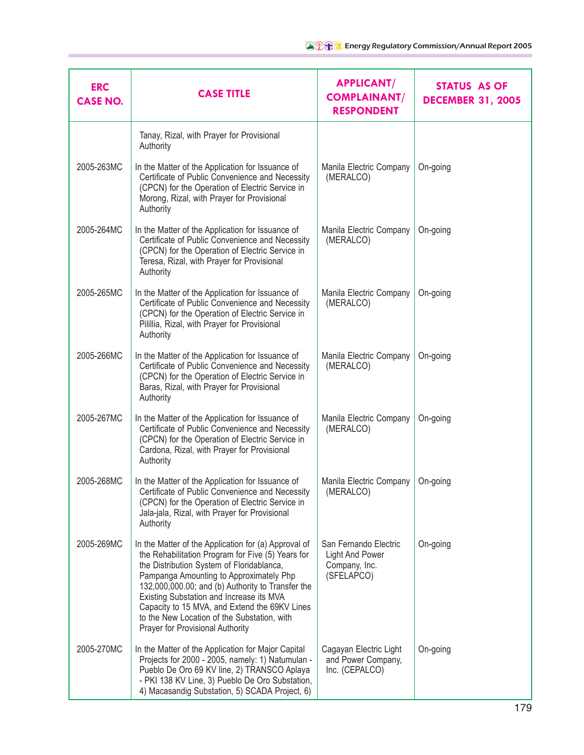| ERC CASE NO. | CASE TITLE | APPLICANT/ COMPLAINANT/ RESPONDENT | STATUS AS OF DECEMBER 31, 2005 |
|---|---|---|---|
| | Tanay, Rizal, with Prayer for Provisional Authority | | |
| 2005-263MC | In the Matter of the Application for Issuance of Certificate of Public Convenience and Necessity (CPCN) for the Operation of Electric Service in Morong, Rizal, with Prayer for Provisional Authority | Manila Electric Company (MERALCO) | On-going |
| 2005-264MC | In the Matter of the Application for Issuance of Certificate of Public Convenience and Necessity (CPCN) for the Operation of Electric Service in Teresa, Rizal, with Prayer for Provisional Authority | Manila Electric Company (MERALCO) | On-going |
| 2005-265MC | In the Matter of the Application for Issuance of Certificate of Public Convenience and Necessity (CPCN) for the Operation of Electric Service in Pilillia, Rizal, with Prayer for Provisional Authority | Manila Electric Company (MERALCO) | On-going |
| 2005-266MC | In the Matter of the Application for Issuance of Certificate of Public Convenience and Necessity (CPCN) for the Operation of Electric Service in Baras, Rizal, with Prayer for Provisional Authority | Manila Electric Company (MERALCO) | On-going |
| 2005-267MC | In the Matter of the Application for Issuance of Certificate of Public Convenience and Necessity (CPCN) for the Operation of Electric Service in Cardona, Rizal, with Prayer for Provisional Authority | Manila Electric Company (MERALCO) | On-going |
| 2005-268MC | In the Matter of the Application for Issuance of Certificate of Public Convenience and Necessity (CPCN) for the Operation of Electric Service in Jala-jala, Rizal, with Prayer for Provisional Authority | Manila Electric Company (MERALCO) | On-going |
| 2005-269MC | In the Matter of the Application for (a) Approval of the Rehabilitation Program for Five (5) Years for the Distribution System of Floridablanca, Pampanga Amounting to Approximately Php 132,000,000.00; and (b) Authority to Transfer the Existing Substation and Increase its MVA Capacity to 15 MVA, and Extend the 69KV Lines to the New Location of the Substation, with Prayer for Provisional Authority | San Fernando Electric Light And Power Company, Inc. (SFELAPCO) | On-going |
| 2005-270MC | In the Matter of the Application for Major Capital Projects for 2000 - 2005, namely: 1) Natumulan - Pueblo De Oro 69 KV line, 2) TRANSCO Aplaya - PKI 138 KV Line, 3) Pueblo De Oro Substation, 4) Macasandig Substation, 5) SCADA Project, 6) | Cagayan Electric Light and Power Company, Inc. (CEPALCO) | On-going |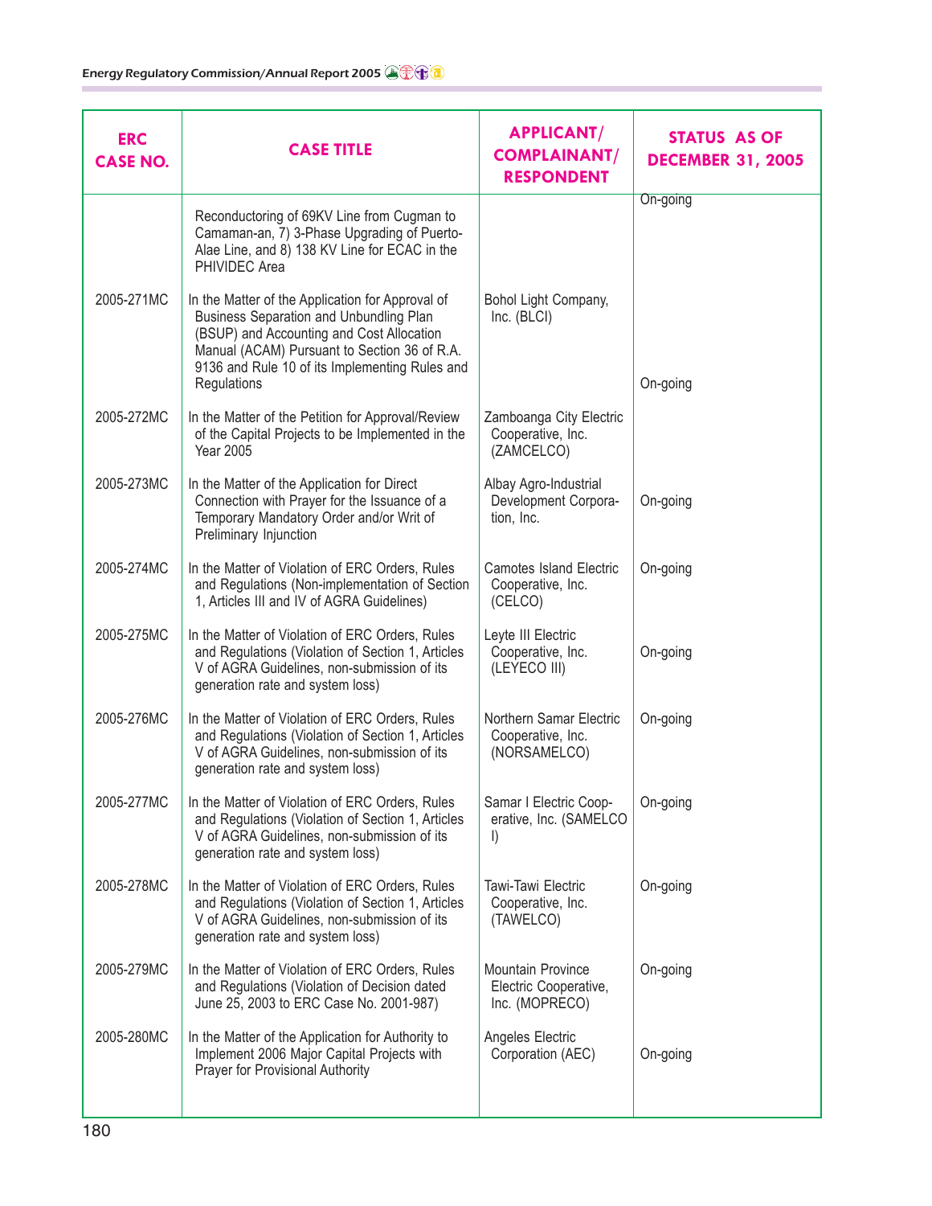| ERC CASE NO. | CASE TITLE | APPLICANT/ COMPLAINANT/ RESPONDENT | STATUS AS OF DECEMBER 31, 2005 |
|---|---|---|---|
| | Reconductoring of 69KV Line from Cugman to Camaman-an, 7) 3-Phase Upgrading of Puerto-Alae Line, and 8) 138 KV Line for ECAC in the PHIVIDEC Area | | On-going |
| 2005-271MC | In the Matter of the Application for Approval of Business Separation and Unbundling Plan (BSUP) and Accounting and Cost Allocation Manual (ACAM) Pursuant to Section 36 of R.A. 9136 and Rule 10 of its Implementing Rules and Regulations | Bohol Light Company, Inc. (BLCI) | On-going |
| 2005-272MC | In the Matter of the Petition for Approval/Review of the Capital Projects to be Implemented in the Year 2005 | Zamboanga City Electric Cooperative, Inc. (ZAMCELCO) | |
| 2005-273MC | In the Matter of the Application for Direct Connection with Prayer for the Issuance of a Temporary Mandatory Order and/or Writ of Preliminary Injunction | Albay Agro-Industrial Development Corporation, Inc. | On-going |
| 2005-274MC | In the Matter of Violation of ERC Orders, Rules and Regulations (Non-implementation of Section 1, Articles III and IV of AGRA Guidelines) | Camotes Island Electric Cooperative, Inc. (CELCO) | On-going |
| 2005-275MC | In the Matter of Violation of ERC Orders, Rules and Regulations (Violation of Section 1, Articles V of AGRA Guidelines, non-submission of its generation rate and system loss) | Leyte III Electric Cooperative, Inc. (LEYECO III) | On-going |
| 2005-276MC | In the Matter of Violation of ERC Orders, Rules and Regulations (Violation of Section 1, Articles V of AGRA Guidelines, non-submission of its generation rate and system loss) | Northern Samar Electric Cooperative, Inc. (NORSAMELCO) | On-going |
| 2005-277MC | In the Matter of Violation of ERC Orders, Rules and Regulations (Violation of Section 1, Articles V of AGRA Guidelines, non-submission of its generation rate and system loss) | Samar I Electric Cooperative, Inc. (SAMELCO I) | On-going |
| 2005-278MC | In the Matter of Violation of ERC Orders, Rules and Regulations (Violation of Section 1, Articles V of AGRA Guidelines, non-submission of its generation rate and system loss) | Tawi-Tawi Electric Cooperative, Inc. (TAWELCO) | On-going |
| 2005-279MC | In the Matter of Violation of ERC Orders, Rules and Regulations (Violation of Decision dated June 25, 2003 to ERC Case No. 2001-987) | Mountain Province Electric Cooperative, Inc. (MOPRECO) | On-going |
| 2005-280MC | In the Matter of the Application for Authority to Implement 2006 Major Capital Projects with Prayer for Provisional Authority | Angeles Electric Corporation (AEC) | On-going |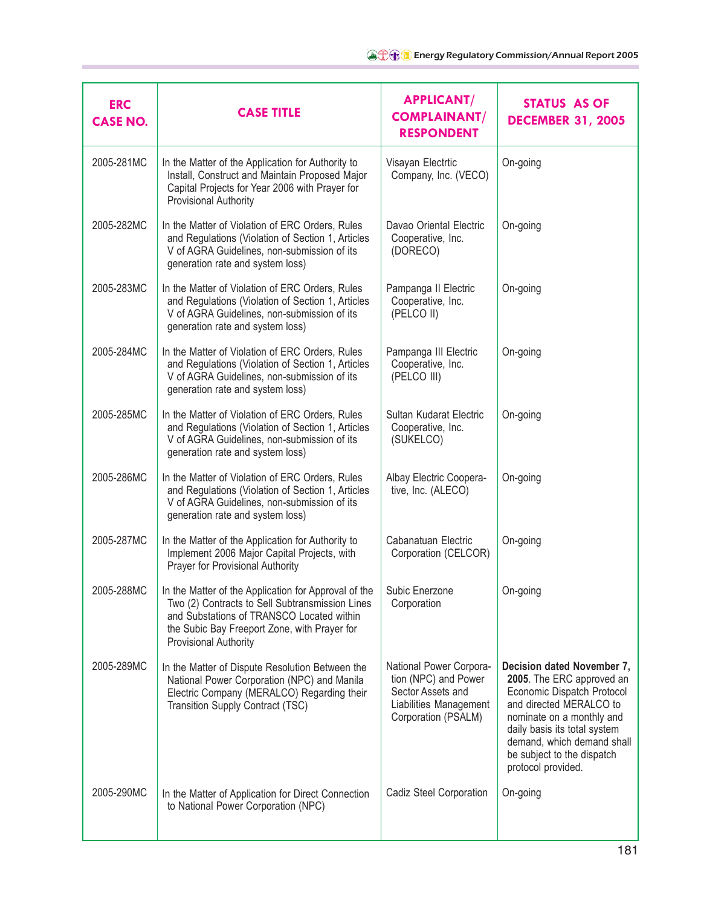| ERC CASE NO. | CASE TITLE | APPLICANT/ COMPLAINANT/ RESPONDENT | STATUS AS OF DECEMBER 31, 2005 |
|---|---|---|---|
| 2005-281MC | In the Matter of the Application for Authority to Install, Construct and Maintain Proposed Major Capital Projects for Year 2006 with Prayer for Provisional Authority | Visayan Electrtic Company, Inc. (VECO) | On-going |
| 2005-282MC | In the Matter of Violation of ERC Orders, Rules and Regulations (Violation of Section 1, Articles V of AGRA Guidelines, non-submission of its generation rate and system loss) | Davao Oriental Electric Cooperative, Inc. (DORECO) | On-going |
| 2005-283MC | In the Matter of Violation of ERC Orders, Rules and Regulations (Violation of Section 1, Articles V of AGRA Guidelines, non-submission of its generation rate and system loss) | Pampanga II Electric Cooperative, Inc. (PELCO II) | On-going |
| 2005-284MC | In the Matter of Violation of ERC Orders, Rules and Regulations (Violation of Section 1, Articles V of AGRA Guidelines, non-submission of its generation rate and system loss) | Pampanga III Electric Cooperative, Inc. (PELCO III) | On-going |
| 2005-285MC | In the Matter of Violation of ERC Orders, Rules and Regulations (Violation of Section 1, Articles V of AGRA Guidelines, non-submission of its generation rate and system loss) | Sultan Kudarat Electric Cooperative, Inc. (SUKELCO) | On-going |
| 2005-286MC | In the Matter of Violation of ERC Orders, Rules and Regulations (Violation of Section 1, Articles V of AGRA Guidelines, non-submission of its generation rate and system loss) | Albay Electric Cooperative, Inc. (ALECO) | On-going |
| 2005-287MC | In the Matter of the Application for Authority to Implement 2006 Major Capital Projects, with Prayer for Provisional Authority | Cabanatuan Electric Corporation (CELCOR) | On-going |
| 2005-288MC | In the Matter of the Application for Approval of the Two (2) Contracts to Sell Subtransmission Lines and Substations of TRANSCO Located within the Subic Bay Freeport Zone, with Prayer for Provisional Authority | Subic Enerzone Corporation | On-going |
| 2005-289MC | In the Matter of Dispute Resolution Between the National Power Corporation (NPC) and Manila Electric Company (MERALCO) Regarding their Transition Supply Contract (TSC) | National Power Corporation (NPC) and Power Sector Assets and Liabilities Management Corporation (PSALM) | **Decision dated November 7, 2005**. The ERC approved an Economic Dispatch Protocol and directed MERALCO to nominate on a monthly and daily basis its total system demand, which demand shall be subject to the dispatch protocol provided. |
| 2005-290MC | In the Matter of Application for Direct Connection to National Power Corporation (NPC) | Cadiz Steel Corporation | On-going |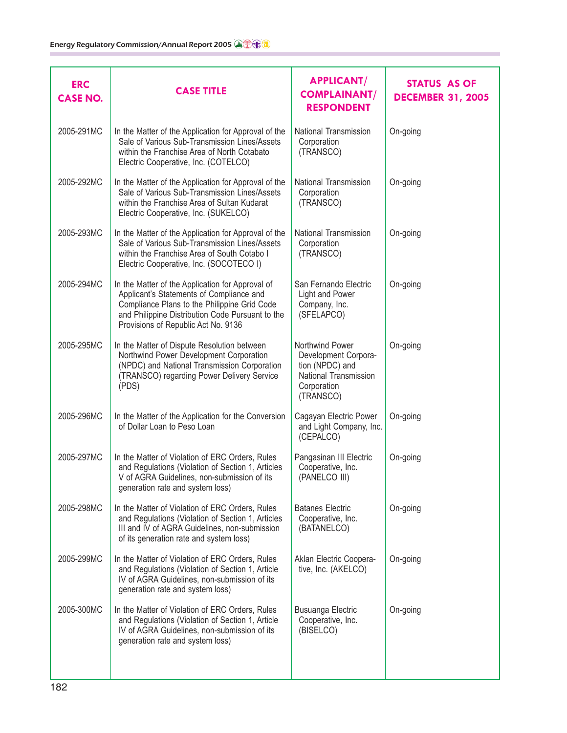| ERC CASE NO. | CASE TITLE | APPLICANT/ COMPLAINANT/ RESPONDENT | STATUS AS OF DECEMBER 31, 2005 |
|---|---|---|---|
| 2005-291MC | In the Matter of the Application for Approval of the Sale of Various Sub-Transmission Lines/Assets within the Franchise Area of North Cotabato Electric Cooperative, Inc. (COTELCO) | National Transmission Corporation (TRANSCO) | On-going |
| 2005-292MC | In the Matter of the Application for Approval of the Sale of Various Sub-Transmission Lines/Assets within the Franchise Area of Sultan Kudarat Electric Cooperative, Inc. (SUKELCO) | National Transmission Corporation (TRANSCO) | On-going |
| 2005-293MC | In the Matter of the Application for Approval of the Sale of Various Sub-Transmission Lines/Assets within the Franchise Area of South Cotabo I Electric Cooperative, Inc. (SOCOTECO I) | National Transmission Corporation (TRANSCO) | On-going |
| 2005-294MC | In the Matter of the Application for Approval of Applicant's Statements of Compliance and Compliance Plans to the Philippine Grid Code and Philippine Distribution Code Pursuant to the Provisions of Republic Act No. 9136 | San Fernando Electric Light and Power Company, Inc. (SFELAPCO) | On-going |
| 2005-295MC | In the Matter of Dispute Resolution between Northwind Power Development Corporation (NPDC) and National Transmission Corporation (TRANSCO) regarding Power Delivery Service (PDS) | Northwind Power Development Corporation (NPDC) and National Transmission Corporation (TRANSCO) | On-going |
| 2005-296MC | In the Matter of the Application for the Conversion of Dollar Loan to Peso Loan | Cagayan Electric Power and Light Company, Inc. (CEPALCO) | On-going |
| 2005-297MC | In the Matter of Violation of ERC Orders, Rules and Regulations (Violation of Section 1, Articles V of AGRA Guidelines, non-submission of its generation rate and system loss) | Pangasinan III Electric Cooperative, Inc. (PANELCO III) | On-going |
| 2005-298MC | In the Matter of Violation of ERC Orders, Rules and Regulations (Violation of Section 1, Articles III and IV of AGRA Guidelines, non-submission of its generation rate and system loss) | Batanes Electric Cooperative, Inc. (BATANELCO) | On-going |
| 2005-299MC | In the Matter of Violation of ERC Orders, Rules and Regulations (Violation of Section 1, Article IV of AGRA Guidelines, non-submission of its generation rate and system loss) | Aklan Electric Cooperative, Inc. (AKELCO) | On-going |
| 2005-300MC | In the Matter of Violation of ERC Orders, Rules and Regulations (Violation of Section 1, Article IV of AGRA Guidelines, non-submission of its generation rate and system loss) | Busuanga Electric Cooperative, Inc. (BISELCO) | On-going |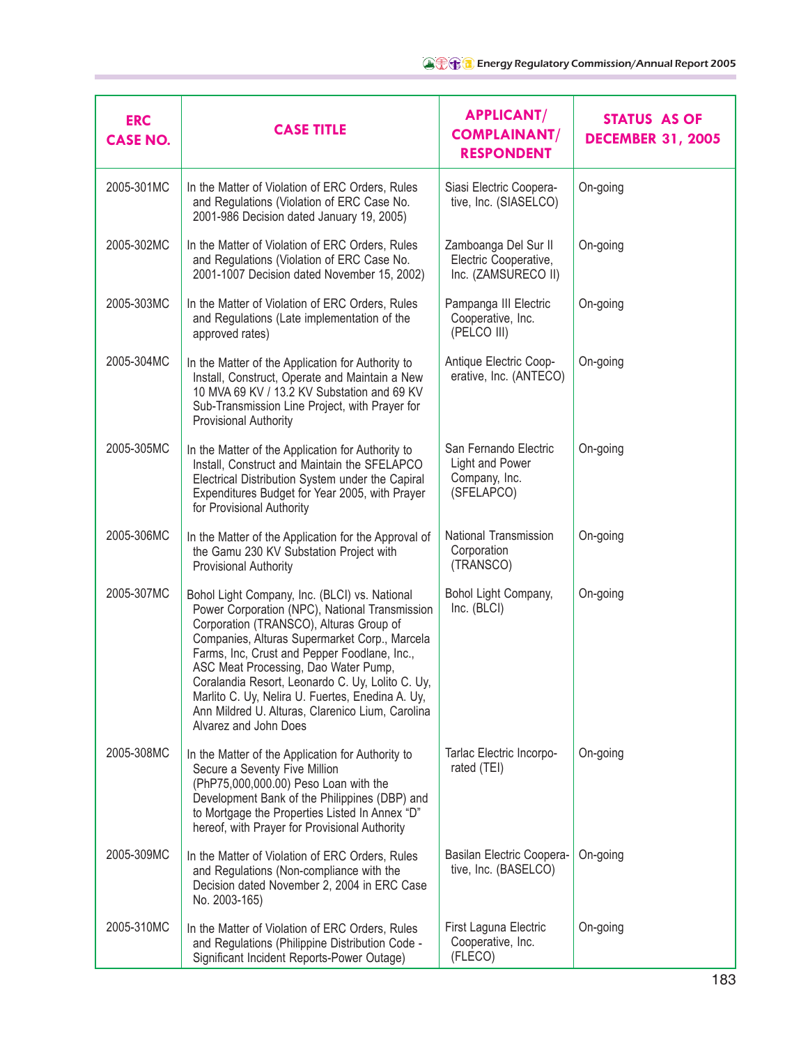| ERC CASE NO. | CASE TITLE | APPLICANT/ COMPLAINANT/ RESPONDENT | STATUS AS OF DECEMBER 31, 2005 |
|---|---|---|---|
| 2005-301MC | In the Matter of Violation of ERC Orders, Rules and Regulations (Violation of ERC Case No. 2001-986 Decision dated January 19, 2005) | Siasi Electric Cooperative, Inc. (SIASELCO) | On-going |
| 2005-302MC | In the Matter of Violation of ERC Orders, Rules and Regulations (Violation of ERC Case No. 2001-1007 Decision dated November 15, 2002) | Zamboanga Del Sur II Electric Cooperative, Inc. (ZAMSURECO II) | On-going |
| 2005-303MC | In the Matter of Violation of ERC Orders, Rules and Regulations (Late implementation of the approved rates) | Pampanga III Electric Cooperative, Inc. (PELCO III) | On-going |
| 2005-304MC | In the Matter of the Application for Authority to Install, Construct, Operate and Maintain a New 10 MVA 69 KV / 13.2 KV Substation and 69 KV Sub-Transmission Line Project, with Prayer for Provisional Authority | Antique Electric Cooperative, Inc. (ANTECO) | On-going |
| 2005-305MC | In the Matter of the Application for Authority to Install, Construct and Maintain the SFELAPCO Electrical Distribution System under the Capiral Expenditures Budget for Year 2005, with Prayer for Provisional Authority | San Fernando Electric Light and Power Company, Inc. (SFELAPCO) | On-going |
| 2005-306MC | In the Matter of the Application for the Approval of the Gamu 230 KV Substation Project with Provisional Authority | National Transmission Corporation (TRANSCO) | On-going |
| 2005-307MC | Bohol Light Company, Inc. (BLCI) vs. National Power Corporation (NPC), National Transmission Corporation (TRANSCO), Alturas Group of Companies, Alturas Supermarket Corp., Marcela Farms, Inc, Crust and Pepper Foodlane, Inc., ASC Meat Processing, Dao Water Pump, Coralandia Resort, Leonardo C. Uy, Lolito C. Uy, Marlito C. Uy, Nelira U. Fuertes, Enedina A. Uy, Ann Mildred U. Alturas, Clarenico Lium, Carolina Alvarez and John Does | Bohol Light Company, Inc. (BLCI) | On-going |
| 2005-308MC | In the Matter of the Application for Authority to Secure a Seventy Five Million (PhP75,000,000.00) Peso Loan with the Development Bank of the Philippines (DBP) and to Mortgage the Properties Listed In Annex "D" hereof, with Prayer for Provisional Authority | Tarlac Electric Incorporated (TEI) | On-going |
| 2005-309MC | In the Matter of Violation of ERC Orders, Rules and Regulations (Non-compliance with the Decision dated November 2, 2004 in ERC Case No. 2003-165) | Basilan Electric Cooperative, Inc. (BASELCO) | On-going |
| 2005-310MC | In the Matter of Violation of ERC Orders, Rules and Regulations (Philippine Distribution Code - Significant Incident Reports-Power Outage) | First Laguna Electric Cooperative, Inc. (FLECO) | On-going |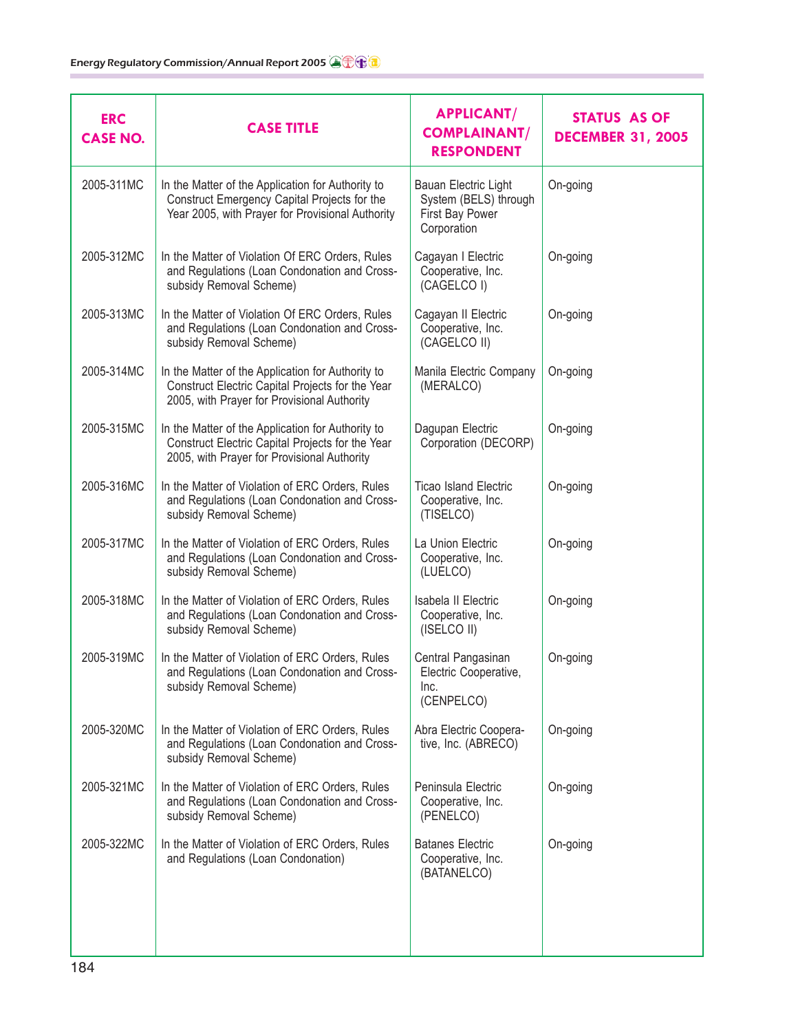| ERC CASE NO. | CASE TITLE | APPLICANT/ COMPLAINANT/ RESPONDENT | STATUS AS OF DECEMBER 31, 2005 |
|---|---|---|---|
| 2005-311MC | In the Matter of the Application for Authority to Construct Emergency Capital Projects for the Year 2005, with Prayer for Provisional Authority | Bauan Electric Light System (BELS) through First Bay Power Corporation | On-going |
| 2005-312MC | In the Matter of Violation Of ERC Orders, Rules and Regulations (Loan Condonation and Cross-subsidy Removal Scheme) | Cagayan I Electric Cooperative, Inc. (CAGELCO I) | On-going |
| 2005-313MC | In the Matter of Violation Of ERC Orders, Rules and Regulations (Loan Condonation and Cross-subsidy Removal Scheme) | Cagayan II Electric Cooperative, Inc. (CAGELCO II) | On-going |
| 2005-314MC | In the Matter of the Application for Authority to Construct Electric Capital Projects for the Year 2005, with Prayer for Provisional Authority | Manila Electric Company (MERALCO) | On-going |
| 2005-315MC | In the Matter of the Application for Authority to Construct Electric Capital Projects for the Year 2005, with Prayer for Provisional Authority | Dagupan Electric Corporation (DECORP) | On-going |
| 2005-316MC | In the Matter of Violation of ERC Orders, Rules and Regulations (Loan Condonation and Cross-subsidy Removal Scheme) | Ticao Island Electric Cooperative, Inc. (TISELCO) | On-going |
| 2005-317MC | In the Matter of Violation of ERC Orders, Rules and Regulations (Loan Condonation and Cross-subsidy Removal Scheme) | La Union Electric Cooperative, Inc. (LUELCO) | On-going |
| 2005-318MC | In the Matter of Violation of ERC Orders, Rules and Regulations (Loan Condonation and Cross-subsidy Removal Scheme) | Isabela II Electric Cooperative, Inc. (ISELCO II) | On-going |
| 2005-319MC | In the Matter of Violation of ERC Orders, Rules and Regulations (Loan Condonation and Cross-subsidy Removal Scheme) | Central Pangasinan Electric Cooperative, Inc. (CENPELCO) | On-going |
| 2005-320MC | In the Matter of Violation of ERC Orders, Rules and Regulations (Loan Condonation and Cross-subsidy Removal Scheme) | Abra Electric Cooperative, Inc. (ABRECO) | On-going |
| 2005-321MC | In the Matter of Violation of ERC Orders, Rules and Regulations (Loan Condonation and Cross-subsidy Removal Scheme) | Peninsula Electric Cooperative, Inc. (PENELCO) | On-going |
| 2005-322MC | In the Matter of Violation of ERC Orders, Rules and Regulations (Loan Condonation) | Batanes Electric Cooperative, Inc. (BATANELCO) | On-going |